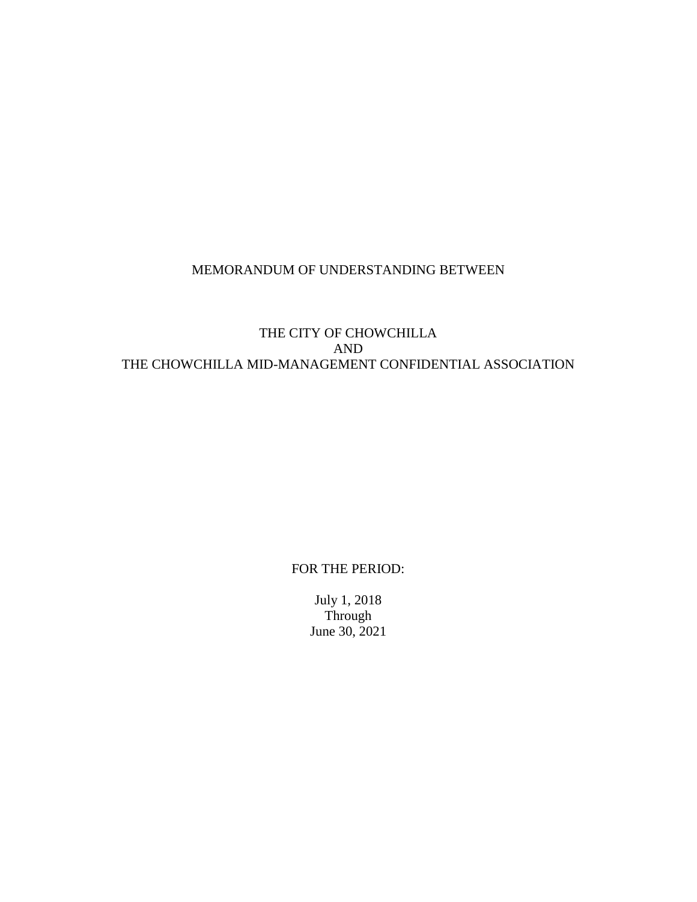# MEMORANDUM OF UNDERSTANDING BETWEEN

## THE CITY OF CHOWCHILLA
## AND
## THE CHOWCHILLA MID-MANAGEMENT CONFIDENTIAL ASSOCIATION

FOR THE PERIOD:

July 1, 2018
Through
June 30, 2021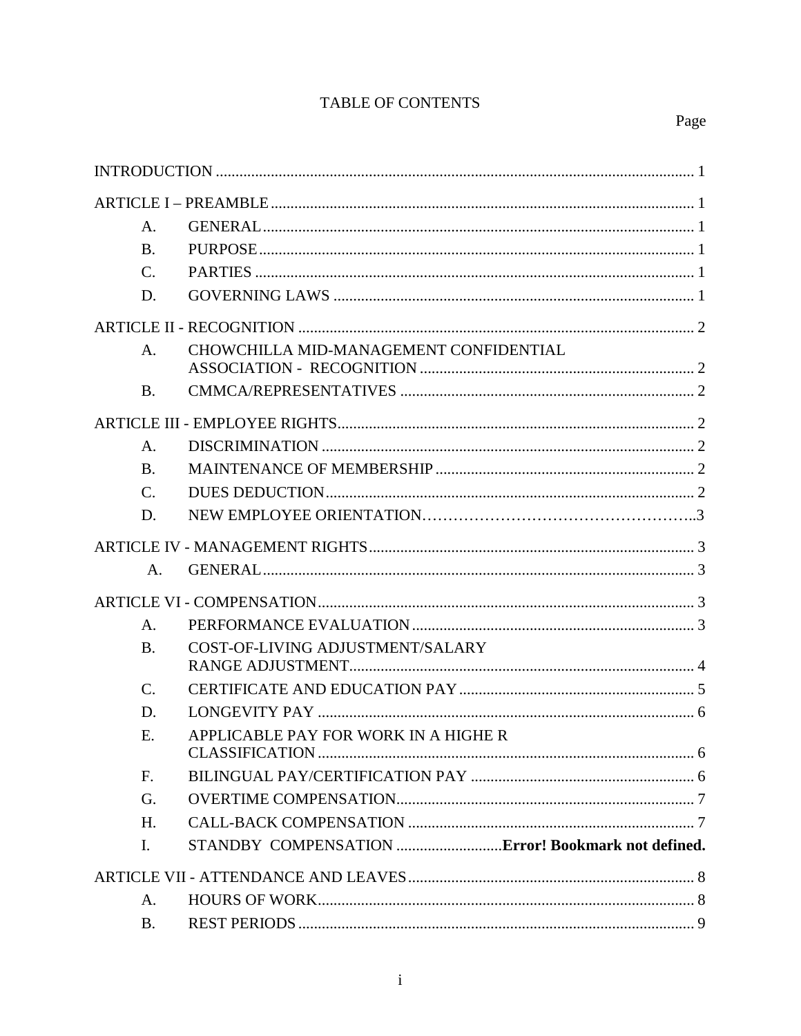TABLE OF CONTENTS

| | | Page |
|---|---|---|
| INTRODUCTION | | 1 |
| ARTICLE I – PREAMBLE | | 1 |
| A. | GENERAL | 1 |
| B. | PURPOSE | 1 |
| C. | PARTIES | 1 |
| D. | GOVERNING LAWS | 1 |
| ARTICLE II - RECOGNITION | | 2 |
| A. | CHOWCHILLA MID-MANAGEMENT CONFIDENTIAL ASSOCIATION - RECOGNITION | 2 |
| B. | CMMCA/REPRESENTATIVES | 2 |
| ARTICLE III - EMPLOYEE RIGHTS | | 2 |
| A. | DISCRIMINATION | 2 |
| B. | MAINTENANCE OF MEMBERSHIP | 2 |
| C. | DUES DEDUCTION | 2 |
| D. | NEW EMPLOYEE ORIENTATION | 3 |
| ARTICLE IV - MANAGEMENT RIGHTS | | 3 |
| A. | GENERAL | 3 |
| ARTICLE VI - COMPENSATION | | 3 |
| A. | PERFORMANCE EVALUATION | 3 |
| B. | COST-OF-LIVING ADJUSTMENT/SALARY RANGE ADJUSTMENT | 4 |
| C. | CERTIFICATE AND EDUCATION PAY | 5 |
| D. | LONGEVITY PAY | 6 |
| E. | APPLICABLE PAY FOR WORK IN A HIGHE R CLASSIFICATION | 6 |
| F. | BILINGUAL PAY/CERTIFICATION PAY | 6 |
| G. | OVERTIME COMPENSATION | 7 |
| H. | CALL-BACK COMPENSATION | 7 |
| I. | STANDBY COMPENSATION | **Error! Bookmark not defined.** |
| ARTICLE VII - ATTENDANCE AND LEAVES | | 8 |
| A. | HOURS OF WORK | 8 |
| B. | REST PERIODS | 9 |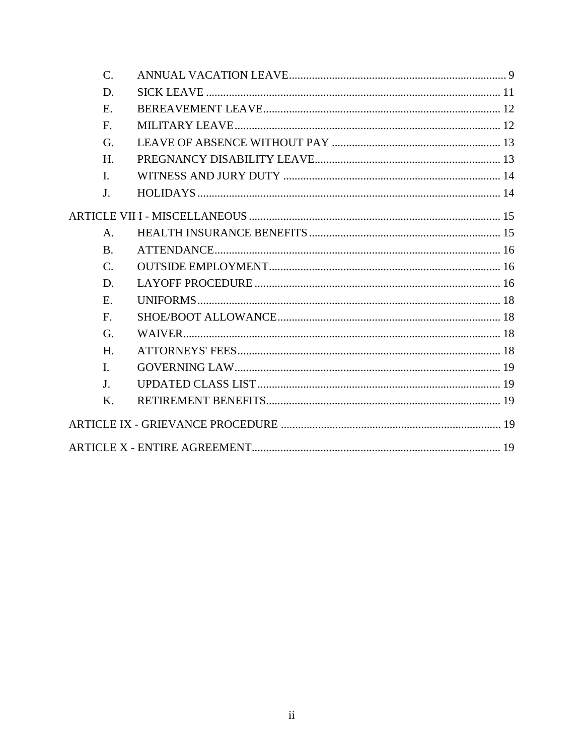C. ANNUAL VACATION LEAVE ... 9
D. SICK LEAVE ... 11
E. BEREAVEMENT LEAVE ... 12
F. MILITARY LEAVE ... 12
G. LEAVE OF ABSENCE WITHOUT PAY ... 13
H. PREGNANCY DISABILITY LEAVE ... 13
I. WITNESS AND JURY DUTY ... 14
J. HOLIDAYS ... 14

ARTICLE VII I - MISCELLANEOUS ... 15

A. HEALTH INSURANCE BENEFITS ... 15
B. ATTENDANCE ... 16
C. OUTSIDE EMPLOYMENT ... 16
D. LAYOFF PROCEDURE ... 16
E. UNIFORMS ... 18
F. SHOE/BOOT ALLOWANCE ... 18
G. WAIVER ... 18
H. ATTORNEYS' FEES ... 18
I. GOVERNING LAW ... 19
J. UPDATED CLASS LIST ... 19
K. RETIREMENT BENEFITS ... 19

ARTICLE IX - GRIEVANCE PROCEDURE ... 19

ARTICLE X - ENTIRE AGREEMENT ... 19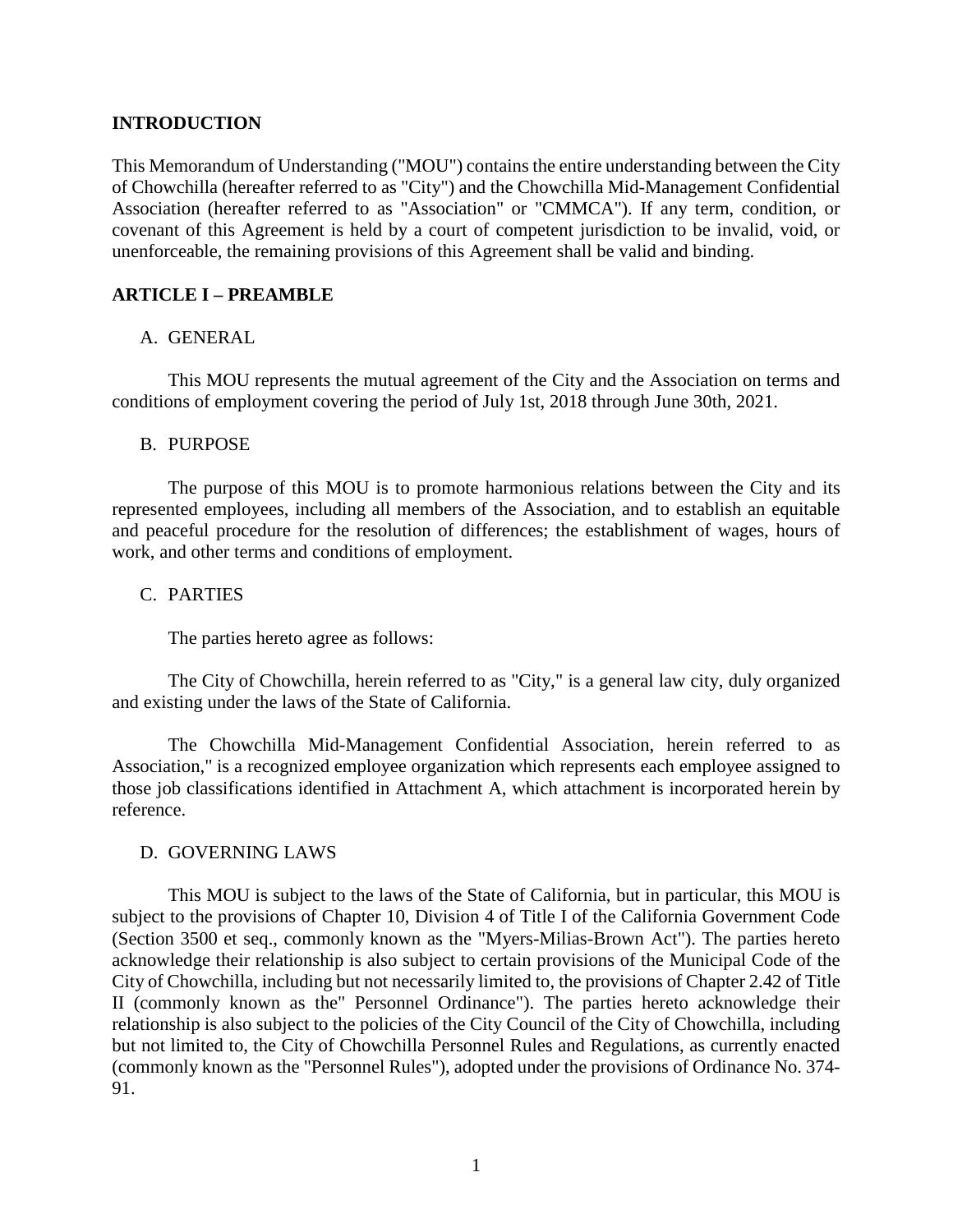## INTRODUCTION

This Memorandum of Understanding ("MOU") contains the entire understanding between the City of Chowchilla (hereafter referred to as "City") and the Chowchilla Mid-Management Confidential Association (hereafter referred to as "Association" or "CMMCA"). If any term, condition, or covenant of this Agreement is held by a court of competent jurisdiction to be invalid, void, or unenforceable, the remaining provisions of this Agreement shall be valid and binding.

## ARTICLE I – PREAMBLE

### A. GENERAL

This MOU represents the mutual agreement of the City and the Association on terms and conditions of employment covering the period of July 1st, 2018 through June 30th, 2021.

### B. PURPOSE

The purpose of this MOU is to promote harmonious relations between the City and its represented employees, including all members of the Association, and to establish an equitable and peaceful procedure for the resolution of differences; the establishment of wages, hours of work, and other terms and conditions of employment.

### C. PARTIES

The parties hereto agree as follows:

The City of Chowchilla, herein referred to as "City," is a general law city, duly organized and existing under the laws of the State of California.

The Chowchilla Mid-Management Confidential Association, herein referred to as Association," is a recognized employee organization which represents each employee assigned to those job classifications identified in Attachment A, which attachment is incorporated herein by reference.

### D. GOVERNING LAWS

This MOU is subject to the laws of the State of California, but in particular, this MOU is subject to the provisions of Chapter 10, Division 4 of Title I of the California Government Code (Section 3500 et seq., commonly known as the "Myers-Milias-Brown Act"). The parties hereto acknowledge their relationship is also subject to certain provisions of the Municipal Code of the City of Chowchilla, including but not necessarily limited to, the provisions of Chapter 2.42 of Title II (commonly known as the" Personnel Ordinance"). The parties hereto acknowledge their relationship is also subject to the policies of the City Council of the City of Chowchilla, including but not limited to, the City of Chowchilla Personnel Rules and Regulations, as currently enacted (commonly known as the "Personnel Rules"), adopted under the provisions of Ordinance No. 374-91.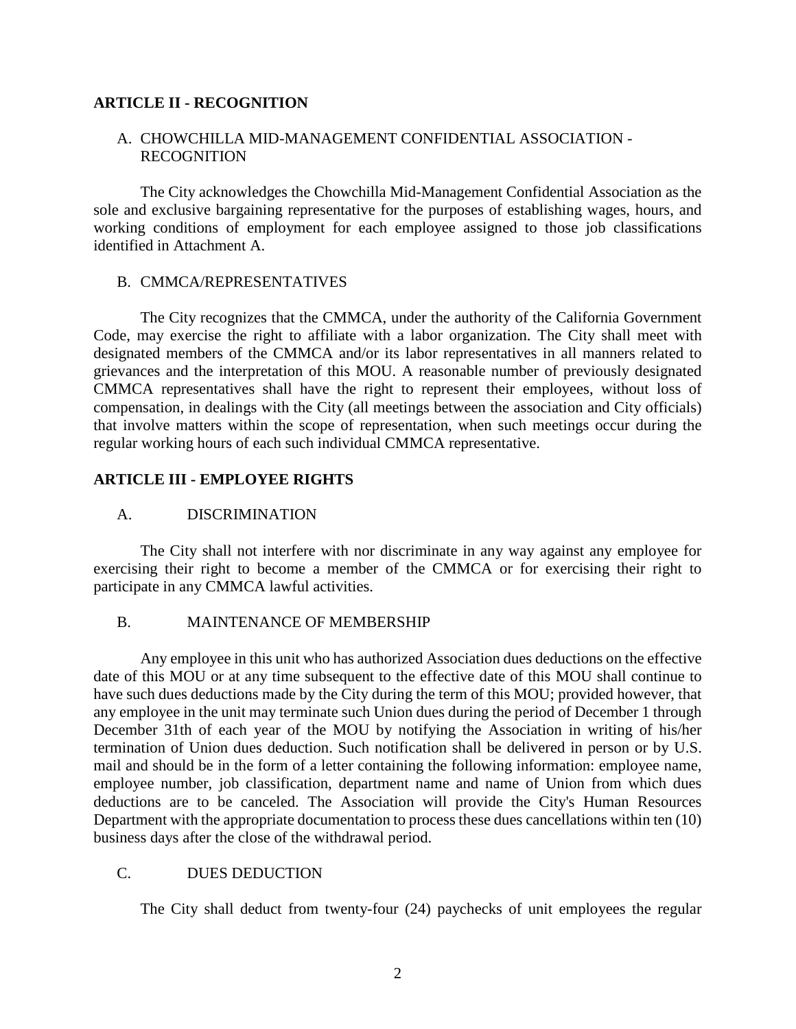## ARTICLE II - RECOGNITION

### A. CHOWCHILLA MID-MANAGEMENT CONFIDENTIAL ASSOCIATION - RECOGNITION

The City acknowledges the Chowchilla Mid-Management Confidential Association as the sole and exclusive bargaining representative for the purposes of establishing wages, hours, and working conditions of employment for each employee assigned to those job classifications identified in Attachment A.

### B. CMMCA/REPRESENTATIVES

The City recognizes that the CMMCA, under the authority of the California Government Code, may exercise the right to affiliate with a labor organization. The City shall meet with designated members of the CMMCA and/or its labor representatives in all manners related to grievances and the interpretation of this MOU. A reasonable number of previously designated CMMCA representatives shall have the right to represent their employees, without loss of compensation, in dealings with the City (all meetings between the association and City officials) that involve matters within the scope of representation, when such meetings occur during the regular working hours of each such individual CMMCA representative.

## ARTICLE III - EMPLOYEE RIGHTS

### A. DISCRIMINATION

The City shall not interfere with nor discriminate in any way against any employee for exercising their right to become a member of the CMMCA or for exercising their right to participate in any CMMCA lawful activities.

### B. MAINTENANCE OF MEMBERSHIP

Any employee in this unit who has authorized Association dues deductions on the effective date of this MOU or at any time subsequent to the effective date of this MOU shall continue to have such dues deductions made by the City during the term of this MOU; provided however, that any employee in the unit may terminate such Union dues during the period of December 1 through December 31th of each year of the MOU by notifying the Association in writing of his/her termination of Union dues deduction. Such notification shall be delivered in person or by U.S. mail and should be in the form of a letter containing the following information: employee name, employee number, job classification, department name and name of Union from which dues deductions are to be canceled. The Association will provide the City's Human Resources Department with the appropriate documentation to process these dues cancellations within ten (10) business days after the close of the withdrawal period.

### C. DUES DEDUCTION

The City shall deduct from twenty-four (24) paychecks of unit employees the regular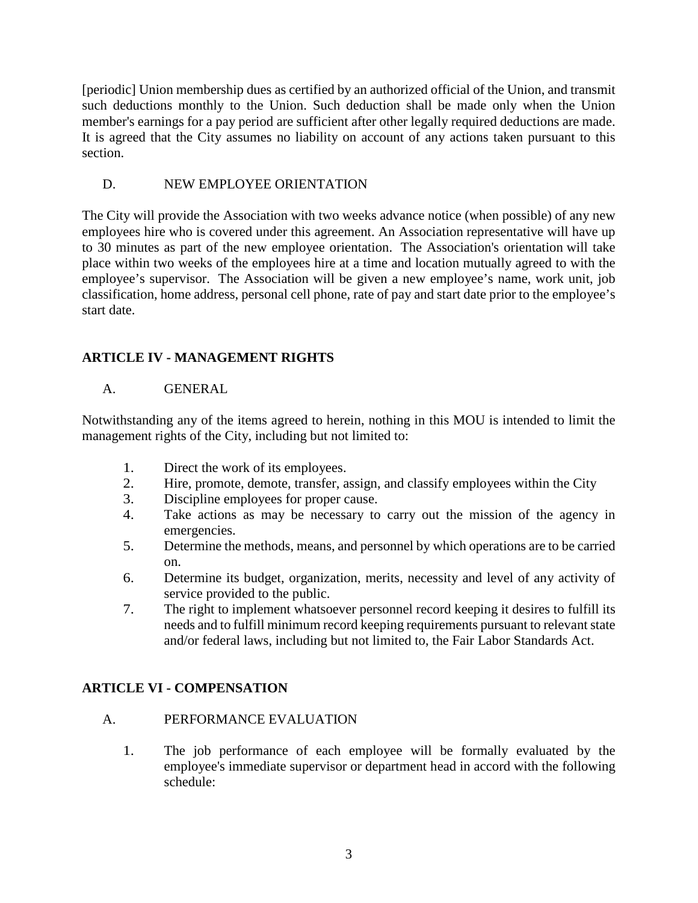[periodic] Union membership dues as certified by an authorized official of the Union, and transmit such deductions monthly to the Union. Such deduction shall be made only when the Union member's earnings for a pay period are sufficient after other legally required deductions are made. It is agreed that the City assumes no liability on account of any actions taken pursuant to this section.

D. NEW EMPLOYEE ORIENTATION

The City will provide the Association with two weeks advance notice (when possible) of any new employees hire who is covered under this agreement. An Association representative will have up to 30 minutes as part of the new employee orientation. The Association's orientation will take place within two weeks of the employees hire at a time and location mutually agreed to with the employee's supervisor. The Association will be given a new employee's name, work unit, job classification, home address, personal cell phone, rate of pay and start date prior to the employee's start date.

## ARTICLE IV - MANAGEMENT RIGHTS

A. GENERAL

Notwithstanding any of the items agreed to herein, nothing in this MOU is intended to limit the management rights of the City, including but not limited to:

1. Direct the work of its employees.
2. Hire, promote, demote, transfer, assign, and classify employees within the City
3. Discipline employees for proper cause.
4. Take actions as may be necessary to carry out the mission of the agency in emergencies.
5. Determine the methods, means, and personnel by which operations are to be carried on.
6. Determine its budget, organization, merits, necessity and level of any activity of service provided to the public.
7. The right to implement whatsoever personnel record keeping it desires to fulfill its needs and to fulfill minimum record keeping requirements pursuant to relevant state and/or federal laws, including but not limited to, the Fair Labor Standards Act.

## ARTICLE VI - COMPENSATION

A. PERFORMANCE EVALUATION

1. The job performance of each employee will be formally evaluated by the employee's immediate supervisor or department head in accord with the following schedule: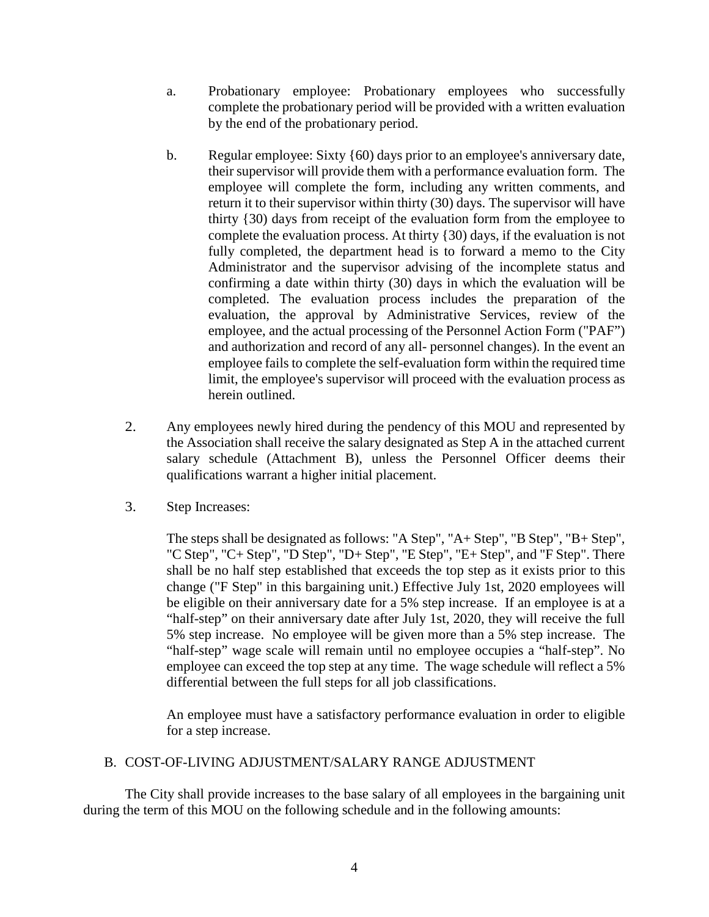a. Probationary employee: Probationary employees who successfully complete the probationary period will be provided with a written evaluation by the end of the probationary period.

b. Regular employee: Sixty {60) days prior to an employee's anniversary date, their supervisor will provide them with a performance evaluation form. The employee will complete the form, including any written comments, and return it to their supervisor within thirty (30) days. The supervisor will have thirty {30) days from receipt of the evaluation form from the employee to complete the evaluation process. At thirty {30) days, if the evaluation is not fully completed, the department head is to forward a memo to the City Administrator and the supervisor advising of the incomplete status and confirming a date within thirty (30) days in which the evaluation will be completed. The evaluation process includes the preparation of the evaluation, the approval by Administrative Services, review of the employee, and the actual processing of the Personnel Action Form ("PAF") and authorization and record of any all- personnel changes). In the event an employee fails to complete the self-evaluation form within the required time limit, the employee's supervisor will proceed with the evaluation process as herein outlined.

2. Any employees newly hired during the pendency of this MOU and represented by the Association shall receive the salary designated as Step A in the attached current salary schedule (Attachment B), unless the Personnel Officer deems their qualifications warrant a higher initial placement.

3. Step Increases:

The steps shall be designated as follows: "A Step", "A+ Step", "B Step", "B+ Step", "C Step", "C+ Step", "D Step", "D+ Step", "E Step", "E+ Step", and "F Step". There shall be no half step established that exceeds the top step as it exists prior to this change ("F Step" in this bargaining unit.) Effective July 1st, 2020 employees will be eligible on their anniversary date for a 5% step increase. If an employee is at a "half-step" on their anniversary date after July 1st, 2020, they will receive the full 5% step increase. No employee will be given more than a 5% step increase. The "half-step" wage scale will remain until no employee occupies a "half-step". No employee can exceed the top step at any time. The wage schedule will reflect a 5% differential between the full steps for all job classifications.

An employee must have a satisfactory performance evaluation in order to eligible for a step increase.

B. COST-OF-LIVING ADJUSTMENT/SALARY RANGE ADJUSTMENT

The City shall provide increases to the base salary of all employees in the bargaining unit during the term of this MOU on the following schedule and in the following amounts: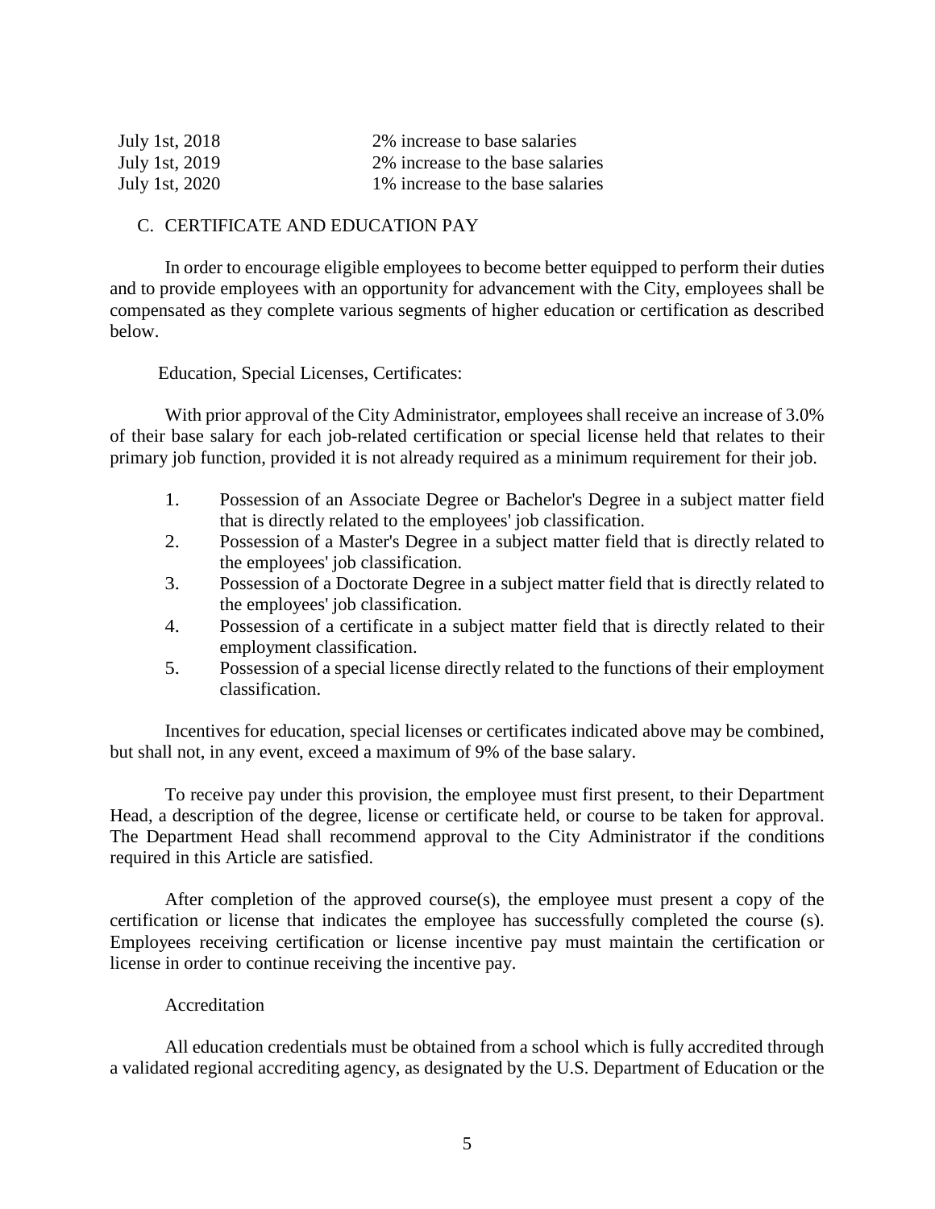| | |
|---|---|
| July 1st, 2018 | 2% increase to base salaries |
| July 1st, 2019 | 2% increase to the base salaries |
| July 1st, 2020 | 1% increase to the base salaries |

C. CERTIFICATE AND EDUCATION PAY

In order to encourage eligible employees to become better equipped to perform their duties and to provide employees with an opportunity for advancement with the City, employees shall be compensated as they complete various segments of higher education or certification as described below.

Education, Special Licenses, Certificates:

With prior approval of the City Administrator, employees shall receive an increase of 3.0% of their base salary for each job-related certification or special license held that relates to their primary job function, provided it is not already required as a minimum requirement for their job.

1. Possession of an Associate Degree or Bachelor's Degree in a subject matter field that is directly related to the employees' job classification.
2. Possession of a Master's Degree in a subject matter field that is directly related to the employees' job classification.
3. Possession of a Doctorate Degree in a subject matter field that is directly related to the employees' job classification.
4. Possession of a certificate in a subject matter field that is directly related to their employment classification.
5. Possession of a special license directly related to the functions of their employment classification.

Incentives for education, special licenses or certificates indicated above may be combined, but shall not, in any event, exceed a maximum of 9% of the base salary.

To receive pay under this provision, the employee must first present, to their Department Head, a description of the degree, license or certificate held, or course to be taken for approval. The Department Head shall recommend approval to the City Administrator if the conditions required in this Article are satisfied.

After completion of the approved course(s), the employee must present a copy of the certification or license that indicates the employee has successfully completed the course (s). Employees receiving certification or license incentive pay must maintain the certification or license in order to continue receiving the incentive pay.

Accreditation

All education credentials must be obtained from a school which is fully accredited through a validated regional accrediting agency, as designated by the U.S. Department of Education or the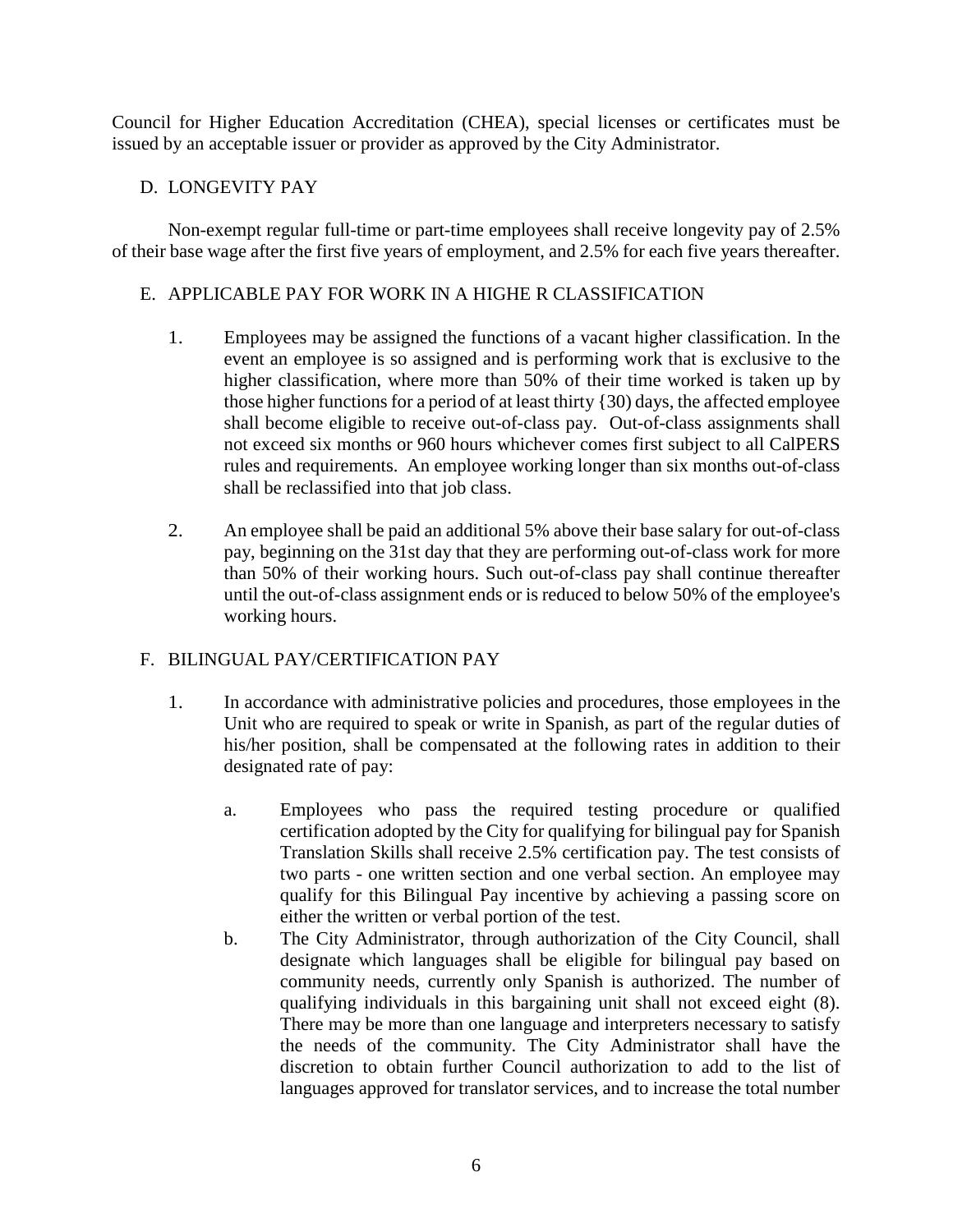Council for Higher Education Accreditation (CHEA), special licenses or certificates must be issued by an acceptable issuer or provider as approved by the City Administrator.

### D. LONGEVITY PAY

Non-exempt regular full-time or part-time employees shall receive longevity pay of 2.5% of their base wage after the first five years of employment, and 2.5% for each five years thereafter.

### E. APPLICABLE PAY FOR WORK IN A HIGHE R CLASSIFICATION

1. Employees may be assigned the functions of a vacant higher classification. In the event an employee is so assigned and is performing work that is exclusive to the higher classification, where more than 50% of their time worked is taken up by those higher functions for a period of at least thirty {30) days, the affected employee shall become eligible to receive out-of-class pay. Out-of-class assignments shall not exceed six months or 960 hours whichever comes first subject to all CalPERS rules and requirements. An employee working longer than six months out-of-class shall be reclassified into that job class.

2. An employee shall be paid an additional 5% above their base salary for out-of-class pay, beginning on the 31st day that they are performing out-of-class work for more than 50% of their working hours. Such out-of-class pay shall continue thereafter until the out-of-class assignment ends or is reduced to below 50% of the employee's working hours.

### F. BILINGUAL PAY/CERTIFICATION PAY

1. In accordance with administrative policies and procedures, those employees in the Unit who are required to speak or write in Spanish, as part of the regular duties of his/her position, shall be compensated at the following rates in addition to their designated rate of pay:

   a. Employees who pass the required testing procedure or qualified certification adopted by the City for qualifying for bilingual pay for Spanish Translation Skills shall receive 2.5% certification pay. The test consists of two parts - one written section and one verbal section. An employee may qualify for this Bilingual Pay incentive by achieving a passing score on either the written or verbal portion of the test.

   b. The City Administrator, through authorization of the City Council, shall designate which languages shall be eligible for bilingual pay based on community needs, currently only Spanish is authorized. The number of qualifying individuals in this bargaining unit shall not exceed eight (8). There may be more than one language and interpreters necessary to satisfy the needs of the community. The City Administrator shall have the discretion to obtain further Council authorization to add to the list of languages approved for translator services, and to increase the total number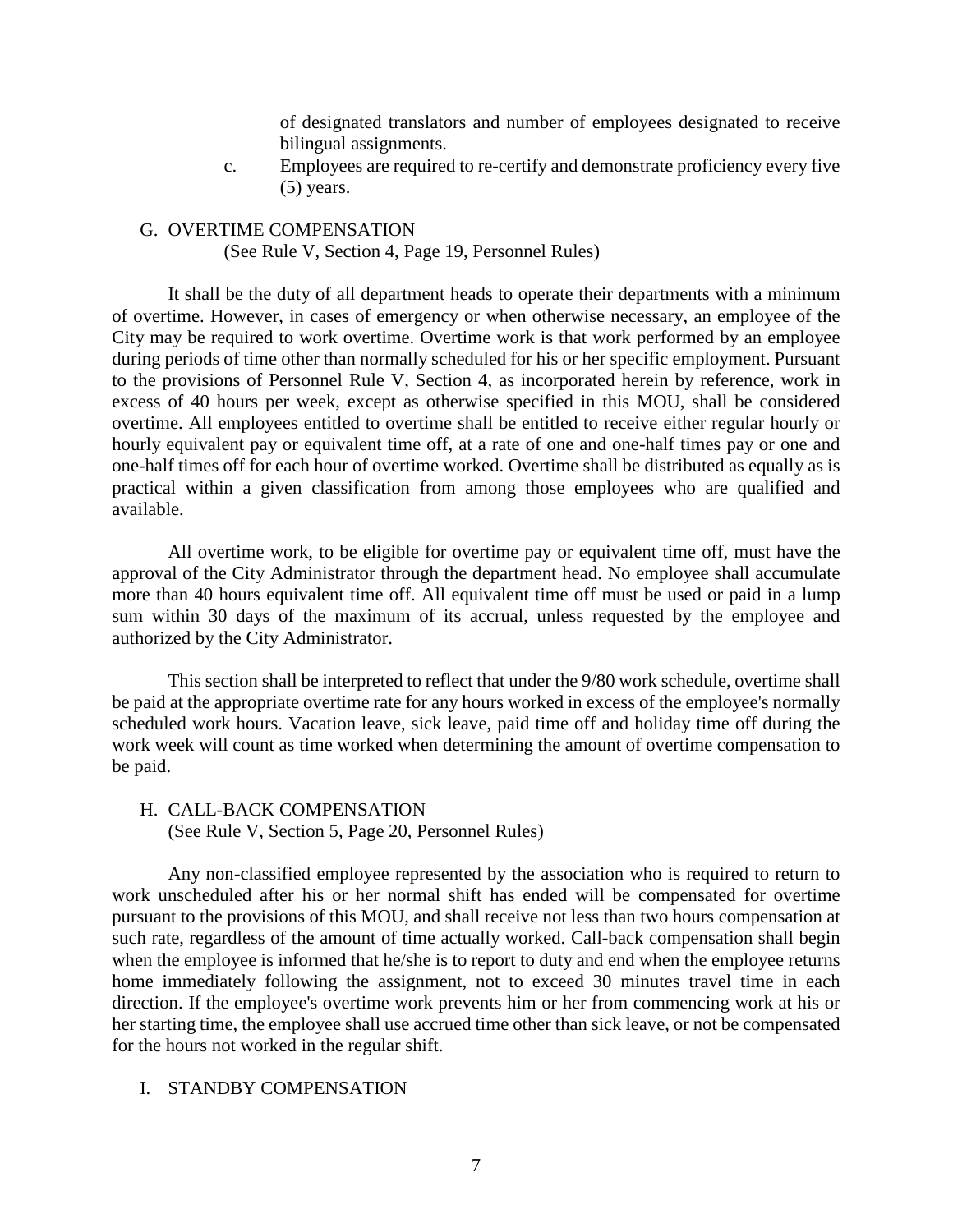of designated translators and number of employees designated to receive bilingual assignments.

c. Employees are required to re-certify and demonstrate proficiency every five (5) years.

## G. OVERTIME COMPENSATION

(See Rule V, Section 4, Page 19, Personnel Rules)

It shall be the duty of all department heads to operate their departments with a minimum of overtime. However, in cases of emergency or when otherwise necessary, an employee of the City may be required to work overtime. Overtime work is that work performed by an employee during periods of time other than normally scheduled for his or her specific employment. Pursuant to the provisions of Personnel Rule V, Section 4, as incorporated herein by reference, work in excess of 40 hours per week, except as otherwise specified in this MOU, shall be considered overtime. All employees entitled to overtime shall be entitled to receive either regular hourly or hourly equivalent pay or equivalent time off, at a rate of one and one-half times pay or one and one-half times off for each hour of overtime worked. Overtime shall be distributed as equally as is practical within a given classification from among those employees who are qualified and available.

All overtime work, to be eligible for overtime pay or equivalent time off, must have the approval of the City Administrator through the department head. No employee shall accumulate more than 40 hours equivalent time off. All equivalent time off must be used or paid in a lump sum within 30 days of the maximum of its accrual, unless requested by the employee and authorized by the City Administrator.

This section shall be interpreted to reflect that under the 9/80 work schedule, overtime shall be paid at the appropriate overtime rate for any hours worked in excess of the employee's normally scheduled work hours. Vacation leave, sick leave, paid time off and holiday time off during the work week will count as time worked when determining the amount of overtime compensation to be paid.

## H. CALL-BACK COMPENSATION

(See Rule V, Section 5, Page 20, Personnel Rules)

Any non-classified employee represented by the association who is required to return to work unscheduled after his or her normal shift has ended will be compensated for overtime pursuant to the provisions of this MOU, and shall receive not less than two hours compensation at such rate, regardless of the amount of time actually worked. Call-back compensation shall begin when the employee is informed that he/she is to report to duty and end when the employee returns home immediately following the assignment, not to exceed 30 minutes travel time in each direction. If the employee's overtime work prevents him or her from commencing work at his or her starting time, the employee shall use accrued time other than sick leave, or not be compensated for the hours not worked in the regular shift.

## I. STANDBY COMPENSATION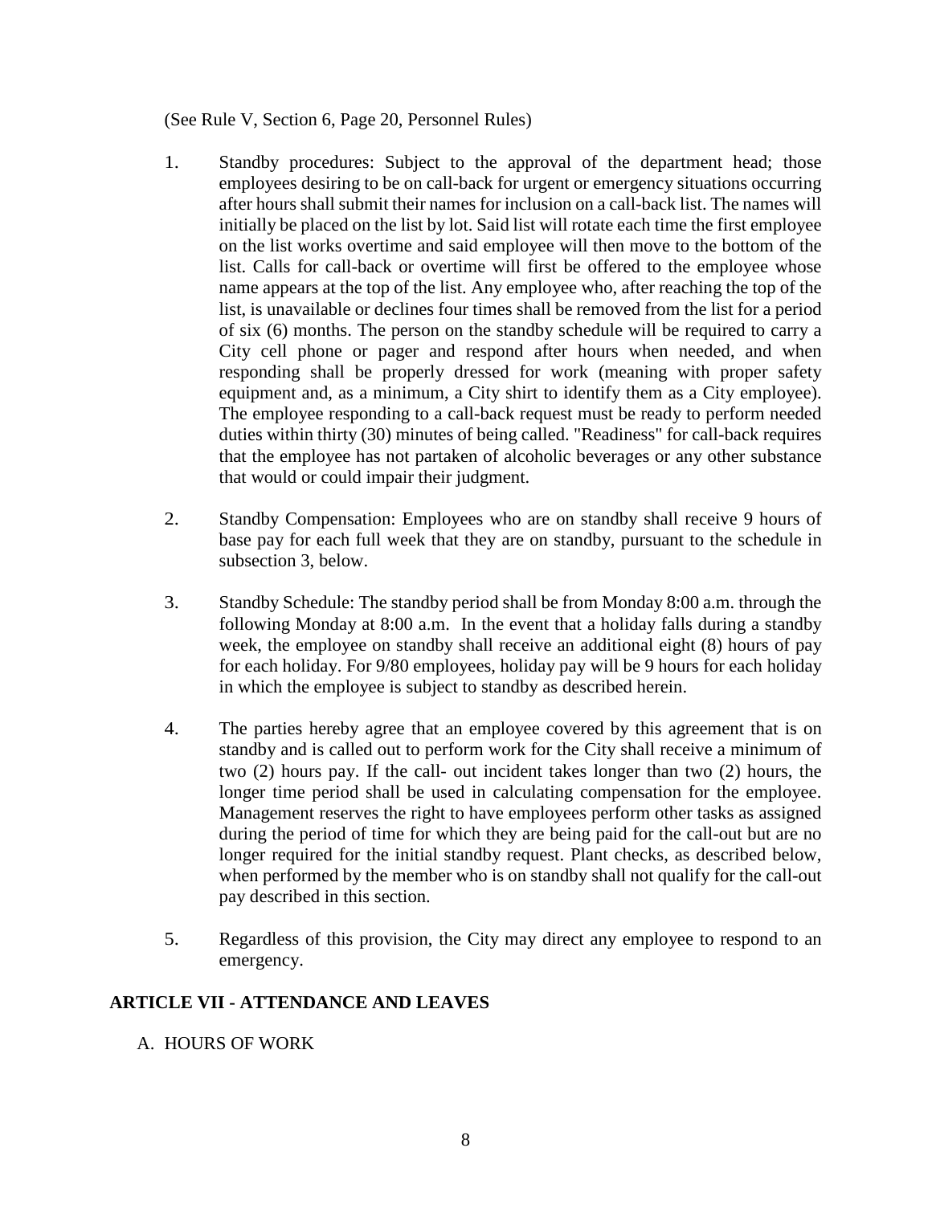(See Rule V, Section 6, Page 20, Personnel Rules)

1. Standby procedures: Subject to the approval of the department head; those employees desiring to be on call-back for urgent or emergency situations occurring after hours shall submit their names for inclusion on a call-back list. The names will initially be placed on the list by lot. Said list will rotate each time the first employee on the list works overtime and said employee will then move to the bottom of the list. Calls for call-back or overtime will first be offered to the employee whose name appears at the top of the list. Any employee who, after reaching the top of the list, is unavailable or declines four times shall be removed from the list for a period of six (6) months. The person on the standby schedule will be required to carry a City cell phone or pager and respond after hours when needed, and when responding shall be properly dressed for work (meaning with proper safety equipment and, as a minimum, a City shirt to identify them as a City employee). The employee responding to a call-back request must be ready to perform needed duties within thirty (30) minutes of being called. "Readiness" for call-back requires that the employee has not partaken of alcoholic beverages or any other substance that would or could impair their judgment.

2. Standby Compensation: Employees who are on standby shall receive 9 hours of base pay for each full week that they are on standby, pursuant to the schedule in subsection 3, below.

3. Standby Schedule: The standby period shall be from Monday 8:00 a.m. through the following Monday at 8:00 a.m. In the event that a holiday falls during a standby week, the employee on standby shall receive an additional eight (8) hours of pay for each holiday. For 9/80 employees, holiday pay will be 9 hours for each holiday in which the employee is subject to standby as described herein.

4. The parties hereby agree that an employee covered by this agreement that is on standby and is called out to perform work for the City shall receive a minimum of two (2) hours pay. If the call- out incident takes longer than two (2) hours, the longer time period shall be used in calculating compensation for the employee. Management reserves the right to have employees perform other tasks as assigned during the period of time for which they are being paid for the call-out but are no longer required for the initial standby request. Plant checks, as described below, when performed by the member who is on standby shall not qualify for the call-out pay described in this section.

5. Regardless of this provision, the City may direct any employee to respond to an emergency.

## ARTICLE VII - ATTENDANCE AND LEAVES

A. HOURS OF WORK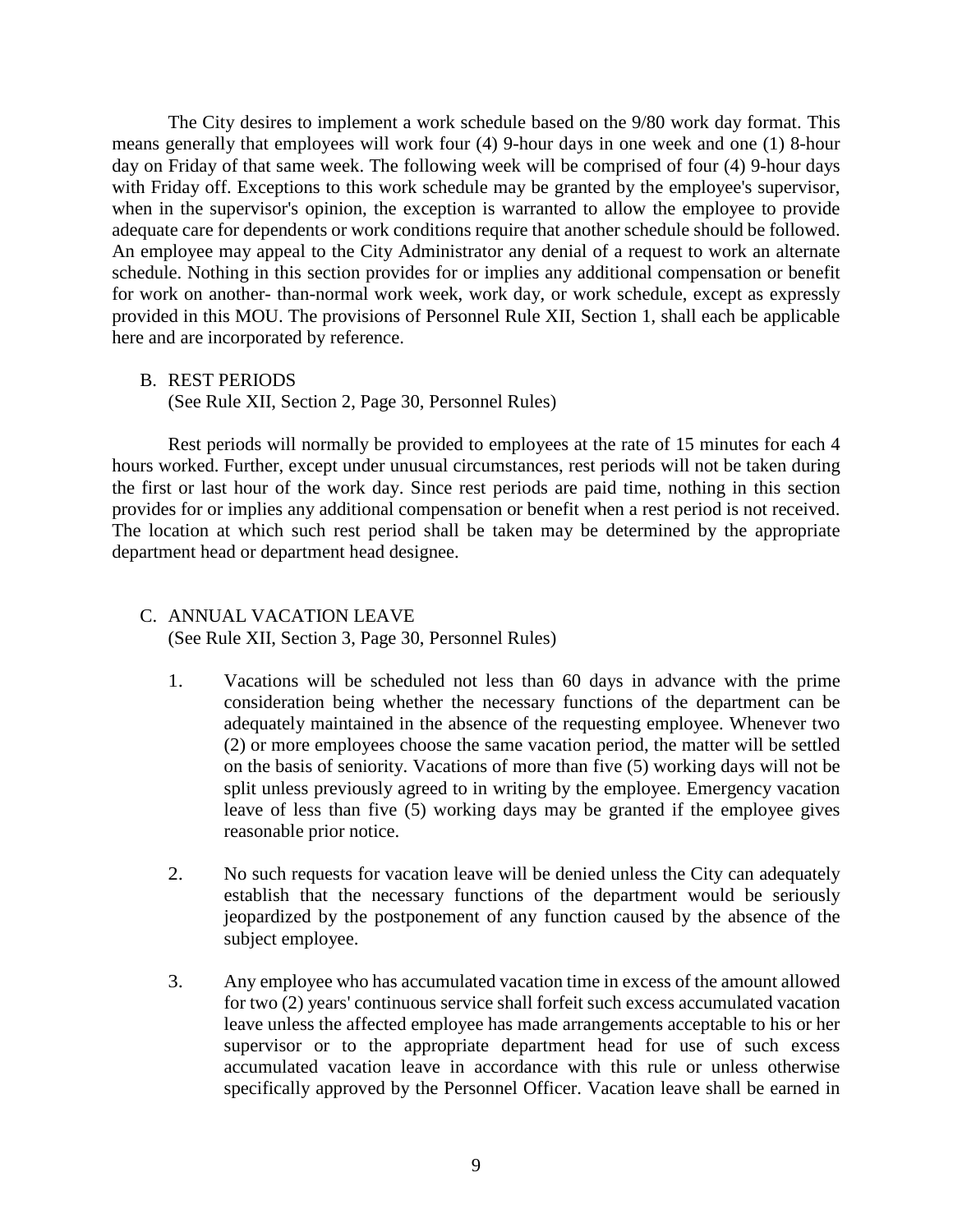The City desires to implement a work schedule based on the 9/80 work day format. This means generally that employees will work four (4) 9-hour days in one week and one (1) 8-hour day on Friday of that same week. The following week will be comprised of four (4) 9-hour days with Friday off. Exceptions to this work schedule may be granted by the employee's supervisor, when in the supervisor's opinion, the exception is warranted to allow the employee to provide adequate care for dependents or work conditions require that another schedule should be followed. An employee may appeal to the City Administrator any denial of a request to work an alternate schedule. Nothing in this section provides for or implies any additional compensation or benefit for work on another- than-normal work week, work day, or work schedule, except as expressly provided in this MOU. The provisions of Personnel Rule XII, Section 1, shall each be applicable here and are incorporated by reference.

B. REST PERIODS
(See Rule XII, Section 2, Page 30, Personnel Rules)

Rest periods will normally be provided to employees at the rate of 15 minutes for each 4 hours worked. Further, except under unusual circumstances, rest periods will not be taken during the first or last hour of the work day. Since rest periods are paid time, nothing in this section provides for or implies any additional compensation or benefit when a rest period is not received. The location at which such rest period shall be taken may be determined by the appropriate department head or department head designee.

C. ANNUAL VACATION LEAVE
(See Rule XII, Section 3, Page 30, Personnel Rules)

1. Vacations will be scheduled not less than 60 days in advance with the prime consideration being whether the necessary functions of the department can be adequately maintained in the absence of the requesting employee. Whenever two (2) or more employees choose the same vacation period, the matter will be settled on the basis of seniority. Vacations of more than five (5) working days will not be split unless previously agreed to in writing by the employee. Emergency vacation leave of less than five (5) working days may be granted if the employee gives reasonable prior notice.

2. No such requests for vacation leave will be denied unless the City can adequately establish that the necessary functions of the department would be seriously jeopardized by the postponement of any function caused by the absence of the subject employee.

3. Any employee who has accumulated vacation time in excess of the amount allowed for two (2) years' continuous service shall forfeit such excess accumulated vacation leave unless the affected employee has made arrangements acceptable to his or her supervisor or to the appropriate department head for use of such excess accumulated vacation leave in accordance with this rule or unless otherwise specifically approved by the Personnel Officer. Vacation leave shall be earned in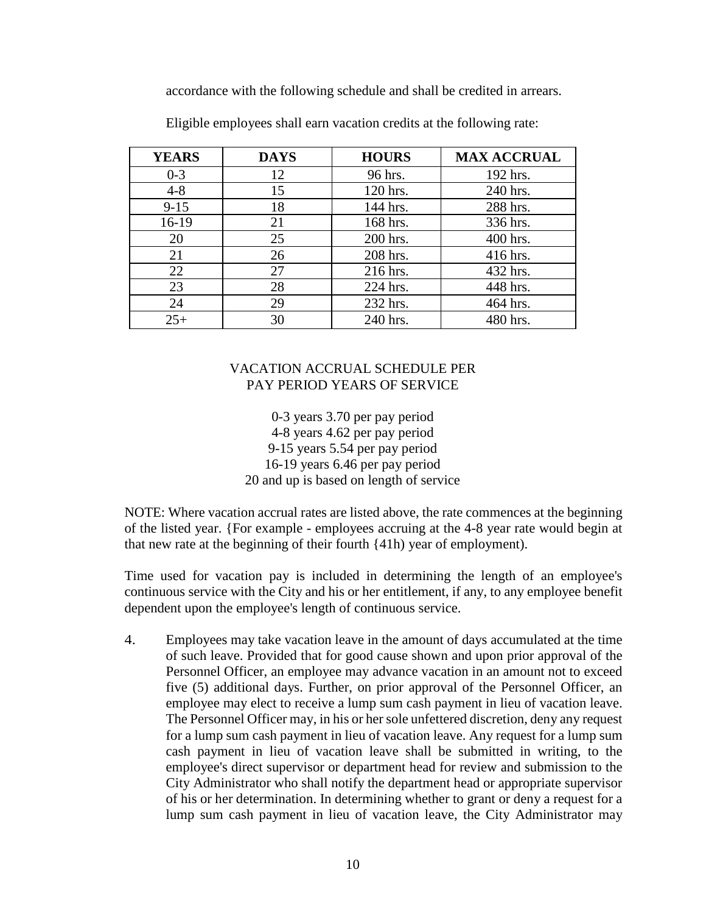accordance with the following schedule and shall be credited in arrears.

Eligible employees shall earn vacation credits at the following rate:

| YEARS | DAYS | HOURS | MAX ACCRUAL |
|---|---|---|---|
| 0-3 | 12 | 96 hrs. | 192 hrs. |
| 4-8 | 15 | 120 hrs. | 240 hrs. |
| 9-15 | 18 | 144 hrs. | 288 hrs. |
| 16-19 | 21 | 168 hrs. | 336 hrs. |
| 20 | 25 | 200 hrs. | 400 hrs. |
| 21 | 26 | 208 hrs. | 416 hrs. |
| 22 | 27 | 216 hrs. | 432 hrs. |
| 23 | 28 | 224 hrs. | 448 hrs. |
| 24 | 29 | 232 hrs. | 464 hrs. |
| 25+ | 30 | 240 hrs. | 480 hrs. |

VACATION ACCRUAL SCHEDULE PER
PAY PERIOD YEARS OF SERVICE

0-3 years 3.70 per pay period
4-8 years 4.62 per pay period
9-15 years 5.54 per pay period
16-19 years 6.46 per pay period
20 and up is based on length of service

NOTE: Where vacation accrual rates are listed above, the rate commences at the beginning of the listed year. {For example - employees accruing at the 4-8 year rate would begin at that new rate at the beginning of their fourth {41h) year of employment).

Time used for vacation pay is included in determining the length of an employee's continuous service with the City and his or her entitlement, if any, to any employee benefit dependent upon the employee's length of continuous service.

4. Employees may take vacation leave in the amount of days accumulated at the time of such leave. Provided that for good cause shown and upon prior approval of the Personnel Officer, an employee may advance vacation in an amount not to exceed five (5) additional days. Further, on prior approval of the Personnel Officer, an employee may elect to receive a lump sum cash payment in lieu of vacation leave. The Personnel Officer may, in his or her sole unfettered discretion, deny any request for a lump sum cash payment in lieu of vacation leave. Any request for a lump sum cash payment in lieu of vacation leave shall be submitted in writing, to the employee's direct supervisor or department head for review and submission to the City Administrator who shall notify the department head or appropriate supervisor of his or her determination. In determining whether to grant or deny a request for a lump sum cash payment in lieu of vacation leave, the City Administrator may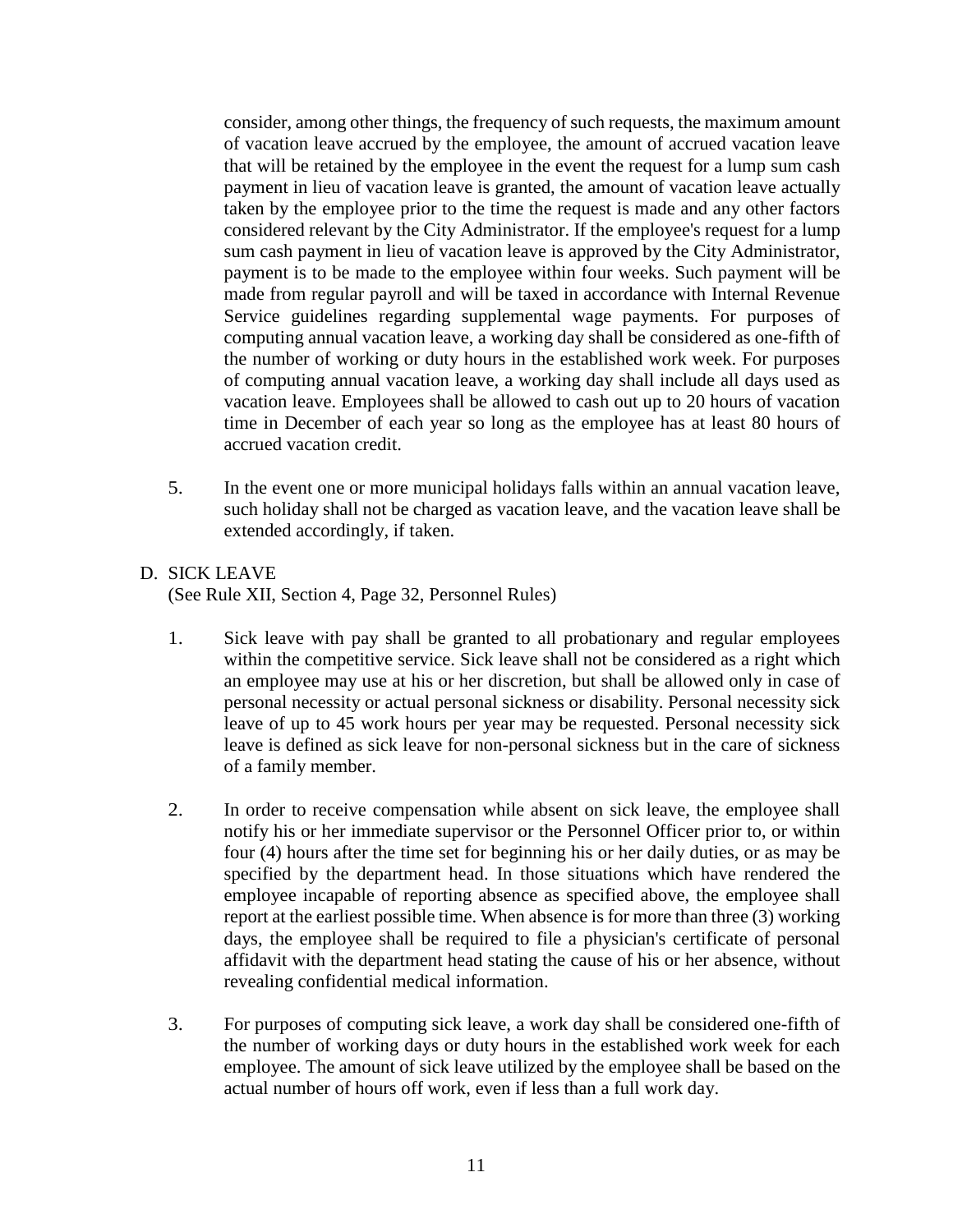consider, among other things, the frequency of such requests, the maximum amount of vacation leave accrued by the employee, the amount of accrued vacation leave that will be retained by the employee in the event the request for a lump sum cash payment in lieu of vacation leave is granted, the amount of vacation leave actually taken by the employee prior to the time the request is made and any other factors considered relevant by the City Administrator. If the employee's request for a lump sum cash payment in lieu of vacation leave is approved by the City Administrator, payment is to be made to the employee within four weeks. Such payment will be made from regular payroll and will be taxed in accordance with Internal Revenue Service guidelines regarding supplemental wage payments. For purposes of computing annual vacation leave, a working day shall be considered as one-fifth of the number of working or duty hours in the established work week. For purposes of computing annual vacation leave, a working day shall include all days used as vacation leave. Employees shall be allowed to cash out up to 20 hours of vacation time in December of each year so long as the employee has at least 80 hours of accrued vacation credit.

5. In the event one or more municipal holidays falls within an annual vacation leave, such holiday shall not be charged as vacation leave, and the vacation leave shall be extended accordingly, if taken.

D. SICK LEAVE
(See Rule XII, Section 4, Page 32, Personnel Rules)

1. Sick leave with pay shall be granted to all probationary and regular employees within the competitive service. Sick leave shall not be considered as a right which an employee may use at his or her discretion, but shall be allowed only in case of personal necessity or actual personal sickness or disability. Personal necessity sick leave of up to 45 work hours per year may be requested. Personal necessity sick leave is defined as sick leave for non-personal sickness but in the care of sickness of a family member.

2. In order to receive compensation while absent on sick leave, the employee shall notify his or her immediate supervisor or the Personnel Officer prior to, or within four (4) hours after the time set for beginning his or her daily duties, or as may be specified by the department head. In those situations which have rendered the employee incapable of reporting absence as specified above, the employee shall report at the earliest possible time. When absence is for more than three (3) working days, the employee shall be required to file a physician's certificate of personal affidavit with the department head stating the cause of his or her absence, without revealing confidential medical information.

3. For purposes of computing sick leave, a work day shall be considered one-fifth of the number of working days or duty hours in the established work week for each employee. The amount of sick leave utilized by the employee shall be based on the actual number of hours off work, even if less than a full work day.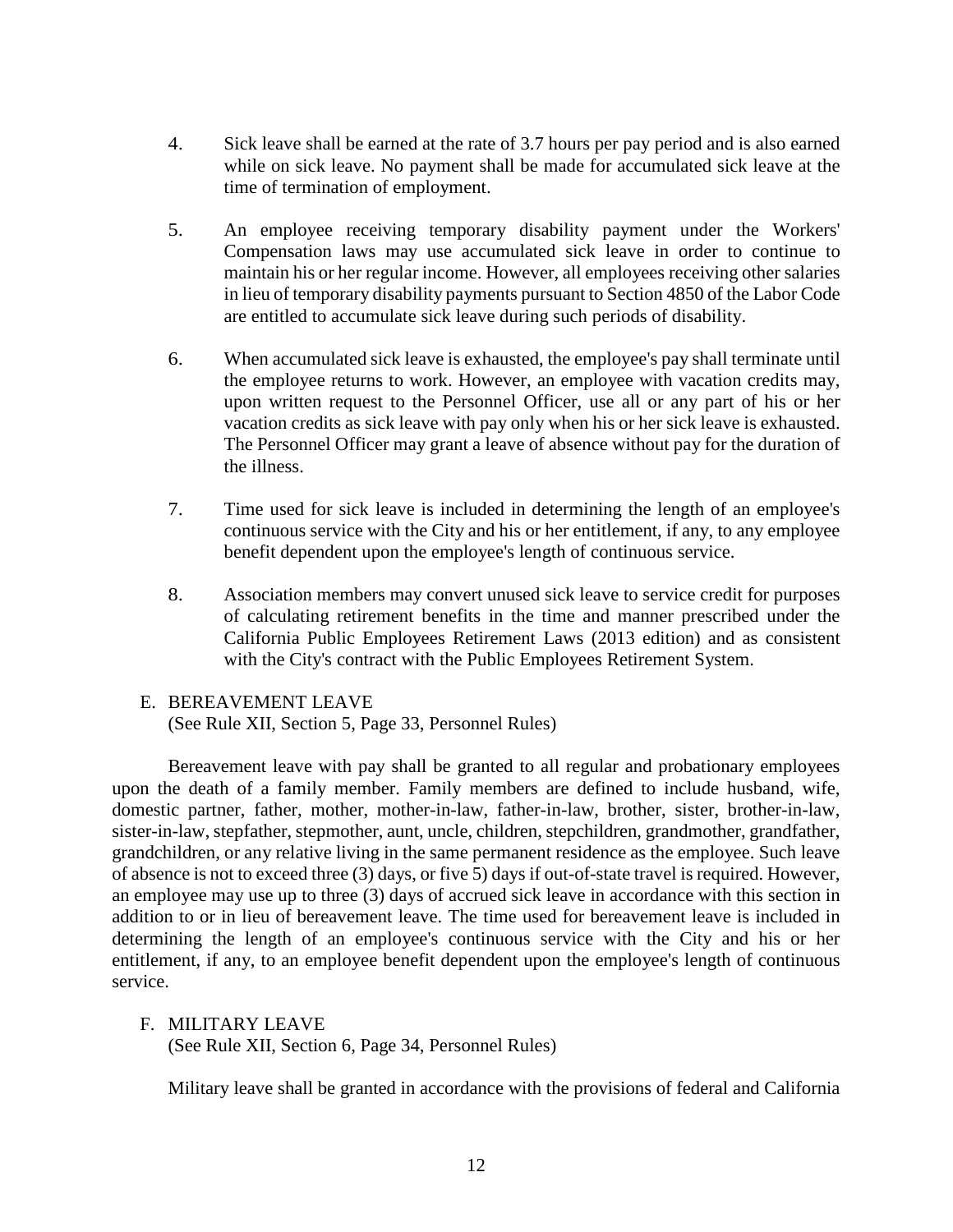4. Sick leave shall be earned at the rate of 3.7 hours per pay period and is also earned while on sick leave. No payment shall be made for accumulated sick leave at the time of termination of employment.

5. An employee receiving temporary disability payment under the Workers' Compensation laws may use accumulated sick leave in order to continue to maintain his or her regular income. However, all employees receiving other salaries in lieu of temporary disability payments pursuant to Section 4850 of the Labor Code are entitled to accumulate sick leave during such periods of disability.

6. When accumulated sick leave is exhausted, the employee's pay shall terminate until the employee returns to work. However, an employee with vacation credits may, upon written request to the Personnel Officer, use all or any part of his or her vacation credits as sick leave with pay only when his or her sick leave is exhausted. The Personnel Officer may grant a leave of absence without pay for the duration of the illness.

7. Time used for sick leave is included in determining the length of an employee's continuous service with the City and his or her entitlement, if any, to any employee benefit dependent upon the employee's length of continuous service.

8. Association members may convert unused sick leave to service credit for purposes of calculating retirement benefits in the time and manner prescribed under the California Public Employees Retirement Laws (2013 edition) and as consistent with the City's contract with the Public Employees Retirement System.

E. BEREAVEMENT LEAVE
(See Rule XII, Section 5, Page 33, Personnel Rules)

Bereavement leave with pay shall be granted to all regular and probationary employees upon the death of a family member. Family members are defined to include husband, wife, domestic partner, father, mother, mother-in-law, father-in-law, brother, sister, brother-in-law, sister-in-law, stepfather, stepmother, aunt, uncle, children, stepchildren, grandmother, grandfather, grandchildren, or any relative living in the same permanent residence as the employee. Such leave of absence is not to exceed three (3) days, or five 5) days if out-of-state travel is required. However, an employee may use up to three (3) days of accrued sick leave in accordance with this section in addition to or in lieu of bereavement leave. The time used for bereavement leave is included in determining the length of an employee's continuous service with the City and his or her entitlement, if any, to an employee benefit dependent upon the employee's length of continuous service.

F. MILITARY LEAVE
(See Rule XII, Section 6, Page 34, Personnel Rules)

Military leave shall be granted in accordance with the provisions of federal and California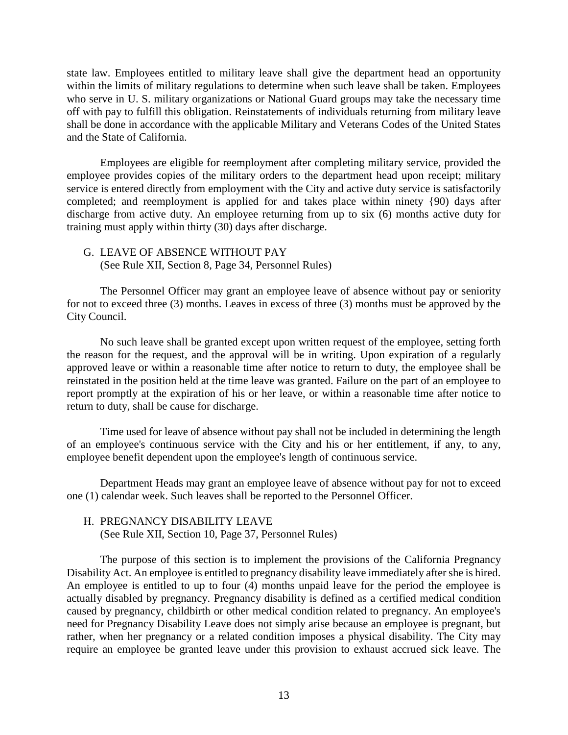state law. Employees entitled to military leave shall give the department head an opportunity within the limits of military regulations to determine when such leave shall be taken. Employees who serve in U. S. military organizations or National Guard groups may take the necessary time off with pay to fulfill this obligation. Reinstatements of individuals returning from military leave shall be done in accordance with the applicable Military and Veterans Codes of the United States and the State of California.

Employees are eligible for reemployment after completing military service, provided the employee provides copies of the military orders to the department head upon receipt; military service is entered directly from employment with the City and active duty service is satisfactorily completed; and reemployment is applied for and takes place within ninety {90) days after discharge from active duty. An employee returning from up to six (6) months active duty for training must apply within thirty (30) days after discharge.

G. LEAVE OF ABSENCE WITHOUT PAY
(See Rule XII, Section 8, Page 34, Personnel Rules)

The Personnel Officer may grant an employee leave of absence without pay or seniority for not to exceed three (3) months. Leaves in excess of three (3) months must be approved by the City Council.

No such leave shall be granted except upon written request of the employee, setting forth the reason for the request, and the approval will be in writing. Upon expiration of a regularly approved leave or within a reasonable time after notice to return to duty, the employee shall be reinstated in the position held at the time leave was granted. Failure on the part of an employee to report promptly at the expiration of his or her leave, or within a reasonable time after notice to return to duty, shall be cause for discharge.

Time used for leave of absence without pay shall not be included in determining the length of an employee's continuous service with the City and his or her entitlement, if any, to any, employee benefit dependent upon the employee's length of continuous service.

Department Heads may grant an employee leave of absence without pay for not to exceed one (1) calendar week. Such leaves shall be reported to the Personnel Officer.

H. PREGNANCY DISABILITY LEAVE
(See Rule XII, Section 10, Page 37, Personnel Rules)

The purpose of this section is to implement the provisions of the California Pregnancy Disability Act. An employee is entitled to pregnancy disability leave immediately after she is hired. An employee is entitled to up to four (4) months unpaid leave for the period the employee is actually disabled by pregnancy. Pregnancy disability is defined as a certified medical condition caused by pregnancy, childbirth or other medical condition related to pregnancy. An employee's need for Pregnancy Disability Leave does not simply arise because an employee is pregnant, but rather, when her pregnancy or a related condition imposes a physical disability. The City may require an employee be granted leave under this provision to exhaust accrued sick leave. The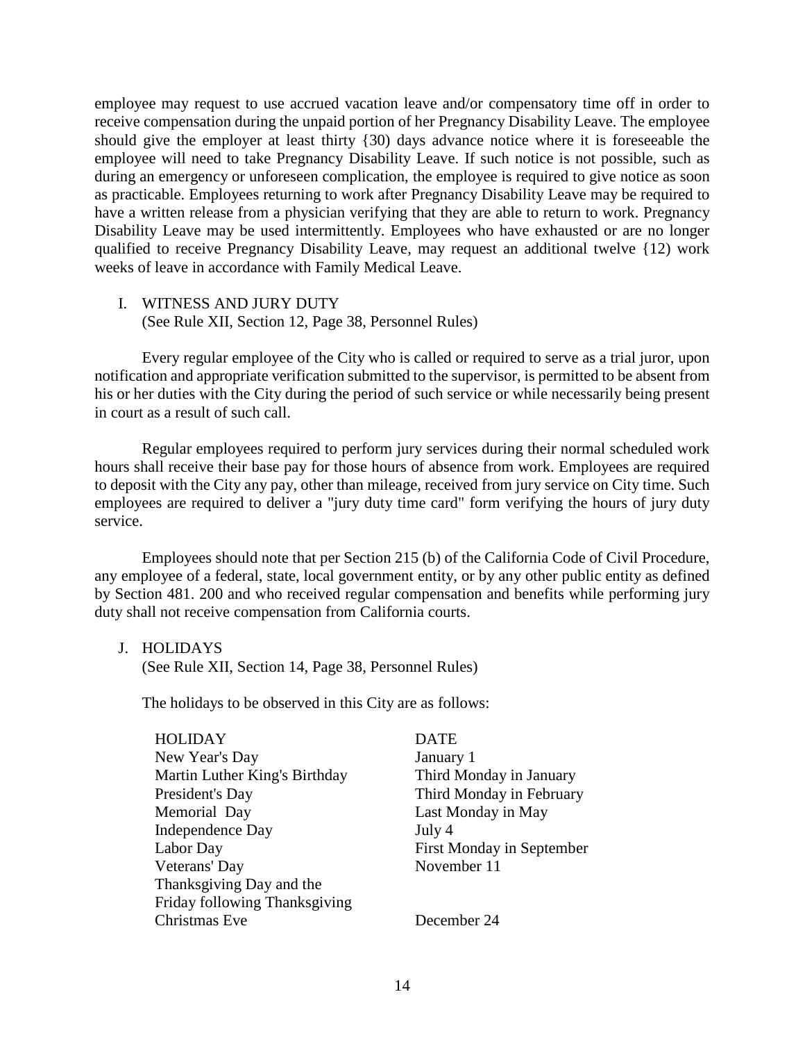employee may request to use accrued vacation leave and/or compensatory time off in order to receive compensation during the unpaid portion of her Pregnancy Disability Leave. The employee should give the employer at least thirty {30) days advance notice where it is foreseeable the employee will need to take Pregnancy Disability Leave. If such notice is not possible, such as during an emergency or unforeseen complication, the employee is required to give notice as soon as practicable. Employees returning to work after Pregnancy Disability Leave may be required to have a written release from a physician verifying that they are able to return to work. Pregnancy Disability Leave may be used intermittently. Employees who have exhausted or are no longer qualified to receive Pregnancy Disability Leave, may request an additional twelve {12) work weeks of leave in accordance with Family Medical Leave.

I. WITNESS AND JURY DUTY
(See Rule XII, Section 12, Page 38, Personnel Rules)

Every regular employee of the City who is called or required to serve as a trial juror, upon notification and appropriate verification submitted to the supervisor, is permitted to be absent from his or her duties with the City during the period of such service or while necessarily being present in court as a result of such call.

Regular employees required to perform jury services during their normal scheduled work hours shall receive their base pay for those hours of absence from work. Employees are required to deposit with the City any pay, other than mileage, received from jury service on City time. Such employees are required to deliver a "jury duty time card" form verifying the hours of jury duty service.

Employees should note that per Section 215 (b) of the California Code of Civil Procedure, any employee of a federal, state, local government entity, or by any other public entity as defined by Section 481. 200 and who received regular compensation and benefits while performing jury duty shall not receive compensation from California courts.

J. HOLIDAYS
(See Rule XII, Section 14, Page 38, Personnel Rules)

The holidays to be observed in this City are as follows:

| HOLIDAY | DATE |
|---|---|
| New Year's Day | January 1 |
| Martin Luther King's Birthday | Third Monday in January |
| President's Day | Third Monday in February |
| Memorial Day | Last Monday in May |
| Independence Day | July 4 |
| Labor Day | First Monday in September |
| Veterans' Day | November 11 |
| Thanksgiving Day and the Friday following Thanksgiving | |
| Christmas Eve | December 24 |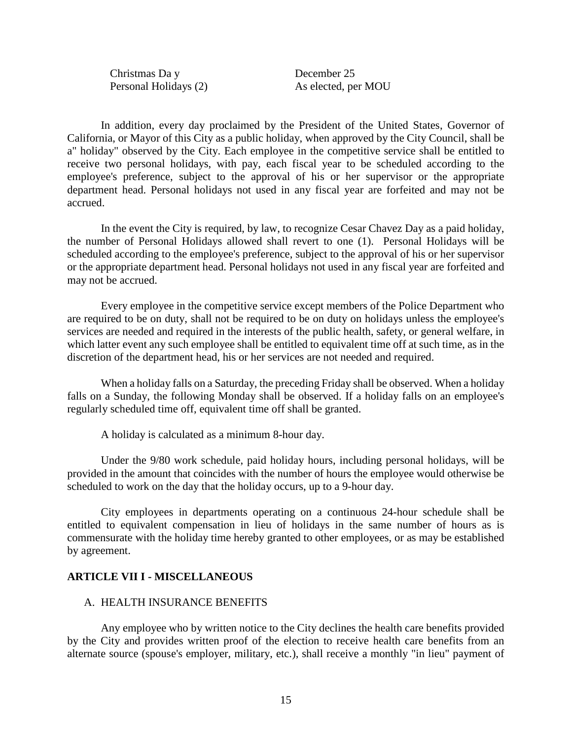| | |
|---|---|
| Christmas Da y | December 25 |
| Personal Holidays (2) | As elected, per MOU |

In addition, every day proclaimed by the President of the United States, Governor of California, or Mayor of this City as a public holiday, when approved by the City Council, shall be a" holiday" observed by the City. Each employee in the competitive service shall be entitled to receive two personal holidays, with pay, each fiscal year to be scheduled according to the employee's preference, subject to the approval of his or her supervisor or the appropriate department head. Personal holidays not used in any fiscal year are forfeited and may not be accrued.

In the event the City is required, by law, to recognize Cesar Chavez Day as a paid holiday, the number of Personal Holidays allowed shall revert to one (1). Personal Holidays will be scheduled according to the employee's preference, subject to the approval of his or her supervisor or the appropriate department head. Personal holidays not used in any fiscal year are forfeited and may not be accrued.

Every employee in the competitive service except members of the Police Department who are required to be on duty, shall not be required to be on duty on holidays unless the employee's services are needed and required in the interests of the public health, safety, or general welfare, in which latter event any such employee shall be entitled to equivalent time off at such time, as in the discretion of the department head, his or her services are not needed and required.

When a holiday falls on a Saturday, the preceding Friday shall be observed. When a holiday falls on a Sunday, the following Monday shall be observed. If a holiday falls on an employee's regularly scheduled time off, equivalent time off shall be granted.

A holiday is calculated as a minimum 8-hour day.

Under the 9/80 work schedule, paid holiday hours, including personal holidays, will be provided in the amount that coincides with the number of hours the employee would otherwise be scheduled to work on the day that the holiday occurs, up to a 9-hour day.

City employees in departments operating on a continuous 24-hour schedule shall be entitled to equivalent compensation in lieu of holidays in the same number of hours as is commensurate with the holiday time hereby granted to other employees, or as may be established by agreement.

## ARTICLE VII I - MISCELLANEOUS

### A. HEALTH INSURANCE BENEFITS

Any employee who by written notice to the City declines the health care benefits provided by the City and provides written proof of the election to receive health care benefits from an alternate source (spouse's employer, military, etc.), shall receive a monthly "in lieu" payment of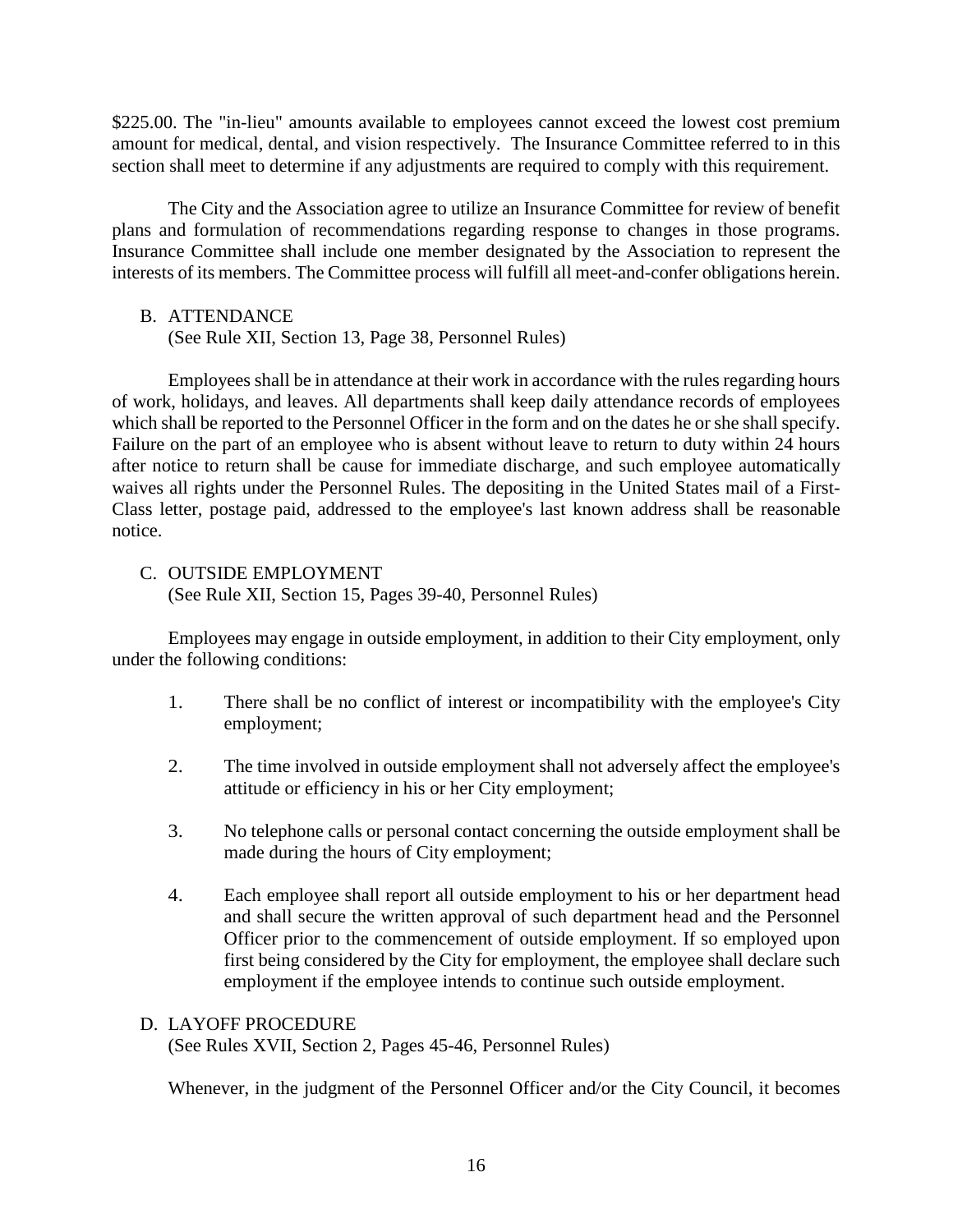$225.00. The "in-lieu" amounts available to employees cannot exceed the lowest cost premium amount for medical, dental, and vision respectively. The Insurance Committee referred to in this section shall meet to determine if any adjustments are required to comply with this requirement.

The City and the Association agree to utilize an Insurance Committee for review of benefit plans and formulation of recommendations regarding response to changes in those programs. Insurance Committee shall include one member designated by the Association to represent the interests of its members. The Committee process will fulfill all meet-and-confer obligations herein.

B. ATTENDANCE
(See Rule XII, Section 13, Page 38, Personnel Rules)

Employees shall be in attendance at their work in accordance with the rules regarding hours of work, holidays, and leaves. All departments shall keep daily attendance records of employees which shall be reported to the Personnel Officer in the form and on the dates he or she shall specify. Failure on the part of an employee who is absent without leave to return to duty within 24 hours after notice to return shall be cause for immediate discharge, and such employee automatically waives all rights under the Personnel Rules. The depositing in the United States mail of a First-Class letter, postage paid, addressed to the employee's last known address shall be reasonable notice.

C. OUTSIDE EMPLOYMENT
(See Rule XII, Section 15, Pages 39-40, Personnel Rules)

Employees may engage in outside employment, in addition to their City employment, only under the following conditions:

1. There shall be no conflict of interest or incompatibility with the employee's City employment;

2. The time involved in outside employment shall not adversely affect the employee's attitude or efficiency in his or her City employment;

3. No telephone calls or personal contact concerning the outside employment shall be made during the hours of City employment;

4. Each employee shall report all outside employment to his or her department head and shall secure the written approval of such department head and the Personnel Officer prior to the commencement of outside employment. If so employed upon first being considered by the City for employment, the employee shall declare such employment if the employee intends to continue such outside employment.

D. LAYOFF PROCEDURE
(See Rules XVII, Section 2, Pages 45-46, Personnel Rules)

Whenever, in the judgment of the Personnel Officer and/or the City Council, it becomes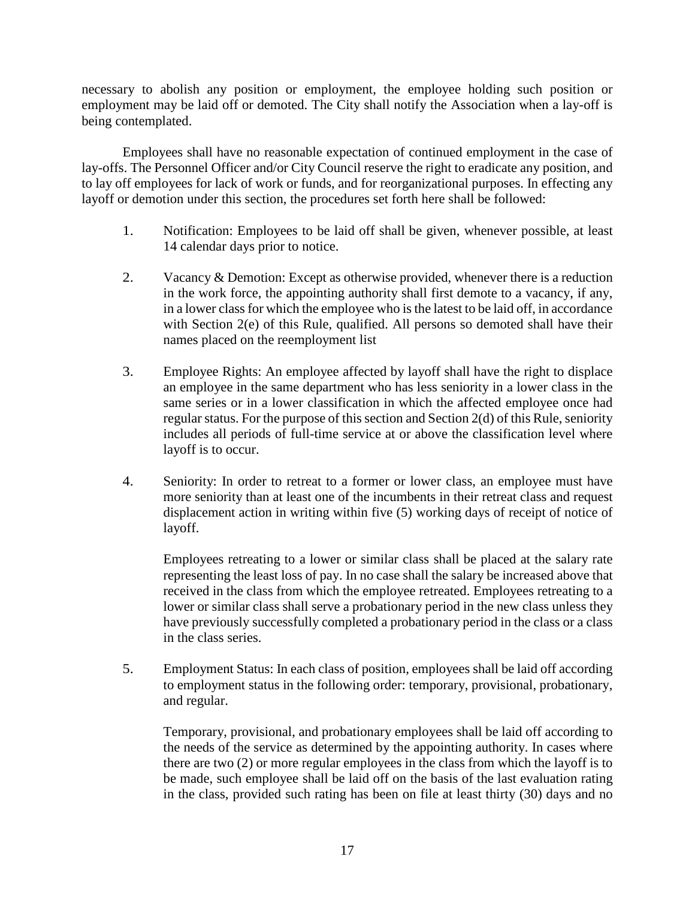necessary to abolish any position or employment, the employee holding such position or employment may be laid off or demoted. The City shall notify the Association when a lay-off is being contemplated.

Employees shall have no reasonable expectation of continued employment in the case of lay-offs. The Personnel Officer and/or City Council reserve the right to eradicate any position, and to lay off employees for lack of work or funds, and for reorganizational purposes. In effecting any layoff or demotion under this section, the procedures set forth here shall be followed:

1. Notification: Employees to be laid off shall be given, whenever possible, at least 14 calendar days prior to notice.

2. Vacancy & Demotion: Except as otherwise provided, whenever there is a reduction in the work force, the appointing authority shall first demote to a vacancy, if any, in a lower class for which the employee who is the latest to be laid off, in accordance with Section 2(e) of this Rule, qualified. All persons so demoted shall have their names placed on the reemployment list

3. Employee Rights: An employee affected by layoff shall have the right to displace an employee in the same department who has less seniority in a lower class in the same series or in a lower classification in which the affected employee once had regular status. For the purpose of this section and Section 2(d) of this Rule, seniority includes all periods of full-time service at or above the classification level where layoff is to occur.

4. Seniority: In order to retreat to a former or lower class, an employee must have more seniority than at least one of the incumbents in their retreat class and request displacement action in writing within five (5) working days of receipt of notice of layoff.

   Employees retreating to a lower or similar class shall be placed at the salary rate representing the least loss of pay. In no case shall the salary be increased above that received in the class from which the employee retreated. Employees retreating to a lower or similar class shall serve a probationary period in the new class unless they have previously successfully completed a probationary period in the class or a class in the class series.

5. Employment Status: In each class of position, employees shall be laid off according to employment status in the following order: temporary, provisional, probationary, and regular.

   Temporary, provisional, and probationary employees shall be laid off according to the needs of the service as determined by the appointing authority. In cases where there are two (2) or more regular employees in the class from which the layoff is to be made, such employee shall be laid off on the basis of the last evaluation rating in the class, provided such rating has been on file at least thirty (30) days and no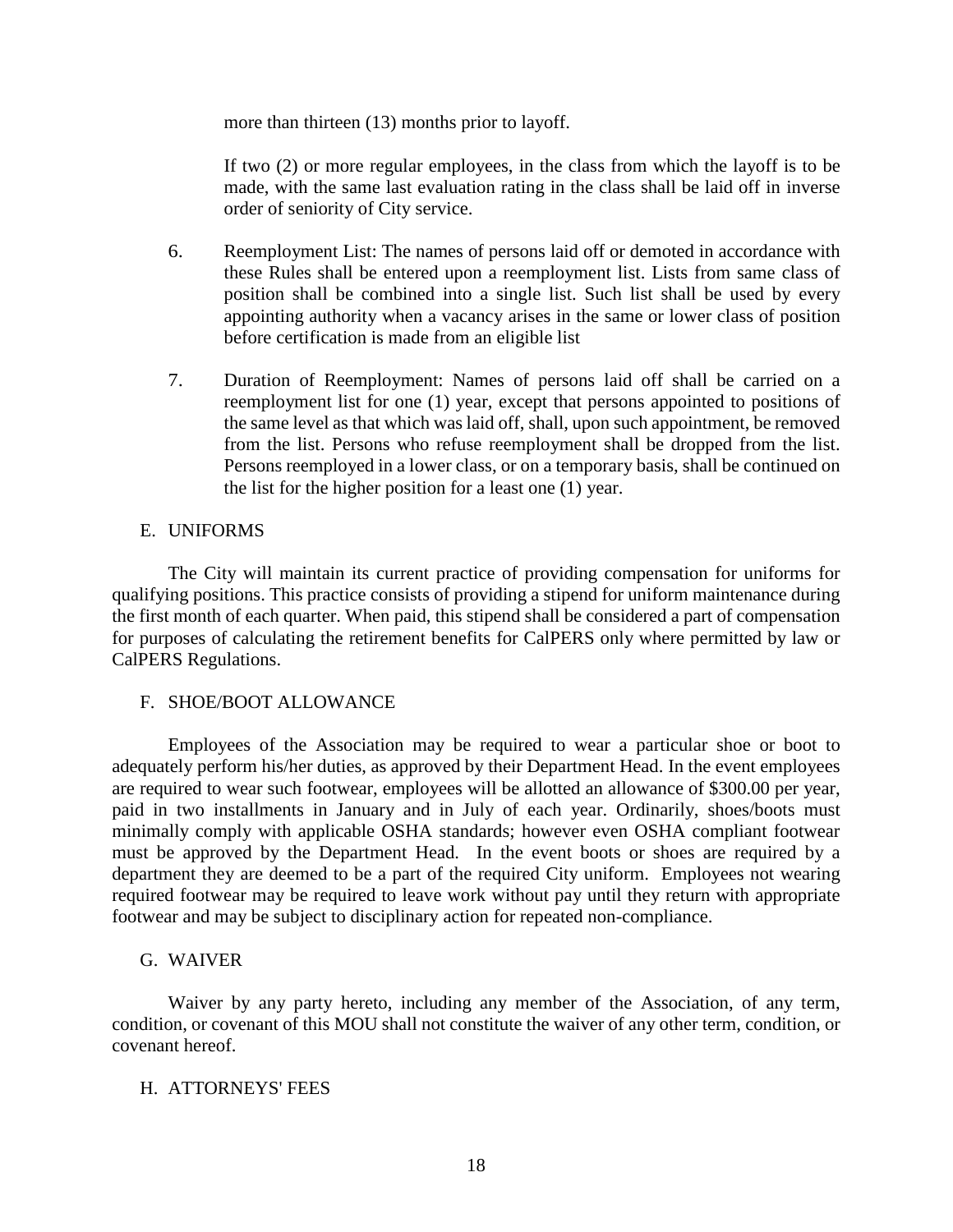more than thirteen (13) months prior to layoff.

If two (2) or more regular employees, in the class from which the layoff is to be made, with the same last evaluation rating in the class shall be laid off in inverse order of seniority of City service.

6. Reemployment List: The names of persons laid off or demoted in accordance with these Rules shall be entered upon a reemployment list. Lists from same class of position shall be combined into a single list. Such list shall be used by every appointing authority when a vacancy arises in the same or lower class of position before certification is made from an eligible list

7. Duration of Reemployment: Names of persons laid off shall be carried on a reemployment list for one (1) year, except that persons appointed to positions of the same level as that which was laid off, shall, upon such appointment, be removed from the list. Persons who refuse reemployment shall be dropped from the list. Persons reemployed in a lower class, or on a temporary basis, shall be continued on the list for the higher position for a least one (1) year.

E. UNIFORMS

The City will maintain its current practice of providing compensation for uniforms for qualifying positions. This practice consists of providing a stipend for uniform maintenance during the first month of each quarter. When paid, this stipend shall be considered a part of compensation for purposes of calculating the retirement benefits for CalPERS only where permitted by law or CalPERS Regulations.

F. SHOE/BOOT ALLOWANCE

Employees of the Association may be required to wear a particular shoe or boot to adequately perform his/her duties, as approved by their Department Head. In the event employees are required to wear such footwear, employees will be allotted an allowance of $300.00 per year, paid in two installments in January and in July of each year. Ordinarily, shoes/boots must minimally comply with applicable OSHA standards; however even OSHA compliant footwear must be approved by the Department Head. In the event boots or shoes are required by a department they are deemed to be a part of the required City uniform. Employees not wearing required footwear may be required to leave work without pay until they return with appropriate footwear and may be subject to disciplinary action for repeated non-compliance.

G. WAIVER

Waiver by any party hereto, including any member of the Association, of any term, condition, or covenant of this MOU shall not constitute the waiver of any other term, condition, or covenant hereof.

H. ATTORNEYS' FEES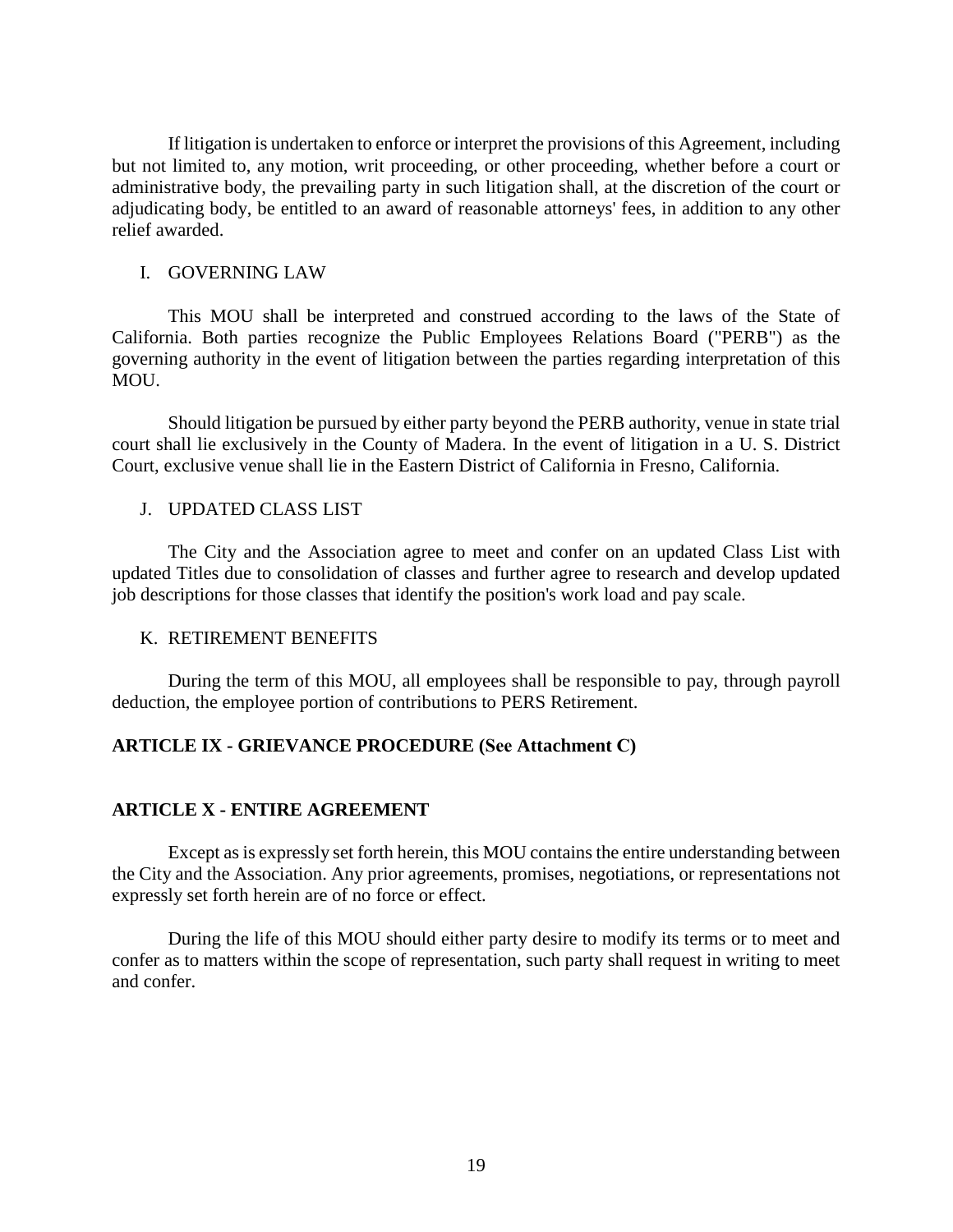If litigation is undertaken to enforce or interpret the provisions of this Agreement, including but not limited to, any motion, writ proceeding, or other proceeding, whether before a court or administrative body, the prevailing party in such litigation shall, at the discretion of the court or adjudicating body, be entitled to an award of reasonable attorneys' fees, in addition to any other relief awarded.

I. GOVERNING LAW

This MOU shall be interpreted and construed according to the laws of the State of California. Both parties recognize the Public Employees Relations Board ("PERB") as the governing authority in the event of litigation between the parties regarding interpretation of this MOU.

Should litigation be pursued by either party beyond the PERB authority, venue in state trial court shall lie exclusively in the County of Madera. In the event of litigation in a U. S. District Court, exclusive venue shall lie in the Eastern District of California in Fresno, California.

J. UPDATED CLASS LIST

The City and the Association agree to meet and confer on an updated Class List with updated Titles due to consolidation of classes and further agree to research and develop updated job descriptions for those classes that identify the position's work load and pay scale.

K. RETIREMENT BENEFITS

During the term of this MOU, all employees shall be responsible to pay, through payroll deduction, the employee portion of contributions to PERS Retirement.

## ARTICLE IX - GRIEVANCE PROCEDURE (See Attachment C)

## ARTICLE X - ENTIRE AGREEMENT

Except as is expressly set forth herein, this MOU contains the entire understanding between the City and the Association. Any prior agreements, promises, negotiations, or representations not expressly set forth herein are of no force or effect.

During the life of this MOU should either party desire to modify its terms or to meet and confer as to matters within the scope of representation, such party shall request in writing to meet and confer.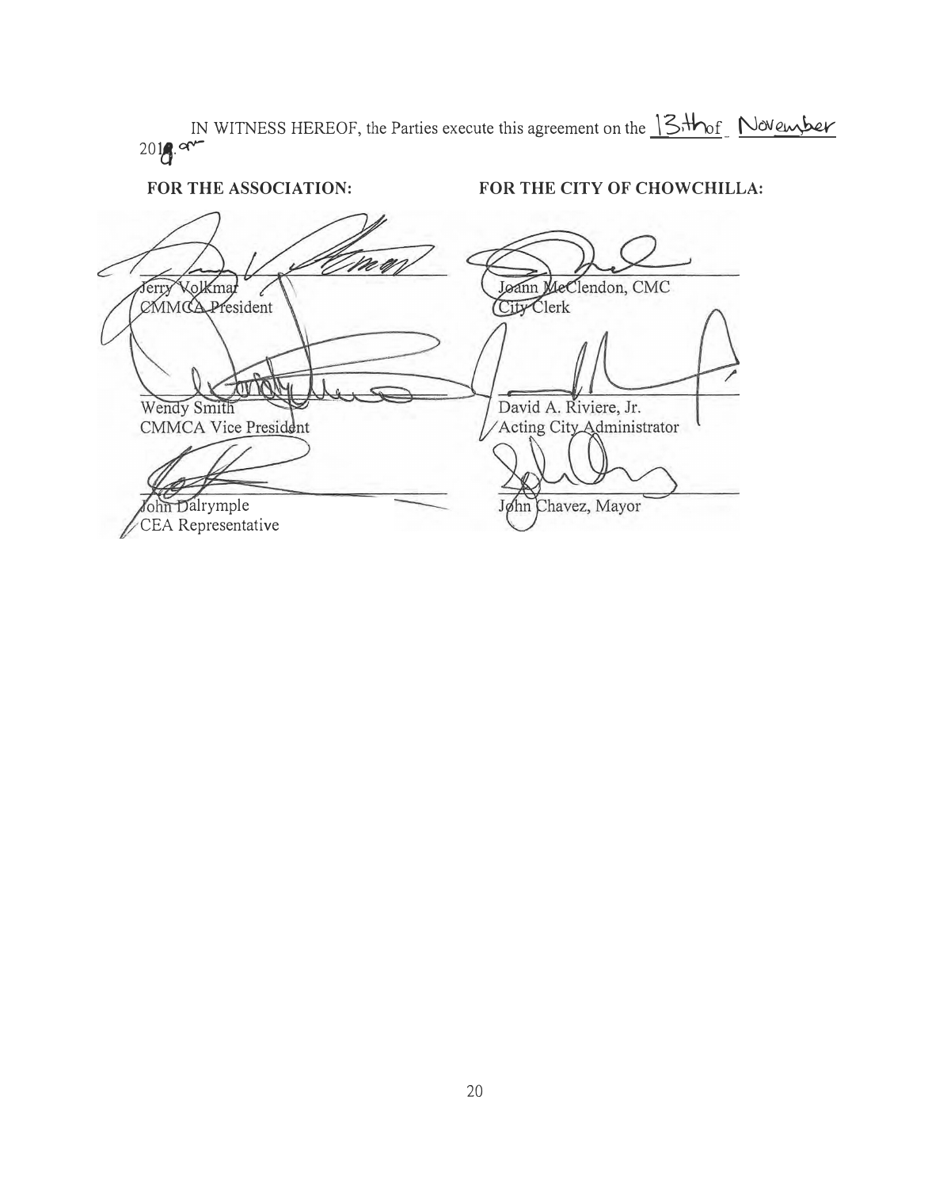IN WITNESS HEREOF, the Parties execute this agreement on the 13th of November 2019.

| **FOR THE ASSOCIATION:** | **FOR THE CITY OF CHOWCHILLA:** |
|---|---|
| Jerry Volkmar<br>CMMCA President | Joann McClendon, CMC<br>City Clerk |
| Wendy Smith<br>CMMCA Vice President | David A. Riviere, Jr.<br>Acting City Administrator |
| John Dalrymple<br>CEA Representative | John Chavez, Mayor |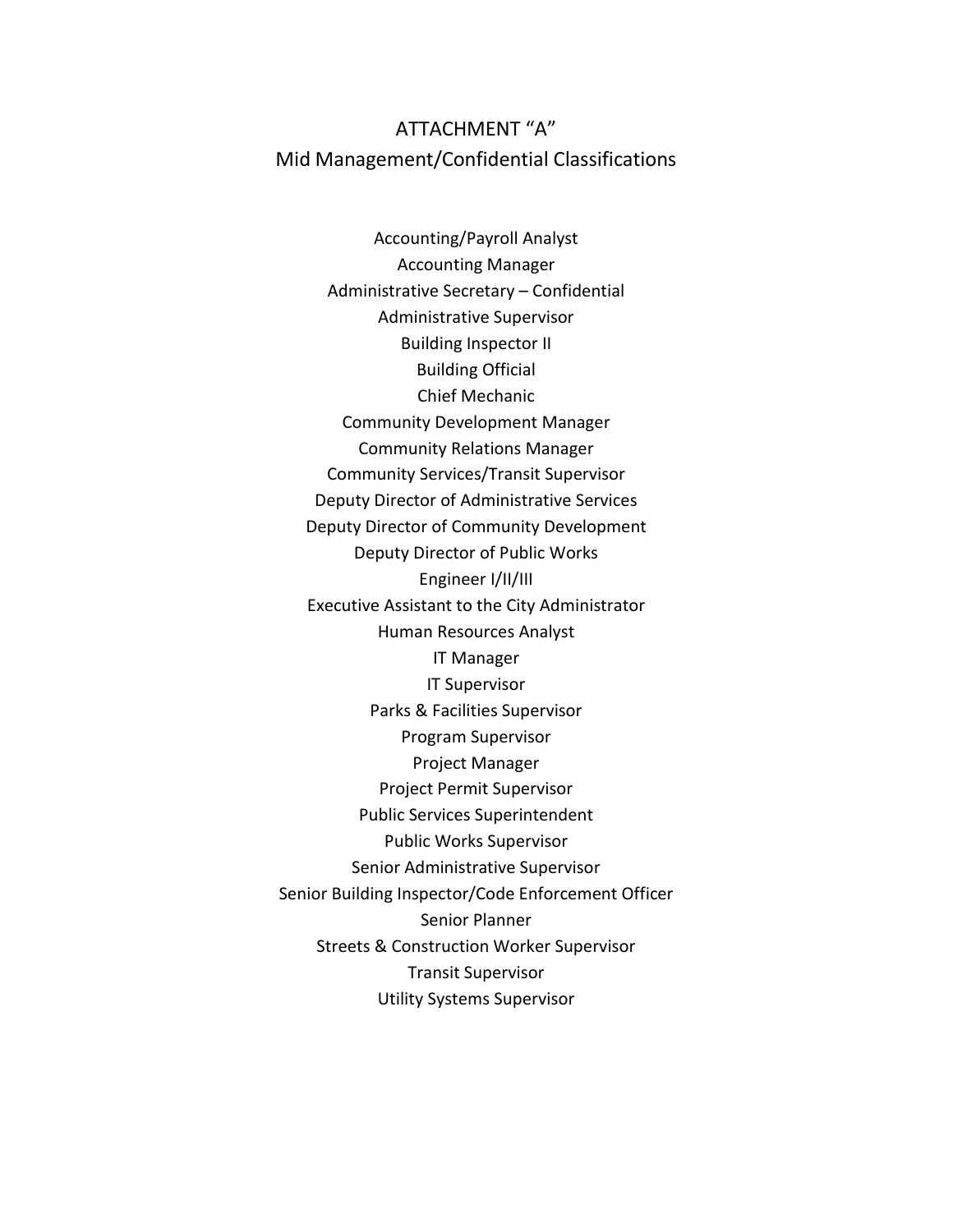# ATTACHMENT "A"
## Mid Management/Confidential Classifications

Accounting/Payroll Analyst
Accounting Manager
Administrative Secretary – Confidential
Administrative Supervisor
Building Inspector II
Building Official
Chief Mechanic
Community Development Manager
Community Relations Manager
Community Services/Transit Supervisor
Deputy Director of Administrative Services
Deputy Director of Community Development
Deputy Director of Public Works
Engineer I/II/III
Executive Assistant to the City Administrator
Human Resources Analyst
IT Manager
IT Supervisor
Parks & Facilities Supervisor
Program Supervisor
Project Manager
Project Permit Supervisor
Public Services Superintendent
Public Works Supervisor
Senior Administrative Supervisor
Senior Building Inspector/Code Enforcement Officer
Senior Planner
Streets & Construction Worker Supervisor
Transit Supervisor
Utility Systems Supervisor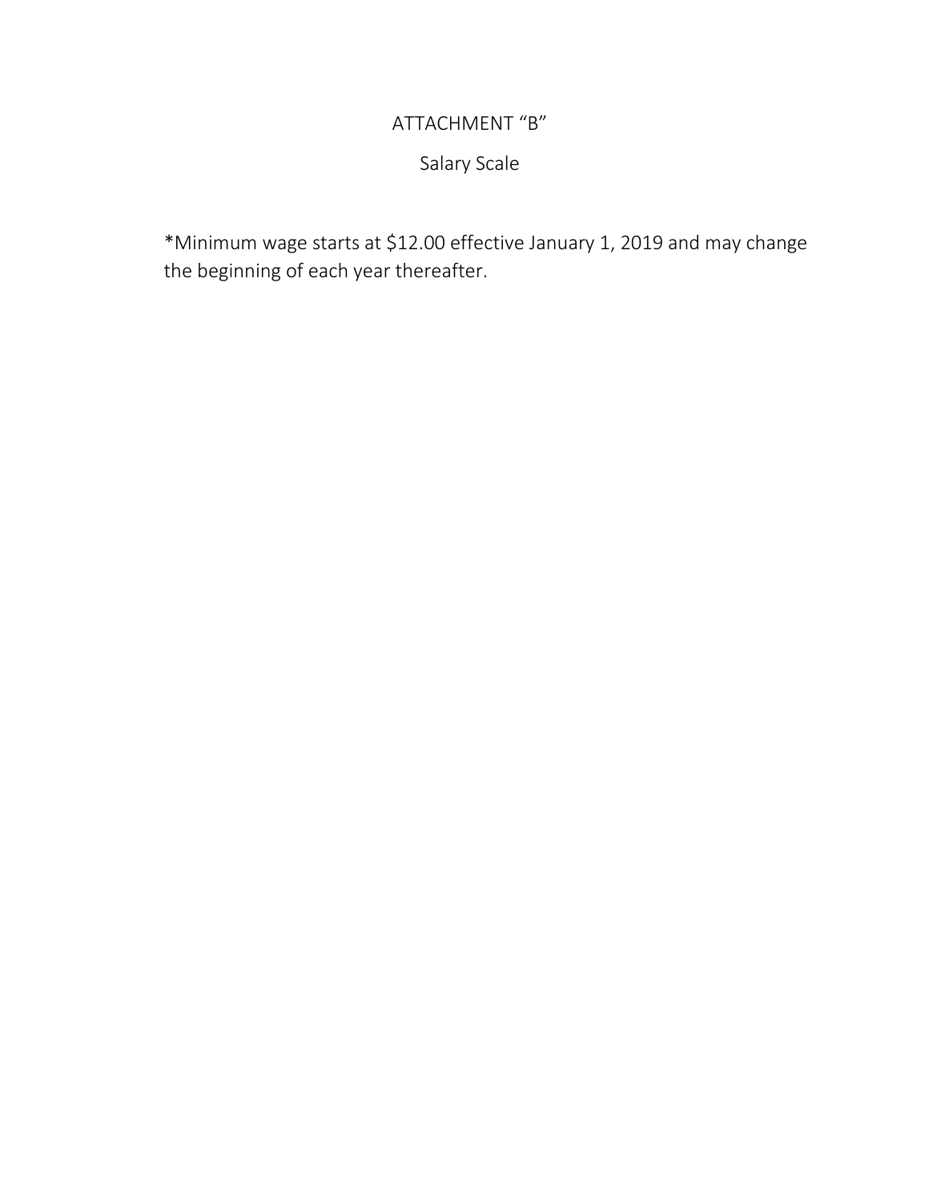# ATTACHMENT "B"

## Salary Scale

*Minimum wage starts at $12.00 effective January 1, 2019 and may change the beginning of each year thereafter.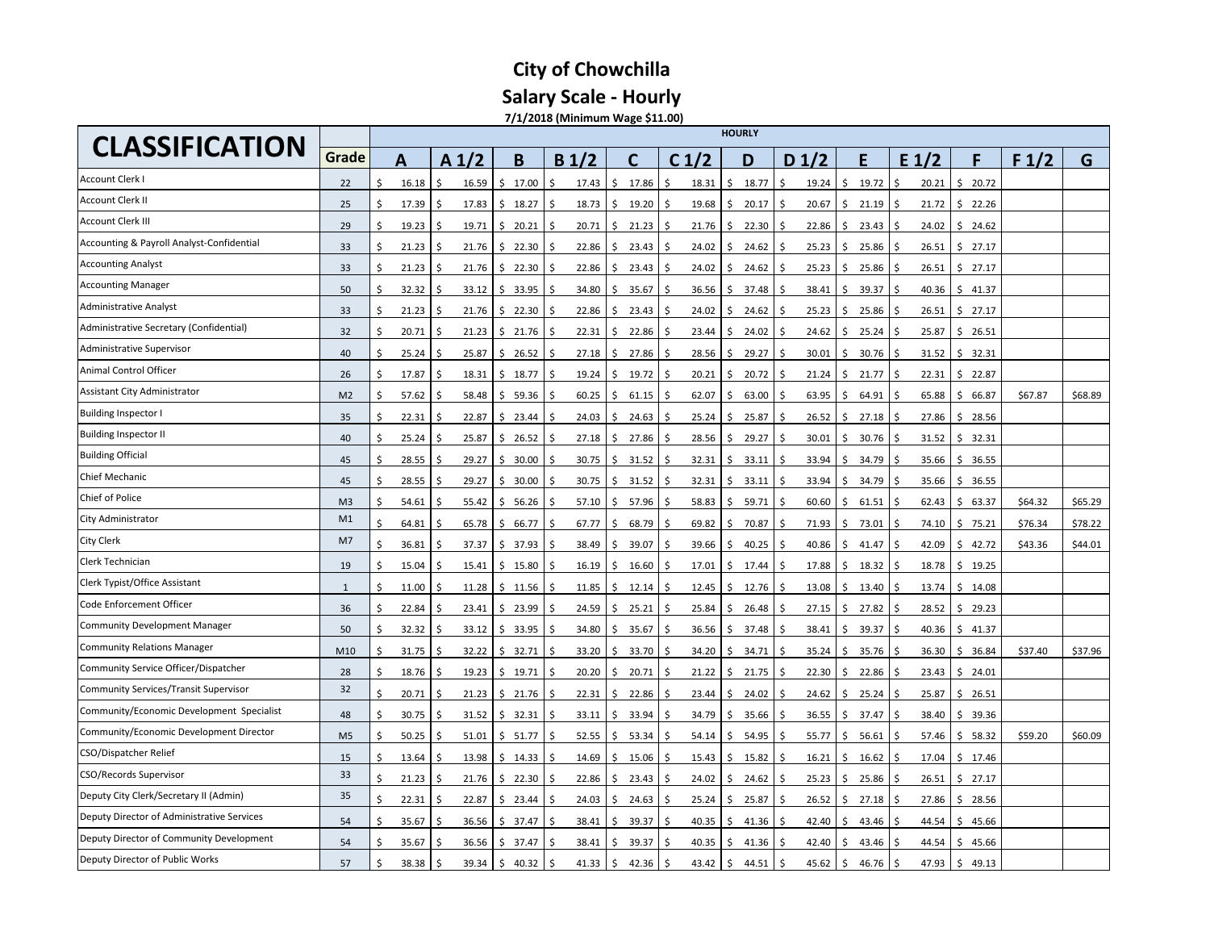# City of Chowchilla

## Salary Scale - Hourly

**7/1/2018 (Minimum Wage $11.00)**

| CLASSIFICATION | Grade | HOURLY | | | | | | | | | | | | |
|---|---|---|---|---|---|---|---|---|---|---|---|---|---|---|
| | | A | A 1/2 | B | B 1/2 | C | C 1/2 | D | D 1/2 | E | E 1/2 | F | F 1/2 | G |
| Account Clerk I | 22 | $ 16.18 | $ 16.59 | $ 17.00 | $ 17.43 | $ 17.86 | $ 18.31 | $ 18.77 | $ 19.24 | $ 19.72 | $ 20.21 | $ 20.72 | | |
| Account Clerk II | 25 | $ 17.39 | $ 17.83 | $ 18.27 | $ 18.73 | $ 19.20 | $ 19.68 | $ 20.17 | $ 20.67 | $ 21.19 | $ 21.72 | $ 22.26 | | |
| Account Clerk III | 29 | $ 19.23 | $ 19.71 | $ 20.21 | $ 20.71 | $ 21.23 | $ 21.76 | $ 22.30 | $ 22.86 | $ 23.43 | $ 24.02 | $ 24.62 | | |
| Accounting & Payroll Analyst-Confidential | 33 | $ 21.23 | $ 21.76 | $ 22.30 | $ 22.86 | $ 23.43 | $ 24.02 | $ 24.62 | $ 25.23 | $ 25.86 | $ 26.51 | $ 27.17 | | |
| Accounting Analyst | 33 | $ 21.23 | $ 21.76 | $ 22.30 | $ 22.86 | $ 23.43 | $ 24.02 | $ 24.62 | $ 25.23 | $ 25.86 | $ 26.51 | $ 27.17 | | |
| Accounting Manager | 50 | $ 32.32 | $ 33.12 | $ 33.95 | $ 34.80 | $ 35.67 | $ 36.56 | $ 37.48 | $ 38.41 | $ 39.37 | $ 40.36 | $ 41.37 | | |
| Administrative Analyst | 33 | $ 21.23 | $ 21.76 | $ 22.30 | $ 22.86 | $ 23.43 | $ 24.02 | $ 24.62 | $ 25.23 | $ 25.86 | $ 26.51 | $ 27.17 | | |
| Administrative Secretary (Confidential) | 32 | $ 20.71 | $ 21.23 | $ 21.76 | $ 22.31 | $ 22.86 | $ 23.44 | $ 24.02 | $ 24.62 | $ 25.24 | $ 25.87 | $ 26.51 | | |
| Administrative Supervisor | 40 | $ 25.24 | $ 25.87 | $ 26.52 | $ 27.18 | $ 27.86 | $ 28.56 | $ 29.27 | $ 30.01 | $ 30.76 | $ 31.52 | $ 32.31 | | |
| Animal Control Officer | 26 | $ 17.87 | $ 18.31 | $ 18.77 | $ 19.24 | $ 19.72 | $ 20.21 | $ 20.72 | $ 21.24 | $ 21.77 | $ 22.31 | $ 22.87 | | |
| Assistant City Administrator | M2 | $ 57.62 | $ 58.48 | $ 59.36 | $ 60.25 | $ 61.15 | $ 62.07 | $ 63.00 | $ 63.95 | $ 64.91 | $ 65.88 | $ 66.87 | $67.87 | $68.89 |
| Building Inspector I | 35 | $ 22.31 | $ 22.87 | $ 23.44 | $ 24.03 | $ 24.63 | $ 25.24 | $ 25.87 | $ 26.52 | $ 27.18 | $ 27.86 | $ 28.56 | | |
| Building Inspector II | 40 | $ 25.24 | $ 25.87 | $ 26.52 | $ 27.18 | $ 27.86 | $ 28.56 | $ 29.27 | $ 30.01 | $ 30.76 | $ 31.52 | $ 32.31 | | |
| Building Official | 45 | $ 28.55 | $ 29.27 | $ 30.00 | $ 30.75 | $ 31.52 | $ 32.31 | $ 33.11 | $ 33.94 | $ 34.79 | $ 35.66 | $ 36.55 | | |
| Chief Mechanic | 45 | $ 28.55 | $ 29.27 | $ 30.00 | $ 30.75 | $ 31.52 | $ 32.31 | $ 33.11 | $ 33.94 | $ 34.79 | $ 35.66 | $ 36.55 | | |
| Chief of Police | M3 | $ 54.61 | $ 55.42 | $ 56.26 | $ 57.10 | $ 57.96 | $ 58.83 | $ 59.71 | $ 60.60 | $ 61.51 | $ 62.43 | $ 63.37 | $64.32 | $65.29 |
| City Administrator | M1 | $ 64.81 | $ 65.78 | $ 66.77 | $ 67.77 | $ 68.79 | $ 69.82 | $ 70.87 | $ 71.93 | $ 73.01 | $ 74.10 | $ 75.21 | $76.34 | $78.22 |
| City Clerk | M7 | $ 36.81 | $ 37.37 | $ 37.93 | $ 38.49 | $ 39.07 | $ 39.66 | $ 40.25 | $ 40.86 | $ 41.47 | $ 42.09 | $ 42.72 | $43.36 | $44.01 |
| Clerk Technician | 19 | $ 15.04 | $ 15.41 | $ 15.80 | $ 16.19 | $ 16.60 | $ 17.01 | $ 17.44 | $ 17.88 | $ 18.32 | $ 18.78 | $ 19.25 | | |
| Clerk Typist/Office Assistant | 1 | $ 11.00 | $ 11.28 | $ 11.56 | $ 11.85 | $ 12.14 | $ 12.45 | $ 12.76 | $ 13.08 | $ 13.40 | $ 13.74 | $ 14.08 | | |
| Code Enforcement Officer | 36 | $ 22.84 | $ 23.41 | $ 23.99 | $ 24.59 | $ 25.21 | $ 25.84 | $ 26.48 | $ 27.15 | $ 27.82 | $ 28.52 | $ 29.23 | | |
| Community Development Manager | 50 | $ 32.32 | $ 33.12 | $ 33.95 | $ 34.80 | $ 35.67 | $ 36.56 | $ 37.48 | $ 38.41 | $ 39.37 | $ 40.36 | $ 41.37 | | |
| Community Relations Manager | M10 | $ 31.75 | $ 32.22 | $ 32.71 | $ 33.20 | $ 33.70 | $ 34.20 | $ 34.71 | $ 35.24 | $ 35.76 | $ 36.30 | $ 36.84 | $37.40 | $37.96 |
| Community Service Officer/Dispatcher | 28 | $ 18.76 | $ 19.23 | $ 19.71 | $ 20.20 | $ 20.71 | $ 21.22 | $ 21.75 | $ 22.30 | $ 22.86 | $ 23.43 | $ 24.01 | | |
| Community Services/Transit Supervisor | 32 | $ 20.71 | $ 21.23 | $ 21.76 | $ 22.31 | $ 22.86 | $ 23.44 | $ 24.02 | $ 24.62 | $ 25.24 | $ 25.87 | $ 26.51 | | |
| Community/Economic Development Specialist | 48 | $ 30.75 | $ 31.52 | $ 32.31 | $ 33.11 | $ 33.94 | $ 34.79 | $ 35.66 | $ 36.55 | $ 37.47 | $ 38.40 | $ 39.36 | | |
| Community/Economic Development Director | M5 | $ 50.25 | $ 51.01 | $ 51.77 | $ 52.55 | $ 53.34 | $ 54.14 | $ 54.95 | $ 55.77 | $ 56.61 | $ 57.46 | $ 58.32 | $59.20 | $60.09 |
| CSO/Dispatcher Relief | 15 | $ 13.64 | $ 13.98 | $ 14.33 | $ 14.69 | $ 15.06 | $ 15.43 | $ 15.82 | $ 16.21 | $ 16.62 | $ 17.04 | $ 17.46 | | |
| CSO/Records Supervisor | 33 | $ 21.23 | $ 21.76 | $ 22.30 | $ 22.86 | $ 23.43 | $ 24.02 | $ 24.62 | $ 25.23 | $ 25.86 | $ 26.51 | $ 27.17 | | |
| Deputy City Clerk/Secretary II (Admin) | 35 | $ 22.31 | $ 22.87 | $ 23.44 | $ 24.03 | $ 24.63 | $ 25.24 | $ 25.87 | $ 26.52 | $ 27.18 | $ 27.86 | $ 28.56 | | |
| Deputy Director of Administrative Services | 54 | $ 35.67 | $ 36.56 | $ 37.47 | $ 38.41 | $ 39.37 | $ 40.35 | $ 41.36 | $ 42.40 | $ 43.46 | $ 44.54 | $ 45.66 | | |
| Deputy Director of Community Development | 54 | $ 35.67 | $ 36.56 | $ 37.47 | $ 38.41 | $ 39.37 | $ 40.35 | $ 41.36 | $ 42.40 | $ 43.46 | $ 44.54 | $ 45.66 | | |
| Deputy Director of Public Works | 57 | $ 38.38 | $ 39.34 | $ 40.32 | $ 41.33 | $ 42.36 | $ 43.42 | $ 44.51 | $ 45.62 | $ 46.76 | $ 47.93 | $ 49.13 | | |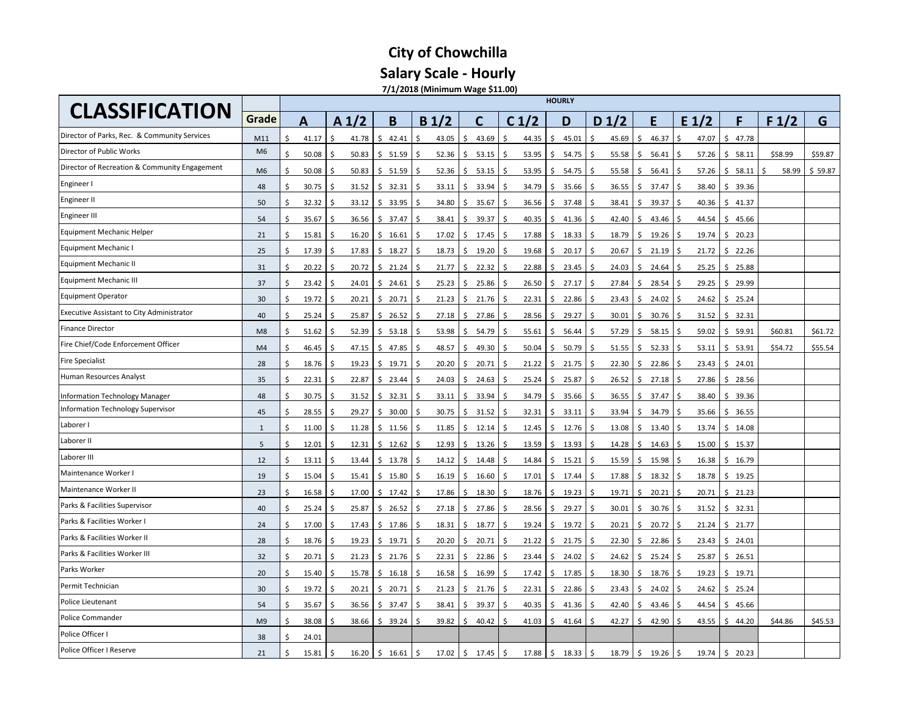# City of Chowchilla

## Salary Scale - Hourly

**7/1/2018 (Minimum Wage $11.00)**

| CLASSIFICATION | Grade | HOURLY | | | | | | | | | | | | |
|---|---|---|---|---|---|---|---|---|---|---|---|---|---|---|
| | | A | A 1/2 | B | B 1/2 | C | C 1/2 | D | D 1/2 | E | E 1/2 | F | F 1/2 | G |
| Director of Parks, Rec. & Community Services | M11 | $ 41.17 | $ 41.78 | $ 42.41 | $ 43.05 | $ 43.69 | $ 44.35 | $ 45.01 | $ 45.69 | $ 46.37 | $ 47.07 | $ 47.78 | | |
| Director of Public Works | M6 | $ 50.08 | $ 50.83 | $ 51.59 | $ 52.36 | $ 53.15 | $ 53.95 | $ 54.75 | $ 55.58 | $ 56.41 | $ 57.26 | $ 58.11 | $58.99 | $59.87 |
| Director of Recreation & Community Engagement | M6 | $ 50.08 | $ 50.83 | $ 51.59 | $ 52.36 | $ 53.15 | $ 53.95 | $ 54.75 | $ 55.58 | $ 56.41 | $ 57.26 | $ 58.11 | $ 58.99 | $ 59.87 |
| Engineer I | 48 | $ 30.75 | $ 31.52 | $ 32.31 | $ 33.11 | $ 33.94 | $ 34.79 | $ 35.66 | $ 36.55 | $ 37.47 | $ 38.40 | $ 39.36 | | |
| Engineer II | 50 | $ 32.32 | $ 33.12 | $ 33.95 | $ 34.80 | $ 35.67 | $ 36.56 | $ 37.48 | $ 38.41 | $ 39.37 | $ 40.36 | $ 41.37 | | |
| Engineer III | 54 | $ 35.67 | $ 36.56 | $ 37.47 | $ 38.41 | $ 39.37 | $ 40.35 | $ 41.36 | $ 42.40 | $ 43.46 | $ 44.54 | $ 45.66 | | |
| Equipment Mechanic Helper | 21 | $ 15.81 | $ 16.20 | $ 16.61 | $ 17.02 | $ 17.45 | $ 17.88 | $ 18.33 | $ 18.79 | $ 19.26 | $ 19.74 | $ 20.23 | | |
| Equipment Mechanic I | 25 | $ 17.39 | $ 17.83 | $ 18.27 | $ 18.73 | $ 19.20 | $ 19.68 | $ 20.17 | $ 20.67 | $ 21.19 | $ 21.72 | $ 22.26 | | |
| Equipment Mechanic II | 31 | $ 20.22 | $ 20.72 | $ 21.24 | $ 21.77 | $ 22.32 | $ 22.88 | $ 23.45 | $ 24.03 | $ 24.64 | $ 25.25 | $ 25.88 | | |
| Equipment Mechanic III | 37 | $ 23.42 | $ 24.01 | $ 24.61 | $ 25.23 | $ 25.86 | $ 26.50 | $ 27.17 | $ 27.84 | $ 28.54 | $ 29.25 | $ 29.99 | | |
| Equipment Operator | 30 | $ 19.72 | $ 20.21 | $ 20.71 | $ 21.23 | $ 21.76 | $ 22.31 | $ 22.86 | $ 23.43 | $ 24.02 | $ 24.62 | $ 25.24 | | |
| Executive Assistant to City Administrator | 40 | $ 25.24 | $ 25.87 | $ 26.52 | $ 27.18 | $ 27.86 | $ 28.56 | $ 29.27 | $ 30.01 | $ 30.76 | $ 31.52 | $ 32.31 | | |
| Finance Director | M8 | $ 51.62 | $ 52.39 | $ 53.18 | $ 53.98 | $ 54.79 | $ 55.61 | $ 56.44 | $ 57.29 | $ 58.15 | $ 59.02 | $ 59.91 | $60.81 | $61.72 |
| Fire Chief/Code Enforcement Officer | M4 | $ 46.45 | $ 47.15 | $ 47.85 | $ 48.57 | $ 49.30 | $ 50.04 | $ 50.79 | $ 51.55 | $ 52.33 | $ 53.11 | $ 53.91 | $54.72 | $55.54 |
| Fire Specialist | 28 | $ 18.76 | $ 19.23 | $ 19.71 | $ 20.20 | $ 20.71 | $ 21.22 | $ 21.75 | $ 22.30 | $ 22.86 | $ 23.43 | $ 24.01 | | |
| Human Resources Analyst | 35 | $ 22.31 | $ 22.87 | $ 23.44 | $ 24.03 | $ 24.63 | $ 25.24 | $ 25.87 | $ 26.52 | $ 27.18 | $ 27.86 | $ 28.56 | | |
| Information Technology Manager | 48 | $ 30.75 | $ 31.52 | $ 32.31 | $ 33.11 | $ 33.94 | $ 34.79 | $ 35.66 | $ 36.55 | $ 37.47 | $ 38.40 | $ 39.36 | | |
| Information Technology Supervisor | 45 | $ 28.55 | $ 29.27 | $ 30.00 | $ 30.75 | $ 31.52 | $ 32.31 | $ 33.11 | $ 33.94 | $ 34.79 | $ 35.66 | $ 36.55 | | |
| Laborer I | 1 | $ 11.00 | $ 11.28 | $ 11.56 | $ 11.85 | $ 12.14 | $ 12.45 | $ 12.76 | $ 13.08 | $ 13.40 | $ 13.74 | $ 14.08 | | |
| Laborer II | 5 | $ 12.01 | $ 12.31 | $ 12.62 | $ 12.93 | $ 13.26 | $ 13.59 | $ 13.93 | $ 14.28 | $ 14.63 | $ 15.00 | $ 15.37 | | |
| Laborer III | 12 | $ 13.11 | $ 13.44 | $ 13.78 | $ 14.12 | $ 14.48 | $ 14.84 | $ 15.21 | $ 15.59 | $ 15.98 | $ 16.38 | $ 16.79 | | |
| Maintenance Worker I | 19 | $ 15.04 | $ 15.41 | $ 15.80 | $ 16.19 | $ 16.60 | $ 17.01 | $ 17.44 | $ 17.88 | $ 18.32 | $ 18.78 | $ 19.25 | | |
| Maintenance Worker II | 23 | $ 16.58 | $ 17.00 | $ 17.42 | $ 17.86 | $ 18.30 | $ 18.76 | $ 19.23 | $ 19.71 | $ 20.21 | $ 20.71 | $ 21.23 | | |
| Parks & Facilities Supervisor | 40 | $ 25.24 | $ 25.87 | $ 26.52 | $ 27.18 | $ 27.86 | $ 28.56 | $ 29.27 | $ 30.01 | $ 30.76 | $ 31.52 | $ 32.31 | | |
| Parks & Facilities Worker I | 24 | $ 17.00 | $ 17.43 | $ 17.86 | $ 18.31 | $ 18.77 | $ 19.24 | $ 19.72 | $ 20.21 | $ 20.72 | $ 21.24 | $ 21.77 | | |
| Parks & Facilities Worker II | 28 | $ 18.76 | $ 19.23 | $ 19.71 | $ 20.20 | $ 20.71 | $ 21.22 | $ 21.75 | $ 22.30 | $ 22.86 | $ 23.43 | $ 24.01 | | |
| Parks & Facilities Worker III | 32 | $ 20.71 | $ 21.23 | $ 21.76 | $ 22.31 | $ 22.86 | $ 23.44 | $ 24.02 | $ 24.62 | $ 25.24 | $ 25.87 | $ 26.51 | | |
| Parks Worker | 20 | $ 15.40 | $ 15.78 | $ 16.18 | $ 16.58 | $ 16.99 | $ 17.42 | $ 17.85 | $ 18.30 | $ 18.76 | $ 19.23 | $ 19.71 | | |
| Permit Technician | 30 | $ 19.72 | $ 20.21 | $ 20.71 | $ 21.23 | $ 21.76 | $ 22.31 | $ 22.86 | $ 23.43 | $ 24.02 | $ 24.62 | $ 25.24 | | |
| Police Lieutenant | 54 | $ 35.67 | $ 36.56 | $ 37.47 | $ 38.41 | $ 39.37 | $ 40.35 | $ 41.36 | $ 42.40 | $ 43.46 | $ 44.54 | $ 45.66 | | |
| Police Commander | M9 | $ 38.08 | $ 38.66 | $ 39.24 | $ 39.82 | $ 40.42 | $ 41.03 | $ 41.64 | $ 42.27 | $ 42.90 | $ 43.55 | $ 44.20 | $44.86 | $45.53 |
| Police Officer I | 38 | $ 24.01 | | | | | | | | | | | | |
| Police Officer I Reserve | 21 | $ 15.81 | $ 16.20 | $ 16.61 | $ 17.02 | $ 17.45 | $ 17.88 | $ 18.33 | $ 18.79 | $ 19.26 | $ 19.74 | $ 20.23 | | |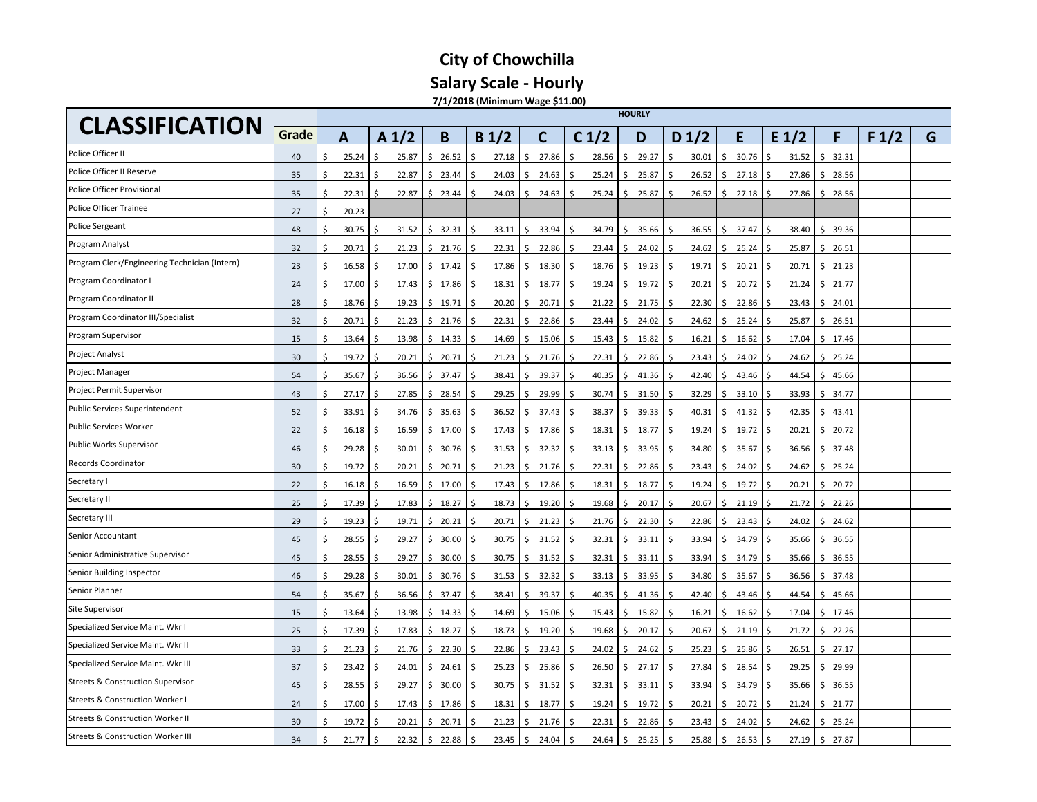# City of Chowchilla

## Salary Scale - Hourly

**7/1/2018 (Minimum Wage $11.00)**

| CLASSIFICATION | Grade | HOURLY | | | | | | | | | | | | |
|---|---|---|---|---|---|---|---|---|---|---|---|---|---|---|
| | | A | A 1/2 | B | B 1/2 | C | C 1/2 | D | D 1/2 | E | E 1/2 | F | F 1/2 | G |
| Police Officer II | 40 | $ 25.24 | $ 25.87 | $ 26.52 | $ 27.18 | $ 27.86 | $ 28.56 | $ 29.27 | $ 30.01 | $ 30.76 | $ 31.52 | $ 32.31 | | |
| Police Officer II Reserve | 35 | $ 22.31 | $ 22.87 | $ 23.44 | $ 24.03 | $ 24.63 | $ 25.24 | $ 25.87 | $ 26.52 | $ 27.18 | $ 27.86 | $ 28.56 | | |
| Police Officer Provisional | 35 | $ 22.31 | $ 22.87 | $ 23.44 | $ 24.03 | $ 24.63 | $ 25.24 | $ 25.87 | $ 26.52 | $ 27.18 | $ 27.86 | $ 28.56 | | |
| Police Officer Trainee | 27 | $ 20.23 | | | | | | | | | | | | |
| Police Sergeant | 48 | $ 30.75 | $ 31.52 | $ 32.31 | $ 33.11 | $ 33.94 | $ 34.79 | $ 35.66 | $ 36.55 | $ 37.47 | $ 38.40 | $ 39.36 | | |
| Program Analyst | 32 | $ 20.71 | $ 21.23 | $ 21.76 | $ 22.31 | $ 22.86 | $ 23.44 | $ 24.02 | $ 24.62 | $ 25.24 | $ 25.87 | $ 26.51 | | |
| Program Clerk/Engineering Technician (Intern) | 23 | $ 16.58 | $ 17.00 | $ 17.42 | $ 17.86 | $ 18.30 | $ 18.76 | $ 19.23 | $ 19.71 | $ 20.21 | $ 20.71 | $ 21.23 | | |
| Program Coordinator I | 24 | $ 17.00 | $ 17.43 | $ 17.86 | $ 18.31 | $ 18.77 | $ 19.24 | $ 19.72 | $ 20.21 | $ 20.72 | $ 21.24 | $ 21.77 | | |
| Program Coordinator II | 28 | $ 18.76 | $ 19.23 | $ 19.71 | $ 20.20 | $ 20.71 | $ 21.22 | $ 21.75 | $ 22.30 | $ 22.86 | $ 23.43 | $ 24.01 | | |
| Program Coordinator III/Specialist | 32 | $ 20.71 | $ 21.23 | $ 21.76 | $ 22.31 | $ 22.86 | $ 23.44 | $ 24.02 | $ 24.62 | $ 25.24 | $ 25.87 | $ 26.51 | | |
| Program Supervisor | 15 | $ 13.64 | $ 13.98 | $ 14.33 | $ 14.69 | $ 15.06 | $ 15.43 | $ 15.82 | $ 16.21 | $ 16.62 | $ 17.04 | $ 17.46 | | |
| Project Analyst | 30 | $ 19.72 | $ 20.21 | $ 20.71 | $ 21.23 | $ 21.76 | $ 22.31 | $ 22.86 | $ 23.43 | $ 24.02 | $ 24.62 | $ 25.24 | | |
| Project Manager | 54 | $ 35.67 | $ 36.56 | $ 37.47 | $ 38.41 | $ 39.37 | $ 40.35 | $ 41.36 | $ 42.40 | $ 43.46 | $ 44.54 | $ 45.66 | | |
| Project Permit Supervisor | 43 | $ 27.17 | $ 27.85 | $ 28.54 | $ 29.25 | $ 29.99 | $ 30.74 | $ 31.50 | $ 32.29 | $ 33.10 | $ 33.93 | $ 34.77 | | |
| Public Services Superintendent | 52 | $ 33.91 | $ 34.76 | $ 35.63 | $ 36.52 | $ 37.43 | $ 38.37 | $ 39.33 | $ 40.31 | $ 41.32 | $ 42.35 | $ 43.41 | | |
| Public Services Worker | 22 | $ 16.18 | $ 16.59 | $ 17.00 | $ 17.43 | $ 17.86 | $ 18.31 | $ 18.77 | $ 19.24 | $ 19.72 | $ 20.21 | $ 20.72 | | |
| Public Works Supervisor | 46 | $ 29.28 | $ 30.01 | $ 30.76 | $ 31.53 | $ 32.32 | $ 33.13 | $ 33.95 | $ 34.80 | $ 35.67 | $ 36.56 | $ 37.48 | | |
| Records Coordinator | 30 | $ 19.72 | $ 20.21 | $ 20.71 | $ 21.23 | $ 21.76 | $ 22.31 | $ 22.86 | $ 23.43 | $ 24.02 | $ 24.62 | $ 25.24 | | |
| Secretary I | 22 | $ 16.18 | $ 16.59 | $ 17.00 | $ 17.43 | $ 17.86 | $ 18.31 | $ 18.77 | $ 19.24 | $ 19.72 | $ 20.21 | $ 20.72 | | |
| Secretary II | 25 | $ 17.39 | $ 17.83 | $ 18.27 | $ 18.73 | $ 19.20 | $ 19.68 | $ 20.17 | $ 20.67 | $ 21.19 | $ 21.72 | $ 22.26 | | |
| Secretary III | 29 | $ 19.23 | $ 19.71 | $ 20.21 | $ 20.71 | $ 21.23 | $ 21.76 | $ 22.30 | $ 22.86 | $ 23.43 | $ 24.02 | $ 24.62 | | |
| Senior Accountant | 45 | $ 28.55 | $ 29.27 | $ 30.00 | $ 30.75 | $ 31.52 | $ 32.31 | $ 33.11 | $ 33.94 | $ 34.79 | $ 35.66 | $ 36.55 | | |
| Senior Administrative Supervisor | 45 | $ 28.55 | $ 29.27 | $ 30.00 | $ 30.75 | $ 31.52 | $ 32.31 | $ 33.11 | $ 33.94 | $ 34.79 | $ 35.66 | $ 36.55 | | |
| Senior Building Inspector | 46 | $ 29.28 | $ 30.01 | $ 30.76 | $ 31.53 | $ 32.32 | $ 33.13 | $ 33.95 | $ 34.80 | $ 35.67 | $ 36.56 | $ 37.48 | | |
| Senior Planner | 54 | $ 35.67 | $ 36.56 | $ 37.47 | $ 38.41 | $ 39.37 | $ 40.35 | $ 41.36 | $ 42.40 | $ 43.46 | $ 44.54 | $ 45.66 | | |
| Site Supervisor | 15 | $ 13.64 | $ 13.98 | $ 14.33 | $ 14.69 | $ 15.06 | $ 15.43 | $ 15.82 | $ 16.21 | $ 16.62 | $ 17.04 | $ 17.46 | | |
| Specialized Service Maint. Wkr I | 25 | $ 17.39 | $ 17.83 | $ 18.27 | $ 18.73 | $ 19.20 | $ 19.68 | $ 20.17 | $ 20.67 | $ 21.19 | $ 21.72 | $ 22.26 | | |
| Specialized Service Maint. Wkr II | 33 | $ 21.23 | $ 21.76 | $ 22.30 | $ 22.86 | $ 23.43 | $ 24.02 | $ 24.62 | $ 25.23 | $ 25.86 | $ 26.51 | $ 27.17 | | |
| Specialized Service Maint. Wkr III | 37 | $ 23.42 | $ 24.01 | $ 24.61 | $ 25.23 | $ 25.86 | $ 26.50 | $ 27.17 | $ 27.84 | $ 28.54 | $ 29.25 | $ 29.99 | | |
| Streets & Construction Supervisor | 45 | $ 28.55 | $ 29.27 | $ 30.00 | $ 30.75 | $ 31.52 | $ 32.31 | $ 33.11 | $ 33.94 | $ 34.79 | $ 35.66 | $ 36.55 | | |
| Streets & Construction Worker I | 24 | $ 17.00 | $ 17.43 | $ 17.86 | $ 18.31 | $ 18.77 | $ 19.24 | $ 19.72 | $ 20.21 | $ 20.72 | $ 21.24 | $ 21.77 | | |
| Streets & Construction Worker II | 30 | $ 19.72 | $ 20.21 | $ 20.71 | $ 21.23 | $ 21.76 | $ 22.31 | $ 22.86 | $ 23.43 | $ 24.02 | $ 24.62 | $ 25.24 | | |
| Streets & Construction Worker III | 34 | $ 21.77 | $ 22.32 | $ 22.88 | $ 23.45 | $ 24.04 | $ 24.64 | $ 25.25 | $ 25.88 | $ 26.53 | $ 27.19 | $ 27.87 | | |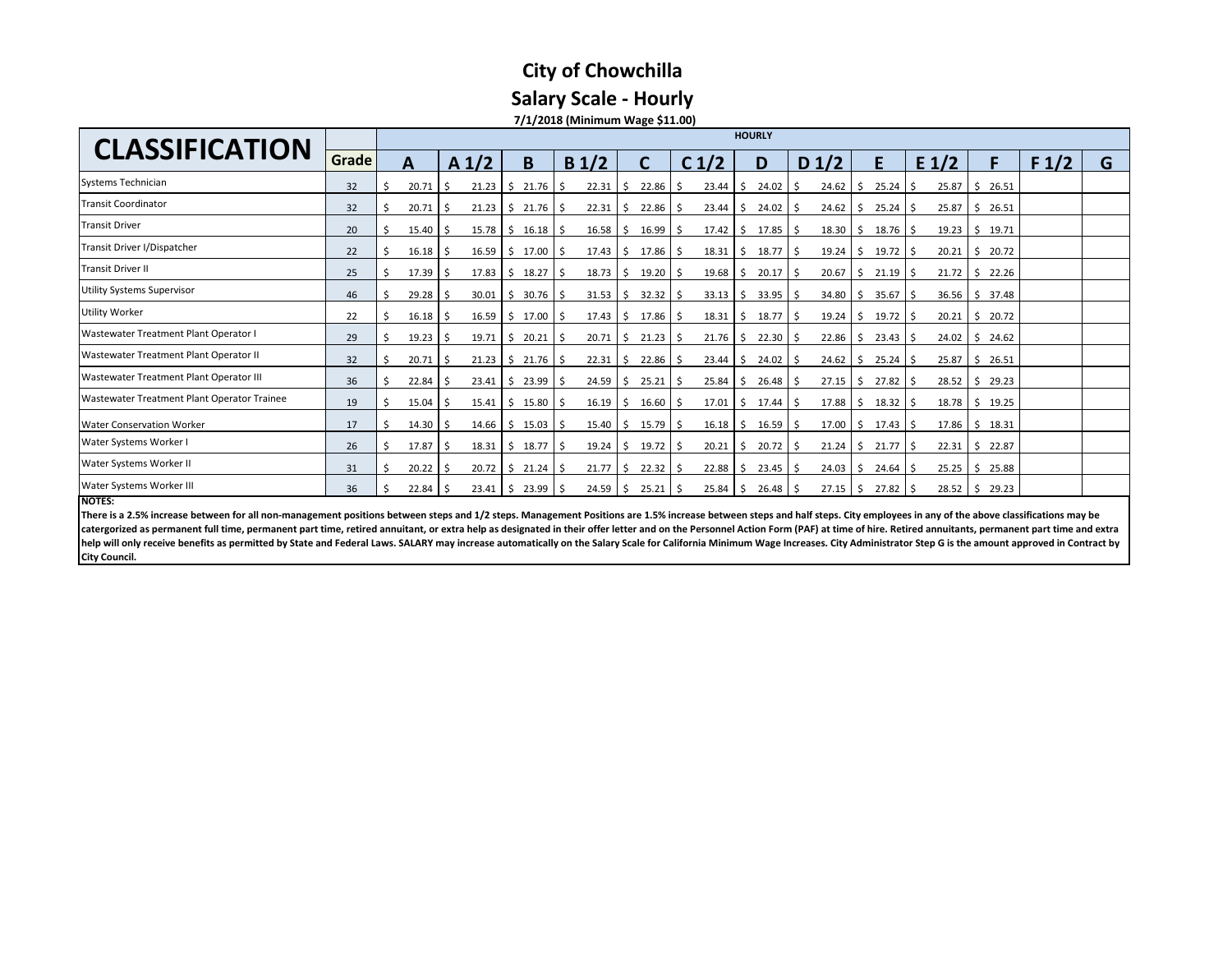# City of Chowchilla

## Salary Scale - Hourly

**7/1/2018 (Minimum Wage $11.00)**

| CLASSIFICATION | Grade | HOURLY | | | | | | | | | | | | |
|---|---|---|---|---|---|---|---|---|---|---|---|---|---|---|
| | | A | A 1/2 | B | B 1/2 | C | C 1/2 | D | D 1/2 | E | E 1/2 | F | F 1/2 | G |
| Systems Technician | 32 | $ 20.71 | $ 21.23 | $ 21.76 | $ 22.31 | $ 22.86 | $ 23.44 | $ 24.02 | $ 24.62 | $ 25.24 | $ 25.87 | $ 26.51 | | |
| Transit Coordinator | 32 | $ 20.71 | $ 21.23 | $ 21.76 | $ 22.31 | $ 22.86 | $ 23.44 | $ 24.02 | $ 24.62 | $ 25.24 | $ 25.87 | $ 26.51 | | |
| Transit Driver | 20 | $ 15.40 | $ 15.78 | $ 16.18 | $ 16.58 | $ 16.99 | $ 17.42 | $ 17.85 | $ 18.30 | $ 18.76 | $ 19.23 | $ 19.71 | | |
| Transit Driver I/Dispatcher | 22 | $ 16.18 | $ 16.59 | $ 17.00 | $ 17.43 | $ 17.86 | $ 18.31 | $ 18.77 | $ 19.24 | $ 19.72 | $ 20.21 | $ 20.72 | | |
| Transit Driver II | 25 | $ 17.39 | $ 17.83 | $ 18.27 | $ 18.73 | $ 19.20 | $ 19.68 | $ 20.17 | $ 20.67 | $ 21.19 | $ 21.72 | $ 22.26 | | |
| Utility Systems Supervisor | 46 | $ 29.28 | $ 30.01 | $ 30.76 | $ 31.53 | $ 32.32 | $ 33.13 | $ 33.95 | $ 34.80 | $ 35.67 | $ 36.56 | $ 37.48 | | |
| Utility Worker | 22 | $ 16.18 | $ 16.59 | $ 17.00 | $ 17.43 | $ 17.86 | $ 18.31 | $ 18.77 | $ 19.24 | $ 19.72 | $ 20.21 | $ 20.72 | | |
| Wastewater Treatment Plant Operator I | 29 | $ 19.23 | $ 19.71 | $ 20.21 | $ 20.71 | $ 21.23 | $ 21.76 | $ 22.30 | $ 22.86 | $ 23.43 | $ 24.02 | $ 24.62 | | |
| Wastewater Treatment Plant Operator II | 32 | $ 20.71 | $ 21.23 | $ 21.76 | $ 22.31 | $ 22.86 | $ 23.44 | $ 24.02 | $ 24.62 | $ 25.24 | $ 25.87 | $ 26.51 | | |
| Wastewater Treatment Plant Operator III | 36 | $ 22.84 | $ 23.41 | $ 23.99 | $ 24.59 | $ 25.21 | $ 25.84 | $ 26.48 | $ 27.15 | $ 27.82 | $ 28.52 | $ 29.23 | | |
| Wastewater Treatment Plant Operator Trainee | 19 | $ 15.04 | $ 15.41 | $ 15.80 | $ 16.19 | $ 16.60 | $ 17.01 | $ 17.44 | $ 17.88 | $ 18.32 | $ 18.78 | $ 19.25 | | |
| Water Conservation Worker | 17 | $ 14.30 | $ 14.66 | $ 15.03 | $ 15.40 | $ 15.79 | $ 16.18 | $ 16.59 | $ 17.00 | $ 17.43 | $ 17.86 | $ 18.31 | | |
| Water Systems Worker I | 26 | $ 17.87 | $ 18.31 | $ 18.77 | $ 19.24 | $ 19.72 | $ 20.21 | $ 20.72 | $ 21.24 | $ 21.77 | $ 22.31 | $ 22.87 | | |
| Water Systems Worker II | 31 | $ 20.22 | $ 20.72 | $ 21.24 | $ 21.77 | $ 22.32 | $ 22.88 | $ 23.45 | $ 24.03 | $ 24.64 | $ 25.25 | $ 25.88 | | |
| Water Systems Worker III | 36 | $ 22.84 | $ 23.41 | $ 23.99 | $ 24.59 | $ 25.21 | $ 25.84 | $ 26.48 | $ 27.15 | $ 27.82 | $ 28.52 | $ 29.23 | | |

**NOTES:**
**There is a 2.5% increase between for all non-management positions between steps and 1/2 steps. Management Positions are 1.5% increase between steps and half steps. City employees in any of the above classifications may be catergorized as permanent full time, permanent part time, retired annuitant, or extra help as designated in their offer letter and on the Personnel Action Form (PAF) at time of hire. Retired annuitants, permanent part time and extra help will only receive benefits as permitted by State and Federal Laws. SALARY may increase automatically on the Salary Scale for California Minimum Wage Increases. City Administrator Step G is the amount approved in Contract by City Council.**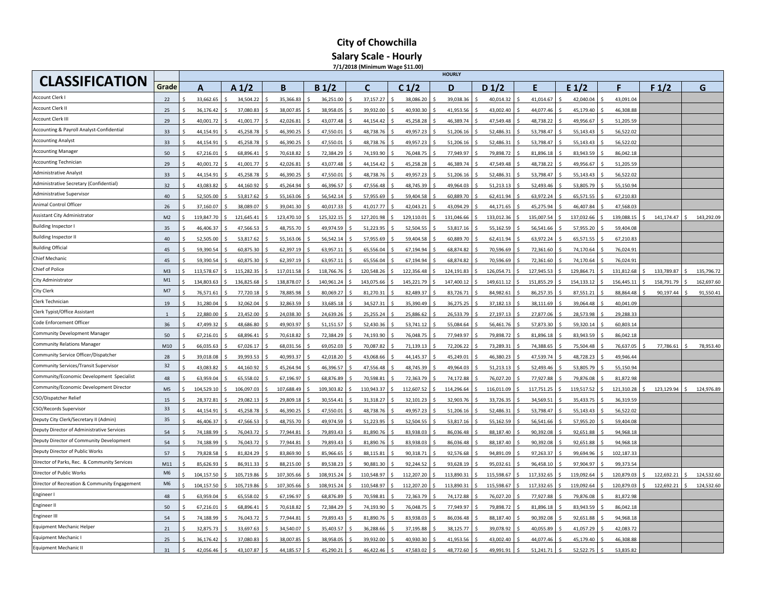# City of Chowchilla

## Salary Scale - Hourly

**7/1/2018 (Minimum Wage $11.00)**

| CLASSIFICATION | Grade | HOURLY | | | | | | | | | | | | |
|---|---|---|---|---|---|---|---|---|---|---|---|---|---|---|
| | | A | A 1/2 | B | B 1/2 | C | C 1/2 | D | D 1/2 | E | E 1/2 | F | F 1/2 | G |
| Account Clerk I | 22 | $ 33,662.65 | $ 34,504.22 | $ 35,366.83 | $ 36,251.00 | $ 37,157.27 | $ 38,086.20 | $ 39,038.36 | $ 40,014.32 | $ 41,014.67 | $ 42,040.04 | $ 43,091.04 | | |
| Account Clerk II | 25 | $ 36,176.42 | $ 37,080.83 | $ 38,007.85 | $ 38,958.05 | $ 39,932.00 | $ 40,930.30 | $ 41,953.56 | $ 43,002.40 | $ 44,077.46 | $ 45,179.40 | $ 46,308.88 | | |
| Account Clerk III | 29 | $ 40,001.72 | $ 41,001.77 | $ 42,026.81 | $ 43,077.48 | $ 44,154.42 | $ 45,258.28 | $ 46,389.74 | $ 47,549.48 | $ 48,738.22 | $ 49,956.67 | $ 51,205.59 | | |
| Accounting & Payroll Analyst-Confidential | 33 | $ 44,154.91 | $ 45,258.78 | $ 46,390.25 | $ 47,550.01 | $ 48,738.76 | $ 49,957.23 | $ 51,206.16 | $ 52,486.31 | $ 53,798.47 | $ 55,143.43 | $ 56,522.02 | | |
| Accounting Analyst | 33 | $ 44,154.91 | $ 45,258.78 | $ 46,390.25 | $ 47,550.01 | $ 48,738.76 | $ 49,957.23 | $ 51,206.16 | $ 52,486.31 | $ 53,798.47 | $ 55,143.43 | $ 56,522.02 | | |
| Accounting Manager | 50 | $ 67,216.01 | $ 68,896.41 | $ 70,618.82 | $ 72,384.29 | $ 74,193.90 | $ 76,048.75 | $ 77,949.97 | $ 79,898.72 | $ 81,896.18 | $ 83,943.59 | $ 86,042.18 | | |
| Accounting Technician | 29 | $ 40,001.72 | $ 41,001.77 | $ 42,026.81 | $ 43,077.48 | $ 44,154.42 | $ 45,258.28 | $ 46,389.74 | $ 47,549.48 | $ 48,738.22 | $ 49,956.67 | $ 51,205.59 | | |
| Administrative Analyst | 33 | $ 44,154.91 | $ 45,258.78 | $ 46,390.25 | $ 47,550.01 | $ 48,738.76 | $ 49,957.23 | $ 51,206.16 | $ 52,486.31 | $ 53,798.47 | $ 55,143.43 | $ 56,522.02 | | |
| Administrative Secretary (Confidential) | 32 | $ 43,083.82 | $ 44,160.92 | $ 45,264.94 | $ 46,396.57 | $ 47,556.48 | $ 48,745.39 | $ 49,964.03 | $ 51,213.13 | $ 52,493.46 | $ 53,805.79 | $ 55,150.94 | | |
| Administrative Supervisor | 40 | $ 52,505.00 | $ 53,817.62 | $ 55,163.06 | $ 56,542.14 | $ 57,955.69 | $ 59,404.58 | $ 60,889.70 | $ 62,411.94 | $ 63,972.24 | $ 65,571.55 | $ 67,210.83 | | |
| Animal Control Officer | 26 | $ 37,160.07 | $ 38,089.07 | $ 39,041.30 | $ 40,017.33 | $ 41,017.77 | $ 42,043.21 | $ 43,094.29 | $ 44,171.65 | $ 45,275.94 | $ 46,407.84 | $ 47,568.03 | | |
| Assistant City Administrator | M2 | $ 119,847.70 | $ 121,645.41 | $ 123,470.10 | $ 125,322.15 | $ 127,201.98 | $ 129,110.01 | $ 131,046.66 | $ 133,012.36 | $ 135,007.54 | $ 137,032.66 | $ 139,088.15 | $ 141,174.47 | $ 143,292.09 |
| Building Inspector I | 35 | $ 46,406.37 | $ 47,566.53 | $ 48,755.70 | $ 49,974.59 | $ 51,223.95 | $ 52,504.55 | $ 53,817.16 | $ 55,162.59 | $ 56,541.66 | $ 57,955.20 | $ 59,404.08 | | |
| Building Inspector II | 40 | $ 52,505.00 | $ 53,817.62 | $ 55,163.06 | $ 56,542.14 | $ 57,955.69 | $ 59,404.58 | $ 60,889.70 | $ 62,411.94 | $ 63,972.24 | $ 65,571.55 | $ 67,210.83 | | |
| Building Official | 45 | $ 59,390.54 | $ 60,875.30 | $ 62,397.19 | $ 63,957.11 | $ 65,556.04 | $ 67,194.94 | $ 68,874.82 | $ 70,596.69 | $ 72,361.60 | $ 74,170.64 | $ 76,024.91 | | |
| Chief Mechanic | 45 | $ 59,390.54 | $ 60,875.30 | $ 62,397.19 | $ 63,957.11 | $ 65,556.04 | $ 67,194.94 | $ 68,874.82 | $ 70,596.69 | $ 72,361.60 | $ 74,170.64 | $ 76,024.91 | | |
| Chief of Police | M3 | $ 113,578.67 | $ 115,282.35 | $ 117,011.58 | $ 118,766.76 | $ 120,548.26 | $ 122,356.48 | $ 124,191.83 | $ 126,054.71 | $ 127,945.53 | $ 129,864.71 | $ 131,812.68 | $ 133,789.87 | $ 135,796.72 |
| City Administrator | M1 | $ 134,803.63 | $ 136,825.68 | $ 138,878.07 | $ 140,961.24 | $ 143,075.66 | $ 145,221.79 | $ 147,400.12 | $ 149,611.12 | $ 151,855.29 | $ 154,133.12 | $ 156,445.11 | $ 158,791.79 | $ 162,697.60 |
| City Clerk | M7 | $ 76,571.61 | $ 77,720.18 | $ 78,885.98 | $ 80,069.27 | $ 81,270.31 | $ 82,489.37 | $ 83,726.71 | $ 84,982.61 | $ 86,257.35 | $ 87,551.21 | $ 88,864.48 | $ 90,197.44 | $ 91,550.41 |
| Clerk Technician | 19 | $ 31,280.04 | $ 32,062.04 | $ 32,863.59 | $ 33,685.18 | $ 34,527.31 | $ 35,390.49 | $ 36,275.25 | $ 37,182.13 | $ 38,111.69 | $ 39,064.48 | $ 40,041.09 | | |
| Clerk Typist/Office Assistant | 1 | $ 22,880.00 | $ 23,452.00 | $ 24,038.30 | $ 24,639.26 | $ 25,255.24 | $ 25,886.62 | $ 26,533.79 | $ 27,197.13 | $ 27,877.06 | $ 28,573.98 | $ 29,288.33 | | |
| Code Enforcement Officer | 36 | $ 47,499.32 | $ 48,686.80 | $ 49,903.97 | $ 51,151.57 | $ 52,430.36 | $ 53,741.12 | $ 55,084.64 | $ 56,461.76 | $ 57,873.30 | $ 59,320.14 | $ 60,803.14 | | |
| Community Development Manager | 50 | $ 67,216.01 | $ 68,896.41 | $ 70,618.82 | $ 72,384.29 | $ 74,193.90 | $ 76,048.75 | $ 77,949.97 | $ 79,898.72 | $ 81,896.18 | $ 83,943.59 | $ 86,042.18 | | |
| Community Relations Manager | M10 | $ 66,035.63 | $ 67,026.17 | $ 68,031.56 | $ 69,052.03 | $ 70,087.82 | $ 71,139.13 | $ 72,206.22 | $ 73,289.31 | $ 74,388.65 | $ 75,504.48 | $ 76,637.05 | $ 77,786.61 | $ 78,953.40 |
| Community Service Officer/Dispatcher | 28 | $ 39,018.08 | $ 39,993.53 | $ 40,993.37 | $ 42,018.20 | $ 43,068.66 | $ 44,145.37 | $ 45,249.01 | $ 46,380.23 | $ 47,539.74 | $ 48,728.23 | $ 49,946.44 | | |
| Community Services/Transit Supervisor | 32 | $ 43,083.82 | $ 44,160.92 | $ 45,264.94 | $ 46,396.57 | $ 47,556.48 | $ 48,745.39 | $ 49,964.03 | $ 51,213.13 | $ 52,493.46 | $ 53,805.79 | $ 55,150.94 | | |
| Community/Economic Development Specialist | 48 | $ 63,959.04 | $ 65,558.02 | $ 67,196.97 | $ 68,876.89 | $ 70,598.81 | $ 72,363.79 | $ 74,172.88 | $ 76,027.20 | $ 77,927.88 | $ 79,876.08 | $ 81,872.98 | | |
| Community/Economic Development Director | M5 | $ 104,529.10 | $ 106,097.03 | $ 107,688.49 | $ 109,303.82 | $ 110,943.37 | $ 112,607.52 | $ 114,296.64 | $ 116,011.09 | $ 117,751.25 | $ 119,517.52 | $ 121,310.28 | $ 123,129.94 | $ 124,976.89 |
| CSO/Dispatcher Relief | 15 | $ 28,372.81 | $ 29,082.13 | $ 29,809.18 | $ 30,554.41 | $ 31,318.27 | $ 32,101.23 | $ 32,903.76 | $ 33,726.35 | $ 34,569.51 | $ 35,433.75 | $ 36,319.59 | | |
| CSO/Records Supervisor | 33 | $ 44,154.91 | $ 45,258.78 | $ 46,390.25 | $ 47,550.01 | $ 48,738.76 | $ 49,957.23 | $ 51,206.16 | $ 52,486.31 | $ 53,798.47 | $ 55,143.43 | $ 56,522.02 | | |
| Deputy City Clerk/Secretary II (Admin) | 35 | $ 46,406.37 | $ 47,566.53 | $ 48,755.70 | $ 49,974.59 | $ 51,223.95 | $ 52,504.55 | $ 53,817.16 | $ 55,162.59 | $ 56,541.66 | $ 57,955.20 | $ 59,404.08 | | |
| Deputy Director of Administrative Services | 54 | $ 74,188.99 | $ 76,043.72 | $ 77,944.81 | $ 79,893.43 | $ 81,890.76 | $ 83,938.03 | $ 86,036.48 | $ 88,187.40 | $ 90,392.08 | $ 92,651.88 | $ 94,968.18 | | |
| Deputy Director of Community Development | 54 | $ 74,188.99 | $ 76,043.72 | $ 77,944.81 | $ 79,893.43 | $ 81,890.76 | $ 83,938.03 | $ 86,036.48 | $ 88,187.40 | $ 90,392.08 | $ 92,651.88 | $ 94,968.18 | | |
| Deputy Director of Public Works | 57 | $ 79,828.58 | $ 81,824.29 | $ 83,869.90 | $ 85,966.65 | $ 88,115.81 | $ 90,318.71 | $ 92,576.68 | $ 94,891.09 | $ 97,263.37 | $ 99,694.96 | $ 102,187.33 | | |
| Director of Parks, Rec. & Community Services | M11 | $ 85,626.93 | $ 86,911.33 | $ 88,215.00 | $ 89,538.23 | $ 90,881.30 | $ 92,244.52 | $ 93,628.19 | $ 95,032.61 | $ 96,458.10 | $ 97,904.97 | $ 99,373.54 | | |
| Director of Public Works | M6 | $ 104,157.50 | $ 105,719.86 | $ 107,305.66 | $ 108,915.24 | $ 110,548.97 | $ 112,207.20 | $ 113,890.31 | $ 115,598.67 | $ 117,332.65 | $ 119,092.64 | $ 120,879.03 | $ 122,692.21 | $ 124,532.60 |
| Director of Recreation & Community Engagement | M6 | $ 104,157.50 | $ 105,719.86 | $ 107,305.66 | $ 108,915.24 | $ 110,548.97 | $ 112,207.20 | $ 113,890.31 | $ 115,598.67 | $ 117,332.65 | $ 119,092.64 | $ 120,879.03 | $ 122,692.21 | $ 124,532.60 |
| Engineer I | 48 | $ 63,959.04 | $ 65,558.02 | $ 67,196.97 | $ 68,876.89 | $ 70,598.81 | $ 72,363.79 | $ 74,172.88 | $ 76,027.20 | $ 77,927.88 | $ 79,876.08 | $ 81,872.98 | | |
| Engineer II | 50 | $ 67,216.01 | $ 68,896.41 | $ 70,618.82 | $ 72,384.29 | $ 74,193.90 | $ 76,048.75 | $ 77,949.97 | $ 79,898.72 | $ 81,896.18 | $ 83,943.59 | $ 86,042.18 | | |
| Engineer III | 54 | $ 74,188.99 | $ 76,043.72 | $ 77,944.81 | $ 79,893.43 | $ 81,890.76 | $ 83,938.03 | $ 86,036.48 | $ 88,187.40 | $ 90,392.08 | $ 92,651.88 | $ 94,968.18 | | |
| Equipment Mechanic Helper | 21 | $ 32,875.73 | $ 33,697.63 | $ 34,540.07 | $ 35,403.57 | $ 36,288.66 | $ 37,195.88 | $ 38,125.77 | $ 39,078.92 | $ 40,055.89 | $ 41,057.29 | $ 42,083.72 | | |
| Equipment Mechanic I | 25 | $ 36,176.42 | $ 37,080.83 | $ 38,007.85 | $ 38,958.05 | $ 39,932.00 | $ 40,930.30 | $ 41,953.56 | $ 43,002.40 | $ 44,077.46 | $ 45,179.40 | $ 46,308.88 | | |
| Equipment Mechanic II | 31 | $ 42,056.46 | $ 43,107.87 | $ 44,185.57 | $ 45,290.21 | $ 46,422.46 | $ 47,583.02 | $ 48,772.60 | $ 49,991.91 | $ 51,241.71 | $ 52,522.75 | $ 53,835.82 | | |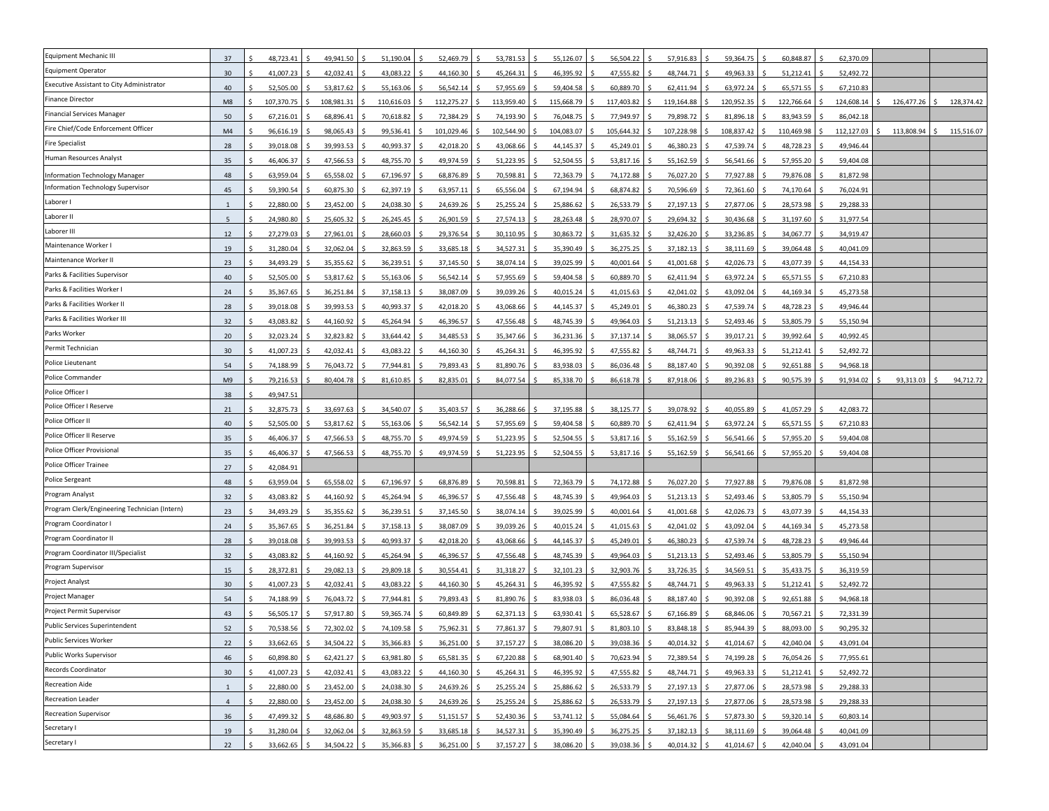| | | | | | | | | | | | | | | |
|---|---|---|---|---|---|---|---|---|---|---|---|---|---|---|
| Equipment Mechanic III | 37 | $ 48,723.41 | $ 49,941.50 | $ 51,190.04 | $ 52,469.79 | $ 53,781.53 | $ 55,126.07 | $ 56,504.22 | $ 57,916.83 | $ 59,364.75 | $ 60,848.87 | $ 62,370.09 | | |
| Equipment Operator | 30 | $ 41,007.23 | $ 42,032.41 | $ 43,083.22 | $ 44,160.30 | $ 45,264.31 | $ 46,395.92 | $ 47,555.82 | $ 48,744.71 | $ 49,963.33 | $ 51,212.41 | $ 52,492.72 | | |
| Executive Assistant to City Administrator | 40 | $ 52,505.00 | $ 53,817.62 | $ 55,163.06 | $ 56,542.14 | $ 57,955.69 | $ 59,404.58 | $ 60,889.70 | $ 62,411.94 | $ 63,972.24 | $ 65,571.55 | $ 67,210.83 | | |
| Finance Director | M8 | $ 107,370.75 | $ 108,981.31 | $ 110,616.03 | $ 112,275.27 | $ 113,959.40 | $ 115,668.79 | $ 117,403.82 | $ 119,164.88 | $ 120,952.35 | $ 122,766.64 | $ 124,608.14 | $ 126,477.26 | $ 128,374.42 |
| Financial Services Manager | 50 | $ 67,216.01 | $ 68,896.41 | $ 70,618.82 | $ 72,384.29 | $ 74,193.90 | $ 76,048.75 | $ 77,949.97 | $ 79,898.72 | $ 81,896.18 | $ 83,943.59 | $ 86,042.18 | | |
| Fire Chief/Code Enforcement Officer | M4 | $ 96,616.19 | $ 98,065.43 | $ 99,536.41 | $ 101,029.46 | $ 102,544.90 | $ 104,083.07 | $ 105,644.32 | $ 107,228.98 | $ 108,837.42 | $ 110,469.98 | $ 112,127.03 | $ 113,808.94 | $ 115,516.07 |
| Fire Specialist | 28 | $ 39,018.08 | $ 39,993.53 | $ 40,993.37 | $ 42,018.20 | $ 43,068.66 | $ 44,145.37 | $ 45,249.01 | $ 46,380.23 | $ 47,539.74 | $ 48,728.23 | $ 49,946.44 | | |
| Human Resources Analyst | 35 | $ 46,406.37 | $ 47,566.53 | $ 48,755.70 | $ 49,974.59 | $ 51,223.95 | $ 52,504.55 | $ 53,817.16 | $ 55,162.59 | $ 56,541.66 | $ 57,955.20 | $ 59,404.08 | | |
| Information Technology Manager | 48 | $ 63,959.04 | $ 65,558.02 | $ 67,196.97 | $ 68,876.89 | $ 70,598.81 | $ 72,363.79 | $ 74,172.88 | $ 76,027.20 | $ 77,927.88 | $ 79,876.08 | $ 81,872.98 | | |
| Information Technology Supervisor | 45 | $ 59,390.54 | $ 60,875.30 | $ 62,397.19 | $ 63,957.11 | $ 65,556.04 | $ 67,194.94 | $ 68,874.82 | $ 70,596.69 | $ 72,361.60 | $ 74,170.64 | $ 76,024.91 | | |
| Laborer I | 1 | $ 22,880.00 | $ 23,452.00 | $ 24,038.30 | $ 24,639.26 | $ 25,255.24 | $ 25,886.62 | $ 26,533.79 | $ 27,197.13 | $ 27,877.06 | $ 28,573.98 | $ 29,288.33 | | |
| Laborer II | 5 | $ 24,980.80 | $ 25,605.32 | $ 26,245.45 | $ 26,901.59 | $ 27,574.13 | $ 28,263.48 | $ 28,970.07 | $ 29,694.32 | $ 30,436.68 | $ 31,197.60 | $ 31,977.54 | | |
| Laborer III | 12 | $ 27,279.03 | $ 27,961.01 | $ 28,660.03 | $ 29,376.54 | $ 30,110.95 | $ 30,863.72 | $ 31,635.32 | $ 32,426.20 | $ 33,236.85 | $ 34,067.77 | $ 34,919.47 | | |
| Maintenance Worker I | 19 | $ 31,280.04 | $ 32,062.04 | $ 32,863.59 | $ 33,685.18 | $ 34,527.31 | $ 35,390.49 | $ 36,275.25 | $ 37,182.13 | $ 38,111.69 | $ 39,064.48 | $ 40,041.09 | | |
| Maintenance Worker II | 23 | $ 34,493.29 | $ 35,355.62 | $ 36,239.51 | $ 37,145.50 | $ 38,074.14 | $ 39,025.99 | $ 40,001.64 | $ 41,001.68 | $ 42,026.73 | $ 43,077.39 | $ 44,154.33 | | |
| Parks & Facilities Supervisor | 40 | $ 52,505.00 | $ 53,817.62 | $ 55,163.06 | $ 56,542.14 | $ 57,955.69 | $ 59,404.58 | $ 60,889.70 | $ 62,411.94 | $ 63,972.24 | $ 65,571.55 | $ 67,210.83 | | |
| Parks & Facilities Worker I | 24 | $ 35,367.65 | $ 36,251.84 | $ 37,158.13 | $ 38,087.09 | $ 39,039.26 | $ 40,015.24 | $ 41,015.63 | $ 42,041.02 | $ 43,092.04 | $ 44,169.34 | $ 45,273.58 | | |
| Parks & Facilities Worker II | 28 | $ 39,018.08 | $ 39,993.53 | $ 40,993.37 | $ 42,018.20 | $ 43,068.66 | $ 44,145.37 | $ 45,249.01 | $ 46,380.23 | $ 47,539.74 | $ 48,728.23 | $ 49,946.44 | | |
| Parks & Facilities Worker III | 32 | $ 43,083.82 | $ 44,160.92 | $ 45,264.94 | $ 46,396.57 | $ 47,556.48 | $ 48,745.39 | $ 49,964.03 | $ 51,213.13 | $ 52,493.46 | $ 53,805.79 | $ 55,150.94 | | |
| Parks Worker | 20 | $ 32,023.24 | $ 32,823.82 | $ 33,644.42 | $ 34,485.53 | $ 35,347.66 | $ 36,231.36 | $ 37,137.14 | $ 38,065.57 | $ 39,017.21 | $ 39,992.64 | $ 40,992.45 | | |
| Permit Technician | 30 | $ 41,007.23 | $ 42,032.41 | $ 43,083.22 | $ 44,160.30 | $ 45,264.31 | $ 46,395.92 | $ 47,555.82 | $ 48,744.71 | $ 49,963.33 | $ 51,212.41 | $ 52,492.72 | | |
| Police Lieutenant | 54 | $ 74,188.99 | $ 76,043.72 | $ 77,944.81 | $ 79,893.43 | $ 81,890.76 | $ 83,938.03 | $ 86,036.48 | $ 88,187.40 | $ 90,392.08 | $ 92,651.88 | $ 94,968.18 | | |
| Police Commander | M9 | $ 79,216.53 | $ 80,404.78 | $ 81,610.85 | $ 82,835.01 | $ 84,077.54 | $ 85,338.70 | $ 86,618.78 | $ 87,918.06 | $ 89,236.83 | $ 90,575.39 | $ 91,934.02 | $ 93,313.03 | $ 94,712.72 |
| Police Officer I | 38 | $ 49,947.51 | | | | | | | | | | | | |
| Police Officer I Reserve | 21 | $ 32,875.73 | $ 33,697.63 | $ 34,540.07 | $ 35,403.57 | $ 36,288.66 | $ 37,195.88 | $ 38,125.77 | $ 39,078.92 | $ 40,055.89 | $ 41,057.29 | $ 42,083.72 | | |
| Police Officer II | 40 | $ 52,505.00 | $ 53,817.62 | $ 55,163.06 | $ 56,542.14 | $ 57,955.69 | $ 59,404.58 | $ 60,889.70 | $ 62,411.94 | $ 63,972.24 | $ 65,571.55 | $ 67,210.83 | | |
| Police Officer II Reserve | 35 | $ 46,406.37 | $ 47,566.53 | $ 48,755.70 | $ 49,974.59 | $ 51,223.95 | $ 52,504.55 | $ 53,817.16 | $ 55,162.59 | $ 56,541.66 | $ 57,955.20 | $ 59,404.08 | | |
| Police Officer Provisional | 35 | $ 46,406.37 | $ 47,566.53 | $ 48,755.70 | $ 49,974.59 | $ 51,223.95 | $ 52,504.55 | $ 53,817.16 | $ 55,162.59 | $ 56,541.66 | $ 57,955.20 | $ 59,404.08 | | |
| Police Officer Trainee | 27 | $ 42,084.91 | | | | | | | | | | | | |
| Police Sergeant | 48 | $ 63,959.04 | $ 65,558.02 | $ 67,196.97 | $ 68,876.89 | $ 70,598.81 | $ 72,363.79 | $ 74,172.88 | $ 76,027.20 | $ 77,927.88 | $ 79,876.08 | $ 81,872.98 | | |
| Program Analyst | 32 | $ 43,083.82 | $ 44,160.92 | $ 45,264.94 | $ 46,396.57 | $ 47,556.48 | $ 48,745.39 | $ 49,964.03 | $ 51,213.13 | $ 52,493.46 | $ 53,805.79 | $ 55,150.94 | | |
| Program Clerk/Engineering Technician (Intern) | 23 | $ 34,493.29 | $ 35,355.62 | $ 36,239.51 | $ 37,145.50 | $ 38,074.14 | $ 39,025.99 | $ 40,001.64 | $ 41,001.68 | $ 42,026.73 | $ 43,077.39 | $ 44,154.33 | | |
| Program Coordinator I | 24 | $ 35,367.65 | $ 36,251.84 | $ 37,158.13 | $ 38,087.09 | $ 39,039.26 | $ 40,015.24 | $ 41,015.63 | $ 42,041.02 | $ 43,092.04 | $ 44,169.34 | $ 45,273.58 | | |
| Program Coordinator II | 28 | $ 39,018.08 | $ 39,993.53 | $ 40,993.37 | $ 42,018.20 | $ 43,068.66 | $ 44,145.37 | $ 45,249.01 | $ 46,380.23 | $ 47,539.74 | $ 48,728.23 | $ 49,946.44 | | |
| Program Coordinator III/Specialist | 32 | $ 43,083.82 | $ 44,160.92 | $ 45,264.94 | $ 46,396.57 | $ 47,556.48 | $ 48,745.39 | $ 49,964.03 | $ 51,213.13 | $ 52,493.46 | $ 53,805.79 | $ 55,150.94 | | |
| Program Supervisor | 15 | $ 28,372.81 | $ 29,082.13 | $ 29,809.18 | $ 30,554.41 | $ 31,318.27 | $ 32,101.23 | $ 32,903.76 | $ 33,726.35 | $ 34,569.51 | $ 35,433.75 | $ 36,319.59 | | |
| Project Analyst | 30 | $ 41,007.23 | $ 42,032.41 | $ 43,083.22 | $ 44,160.30 | $ 45,264.31 | $ 46,395.92 | $ 47,555.82 | $ 48,744.71 | $ 49,963.33 | $ 51,212.41 | $ 52,492.72 | | |
| Project Manager | 54 | $ 74,188.99 | $ 76,043.72 | $ 77,944.81 | $ 79,893.43 | $ 81,890.76 | $ 83,938.03 | $ 86,036.48 | $ 88,187.40 | $ 90,392.08 | $ 92,651.88 | $ 94,968.18 | | |
| Project Permit Supervisor | 43 | $ 56,505.17 | $ 57,917.80 | $ 59,365.74 | $ 60,849.89 | $ 62,371.13 | $ 63,930.41 | $ 65,528.67 | $ 67,166.89 | $ 68,846.06 | $ 70,567.21 | $ 72,331.39 | | |
| Public Services Superintendent | 52 | $ 70,538.56 | $ 72,302.02 | $ 74,109.58 | $ 75,962.31 | $ 77,861.37 | $ 79,807.91 | $ 81,803.10 | $ 83,848.18 | $ 85,944.39 | $ 88,093.00 | $ 90,295.32 | | |
| Public Services Worker | 22 | $ 33,662.65 | $ 34,504.22 | $ 35,366.83 | $ 36,251.00 | $ 37,157.27 | $ 38,086.20 | $ 39,038.36 | $ 40,014.32 | $ 41,014.67 | $ 42,040.04 | $ 43,091.04 | | |
| Public Works Supervisor | 46 | $ 60,898.80 | $ 62,421.27 | $ 63,981.80 | $ 65,581.35 | $ 67,220.88 | $ 68,901.40 | $ 70,623.94 | $ 72,389.54 | $ 74,199.28 | $ 76,054.26 | $ 77,955.61 | | |
| Records Coordinator | 30 | $ 41,007.23 | $ 42,032.41 | $ 43,083.22 | $ 44,160.30 | $ 45,264.31 | $ 46,395.92 | $ 47,555.82 | $ 48,744.71 | $ 49,963.33 | $ 51,212.41 | $ 52,492.72 | | |
| Recreation Aide | 1 | $ 22,880.00 | $ 23,452.00 | $ 24,038.30 | $ 24,639.26 | $ 25,255.24 | $ 25,886.62 | $ 26,533.79 | $ 27,197.13 | $ 27,877.06 | $ 28,573.98 | $ 29,288.33 | | |
| Recreation Leader | 4 | $ 22,880.00 | $ 23,452.00 | $ 24,038.30 | $ 24,639.26 | $ 25,255.24 | $ 25,886.62 | $ 26,533.79 | $ 27,197.13 | $ 27,877.06 | $ 28,573.98 | $ 29,288.33 | | |
| Recreation Supervisor | 36 | $ 47,499.32 | $ 48,686.80 | $ 49,903.97 | $ 51,151.57 | $ 52,430.36 | $ 53,741.12 | $ 55,084.64 | $ 56,461.76 | $ 57,873.30 | $ 59,320.14 | $ 60,803.14 | | |
| Secretary I | 19 | $ 31,280.04 | $ 32,062.04 | $ 32,863.59 | $ 33,685.18 | $ 34,527.31 | $ 35,390.49 | $ 36,275.25 | $ 37,182.13 | $ 38,111.69 | $ 39,064.48 | $ 40,041.09 | | |
| Secretary I | 22 | $ 33,662.65 | $ 34,504.22 | $ 35,366.83 | $ 36,251.00 | $ 37,157.27 | $ 38,086.20 | $ 39,038.36 | $ 40,014.32 | $ 41,014.67 | $ 42,040.04 | $ 43,091.04 | | |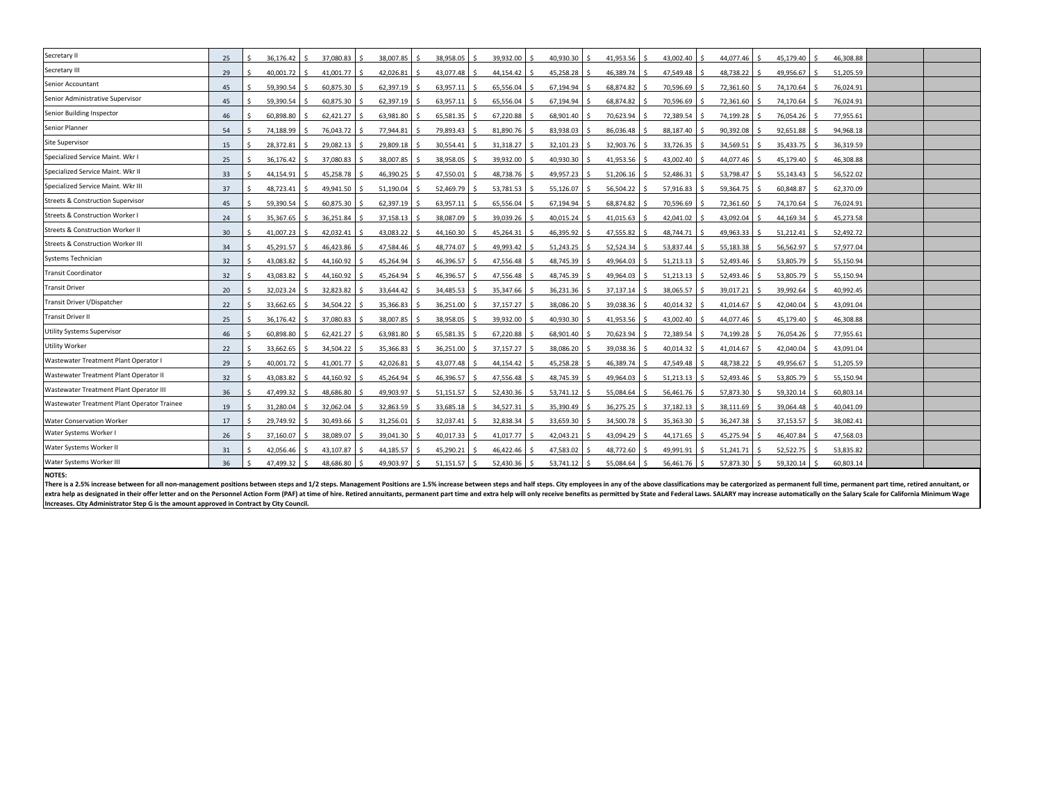| | | | | | | | | | | | | | |
|---|---|---|---|---|---|---|---|---|---|---|---|---|---|
| Secretary II | 25 | $ 36,176.42 | $ 37,080.83 | $ 38,007.85 | $ 38,958.05 | $ 39,932.00 | $ 40,930.30 | $ 41,953.56 | $ 43,002.40 | $ 44,077.46 | $ 45,179.40 | $ 46,308.88 | | |
| Secretary III | 29 | $ 40,001.72 | $ 41,001.77 | $ 42,026.81 | $ 43,077.48 | $ 44,154.42 | $ 45,258.28 | $ 46,389.74 | $ 47,549.48 | $ 48,738.22 | $ 49,956.67 | $ 51,205.59 | | |
| Senior Accountant | 45 | $ 59,390.54 | $ 60,875.30 | $ 62,397.19 | $ 63,957.11 | $ 65,556.04 | $ 67,194.94 | $ 68,874.82 | $ 70,596.69 | $ 72,361.60 | $ 74,170.64 | $ 76,024.91 | | |
| Senior Administrative Supervisor | 45 | $ 59,390.54 | $ 60,875.30 | $ 62,397.19 | $ 63,957.11 | $ 65,556.04 | $ 67,194.94 | $ 68,874.82 | $ 70,596.69 | $ 72,361.60 | $ 74,170.64 | $ 76,024.91 | | |
| Senior Building Inspector | 46 | $ 60,898.80 | $ 62,421.27 | $ 63,981.80 | $ 65,581.35 | $ 67,220.88 | $ 68,901.40 | $ 70,623.94 | $ 72,389.54 | $ 74,199.28 | $ 76,054.26 | $ 77,955.61 | | |
| Senior Planner | 54 | $ 74,188.99 | $ 76,043.72 | $ 77,944.81 | $ 79,893.43 | $ 81,890.76 | $ 83,938.03 | $ 86,036.48 | $ 88,187.40 | $ 90,392.08 | $ 92,651.88 | $ 94,968.18 | | |
| Site Supervisor | 15 | $ 28,372.81 | $ 29,082.13 | $ 29,809.18 | $ 30,554.41 | $ 31,318.27 | $ 32,101.23 | $ 32,903.76 | $ 33,726.35 | $ 34,569.51 | $ 35,433.75 | $ 36,319.59 | | |
| Specialized Service Maint. Wkr I | 25 | $ 36,176.42 | $ 37,080.83 | $ 38,007.85 | $ 38,958.05 | $ 39,932.00 | $ 40,930.30 | $ 41,953.56 | $ 43,002.40 | $ 44,077.46 | $ 45,179.40 | $ 46,308.88 | | |
| Specialized Service Maint. Wkr II | 33 | $ 44,154.91 | $ 45,258.78 | $ 46,390.25 | $ 47,550.01 | $ 48,738.76 | $ 49,957.23 | $ 51,206.16 | $ 52,486.31 | $ 53,798.47 | $ 55,143.43 | $ 56,522.02 | | |
| Specialized Service Maint. Wkr III | 37 | $ 48,723.41 | $ 49,941.50 | $ 51,190.04 | $ 52,469.79 | $ 53,781.53 | $ 55,126.07 | $ 56,504.22 | $ 57,916.83 | $ 59,364.75 | $ 60,848.87 | $ 62,370.09 | | |
| Streets & Construction Supervisor | 45 | $ 59,390.54 | $ 60,875.30 | $ 62,397.19 | $ 63,957.11 | $ 65,556.04 | $ 67,194.94 | $ 68,874.82 | $ 70,596.69 | $ 72,361.60 | $ 74,170.64 | $ 76,024.91 | | |
| Streets & Construction Worker I | 24 | $ 35,367.65 | $ 36,251.84 | $ 37,158.13 | $ 38,087.09 | $ 39,039.26 | $ 40,015.24 | $ 41,015.63 | $ 42,041.02 | $ 43,092.04 | $ 44,169.34 | $ 45,273.58 | | |
| Streets & Construction Worker II | 30 | $ 41,007.23 | $ 42,032.41 | $ 43,083.22 | $ 44,160.30 | $ 45,264.31 | $ 46,395.92 | $ 47,555.82 | $ 48,744.71 | $ 49,963.33 | $ 51,212.41 | $ 52,492.72 | | |
| Streets & Construction Worker III | 34 | $ 45,291.57 | $ 46,423.86 | $ 47,584.46 | $ 48,774.07 | $ 49,993.42 | $ 51,243.25 | $ 52,524.34 | $ 53,837.44 | $ 55,183.38 | $ 56,562.97 | $ 57,977.04 | | |
| Systems Technician | 32 | $ 43,083.82 | $ 44,160.92 | $ 45,264.94 | $ 46,396.57 | $ 47,556.48 | $ 48,745.39 | $ 49,964.03 | $ 51,213.13 | $ 52,493.46 | $ 53,805.79 | $ 55,150.94 | | |
| Transit Coordinator | 32 | $ 43,083.82 | $ 44,160.92 | $ 45,264.94 | $ 46,396.57 | $ 47,556.48 | $ 48,745.39 | $ 49,964.03 | $ 51,213.13 | $ 52,493.46 | $ 53,805.79 | $ 55,150.94 | | |
| Transit Driver | 20 | $ 32,023.24 | $ 32,823.82 | $ 33,644.42 | $ 34,485.53 | $ 35,347.66 | $ 36,231.36 | $ 37,137.14 | $ 38,065.57 | $ 39,017.21 | $ 39,992.64 | $ 40,992.45 | | |
| Transit Driver I/Dispatcher | 22 | $ 33,662.65 | $ 34,504.22 | $ 35,366.83 | $ 36,251.00 | $ 37,157.27 | $ 38,086.20 | $ 39,038.36 | $ 40,014.32 | $ 41,014.67 | $ 42,040.04 | $ 43,091.04 | | |
| Transit Driver II | 25 | $ 36,176.42 | $ 37,080.83 | $ 38,007.85 | $ 38,958.05 | $ 39,932.00 | $ 40,930.30 | $ 41,953.56 | $ 43,002.40 | $ 44,077.46 | $ 45,179.40 | $ 46,308.88 | | |
| Utility Systems Supervisor | 46 | $ 60,898.80 | $ 62,421.27 | $ 63,981.80 | $ 65,581.35 | $ 67,220.88 | $ 68,901.40 | $ 70,623.94 | $ 72,389.54 | $ 74,199.28 | $ 76,054.26 | $ 77,955.61 | | |
| Utility Worker | 22 | $ 33,662.65 | $ 34,504.22 | $ 35,366.83 | $ 36,251.00 | $ 37,157.27 | $ 38,086.20 | $ 39,038.36 | $ 40,014.32 | $ 41,014.67 | $ 42,040.04 | $ 43,091.04 | | |
| Wastewater Treatment Plant Operator I | 29 | $ 40,001.72 | $ 41,001.77 | $ 42,026.81 | $ 43,077.48 | $ 44,154.42 | $ 45,258.28 | $ 46,389.74 | $ 47,549.48 | $ 48,738.22 | $ 49,956.67 | $ 51,205.59 | | |
| Wastewater Treatment Plant Operator II | 32 | $ 43,083.82 | $ 44,160.92 | $ 45,264.94 | $ 46,396.57 | $ 47,556.48 | $ 48,745.39 | $ 49,964.03 | $ 51,213.13 | $ 52,493.46 | $ 53,805.79 | $ 55,150.94 | | |
| Wastewater Treatment Plant Operator III | 36 | $ 47,499.32 | $ 48,686.80 | $ 49,903.97 | $ 51,151.57 | $ 52,430.36 | $ 53,741.12 | $ 55,084.64 | $ 56,461.76 | $ 57,873.30 | $ 59,320.14 | $ 60,803.14 | | |
| Wastewater Treatment Plant Operator Trainee | 19 | $ 31,280.04 | $ 32,062.04 | $ 32,863.59 | $ 33,685.18 | $ 34,527.31 | $ 35,390.49 | $ 36,275.25 | $ 37,182.13 | $ 38,111.69 | $ 39,064.48 | $ 40,041.09 | | |
| Water Conservation Worker | 17 | $ 29,749.92 | $ 30,493.66 | $ 31,256.01 | $ 32,037.41 | $ 32,838.34 | $ 33,659.30 | $ 34,500.78 | $ 35,363.30 | $ 36,247.38 | $ 37,153.57 | $ 38,082.41 | | |
| Water Systems Worker I | 26 | $ 37,160.07 | $ 38,089.07 | $ 39,041.30 | $ 40,017.33 | $ 41,017.77 | $ 42,043.21 | $ 43,094.29 | $ 44,171.65 | $ 45,275.94 | $ 46,407.84 | $ 47,568.03 | | |
| Water Systems Worker II | 31 | $ 42,056.46 | $ 43,107.87 | $ 44,185.57 | $ 45,290.21 | $ 46,422.46 | $ 47,583.02 | $ 48,772.60 | $ 49,991.91 | $ 51,241.71 | $ 52,522.75 | $ 53,835.82 | | |
| Water Systems Worker III | 36 | $ 47,499.32 | $ 48,686.80 | $ 49,903.97 | $ 51,151.57 | $ 52,430.36 | $ 53,741.12 | $ 55,084.64 | $ 56,461.76 | $ 57,873.30 | $ 59,320.14 | $ 60,803.14 | | |

**NOTES:**
**There is a 2.5% increase between for all non-management positions between steps and 1/2 steps. Management Positions are 1.5% increase between steps and half steps. City employees in any of the above classifications may be catergorized as permanent full time, permanent part time, retired annuitant, or extra help as designated in their offer letter and on the Personnel Action Form (PAF) at time of hire. Retired annuitants, permanent part time and extra help will only receive benefits as permitted by State and Federal Laws. SALARY may increase automatically on the Salary Scale for California Minimum Wage Increases. City Administrator Step G is the amount approved in Contract by City Council.**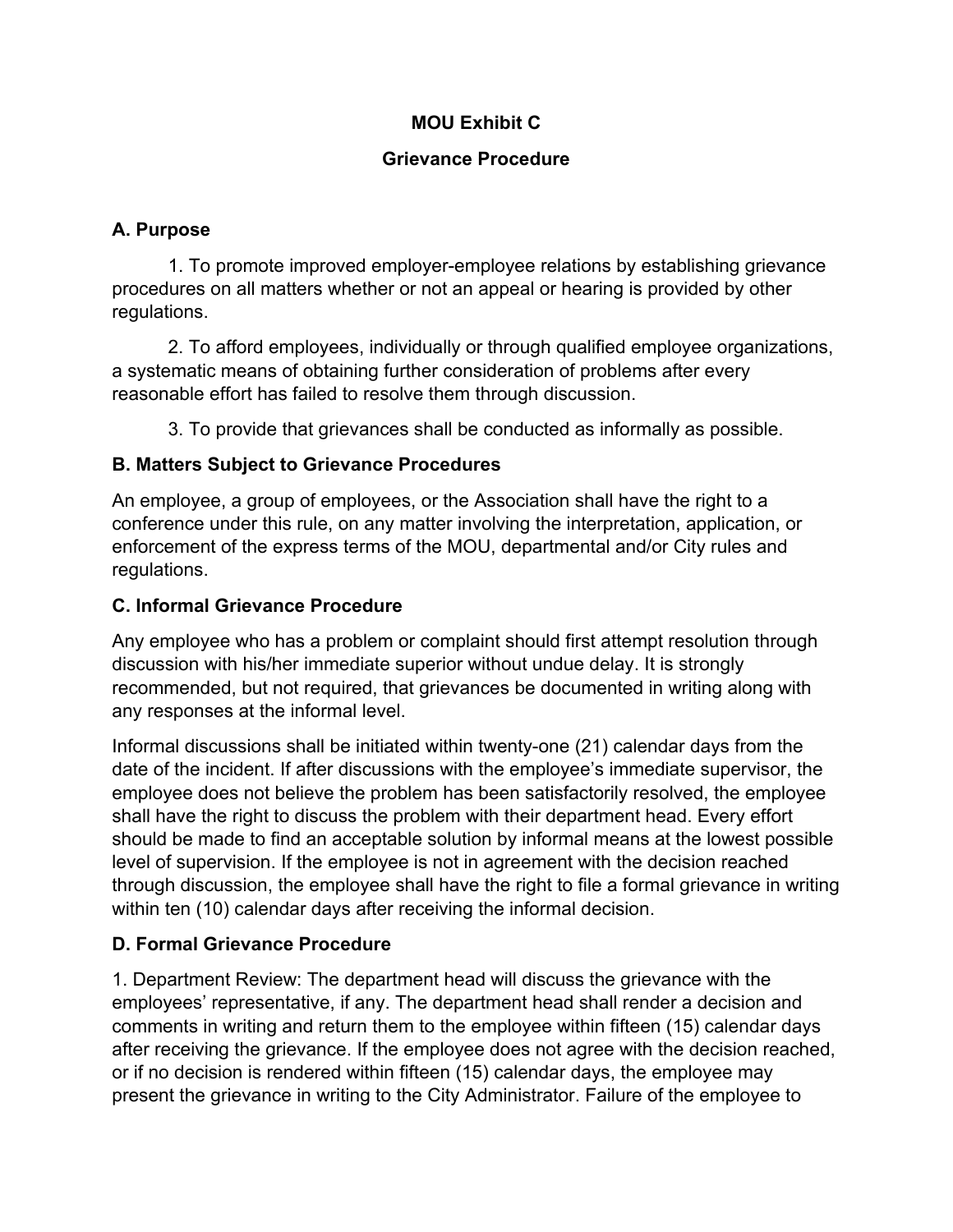**MOU Exhibit C**

**Grievance Procedure**

**A. Purpose**

1. To promote improved employer-employee relations by establishing grievance procedures on all matters whether or not an appeal or hearing is provided by other regulations.

2. To afford employees, individually or through qualified employee organizations, a systematic means of obtaining further consideration of problems after every reasonable effort has failed to resolve them through discussion.

3. To provide that grievances shall be conducted as informally as possible.

**B. Matters Subject to Grievance Procedures**

An employee, a group of employees, or the Association shall have the right to a conference under this rule, on any matter involving the interpretation, application, or enforcement of the express terms of the MOU, departmental and/or City rules and regulations.

**C. Informal Grievance Procedure**

Any employee who has a problem or complaint should first attempt resolution through discussion with his/her immediate superior without undue delay. It is strongly recommended, but not required, that grievances be documented in writing along with any responses at the informal level.

Informal discussions shall be initiated within twenty-one (21) calendar days from the date of the incident. If after discussions with the employee's immediate supervisor, the employee does not believe the problem has been satisfactorily resolved, the employee shall have the right to discuss the problem with their department head. Every effort should be made to find an acceptable solution by informal means at the lowest possible level of supervision. If the employee is not in agreement with the decision reached through discussion, the employee shall have the right to file a formal grievance in writing within ten (10) calendar days after receiving the informal decision.

**D. Formal Grievance Procedure**

1. Department Review: The department head will discuss the grievance with the employees' representative, if any. The department head shall render a decision and comments in writing and return them to the employee within fifteen (15) calendar days after receiving the grievance. If the employee does not agree with the decision reached, or if no decision is rendered within fifteen (15) calendar days, the employee may present the grievance in writing to the City Administrator. Failure of the employee to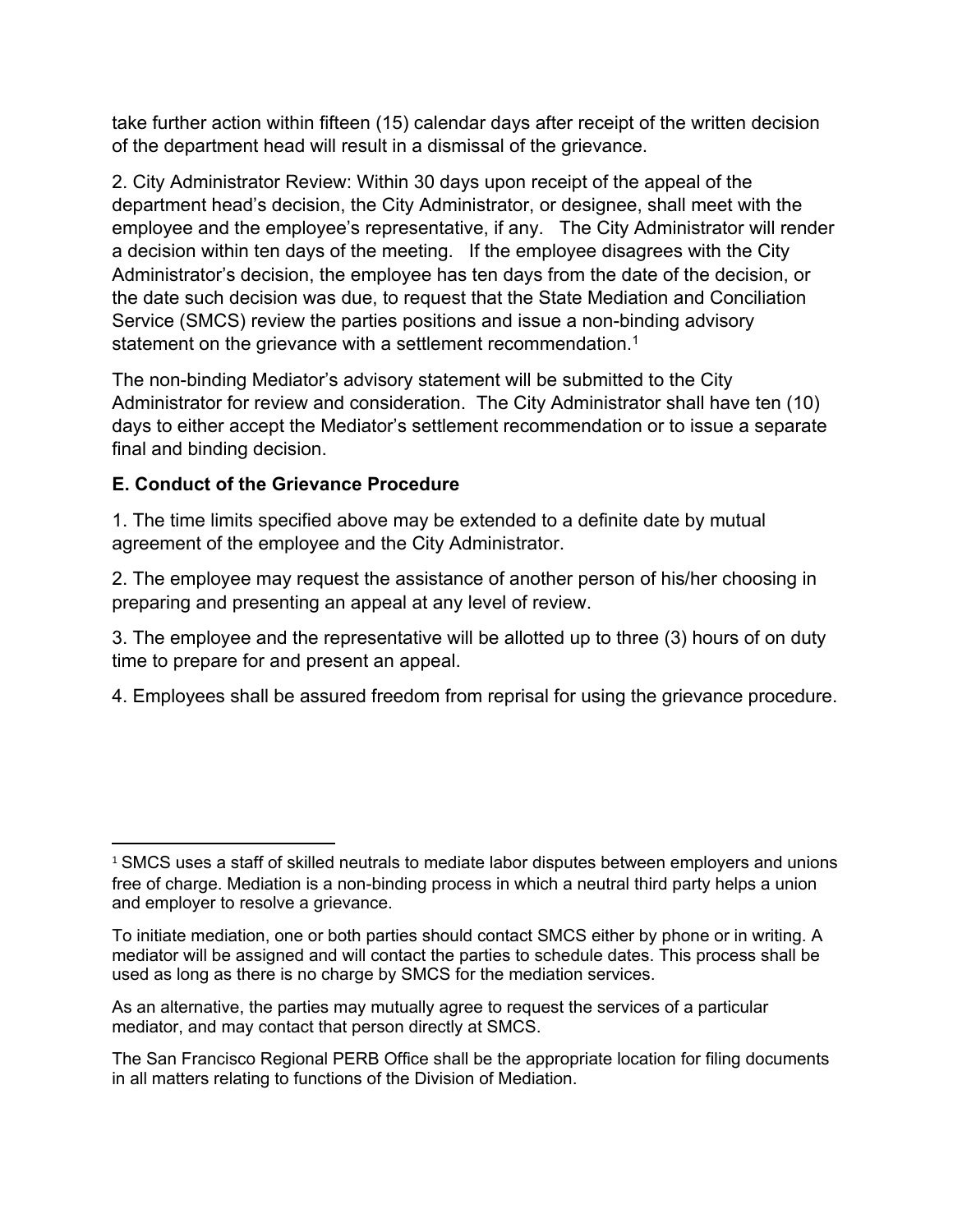take further action within fifteen (15) calendar days after receipt of the written decision of the department head will result in a dismissal of the grievance.

2. City Administrator Review: Within 30 days upon receipt of the appeal of the department head's decision, the City Administrator, or designee, shall meet with the employee and the employee's representative, if any. The City Administrator will render a decision within ten days of the meeting. If the employee disagrees with the City Administrator's decision, the employee has ten days from the date of the decision, or the date such decision was due, to request that the State Mediation and Conciliation Service (SMCS) review the parties positions and issue a non-binding advisory statement on the grievance with a settlement recommendation.[1]

The non-binding Mediator's advisory statement will be submitted to the City Administrator for review and consideration. The City Administrator shall have ten (10) days to either accept the Mediator's settlement recommendation or to issue a separate final and binding decision.

**E. Conduct of the Grievance Procedure**

1. The time limits specified above may be extended to a definite date by mutual agreement of the employee and the City Administrator.

2. The employee may request the assistance of another person of his/her choosing in preparing and presenting an appeal at any level of review.

3. The employee and the representative will be allotted up to three (3) hours of on duty time to prepare for and present an appeal.

4. Employees shall be assured freedom from reprisal for using the grievance procedure.

---

[1] SMCS uses a staff of skilled neutrals to mediate labor disputes between employers and unions free of charge. Mediation is a non-binding process in which a neutral third party helps a union and employer to resolve a grievance.

To initiate mediation, one or both parties should contact SMCS either by phone or in writing. A mediator will be assigned and will contact the parties to schedule dates. This process shall be used as long as there is no charge by SMCS for the mediation services.

As an alternative, the parties may mutually agree to request the services of a particular mediator, and may contact that person directly at SMCS.

The San Francisco Regional PERB Office shall be the appropriate location for filing documents in all matters relating to functions of the Division of Mediation.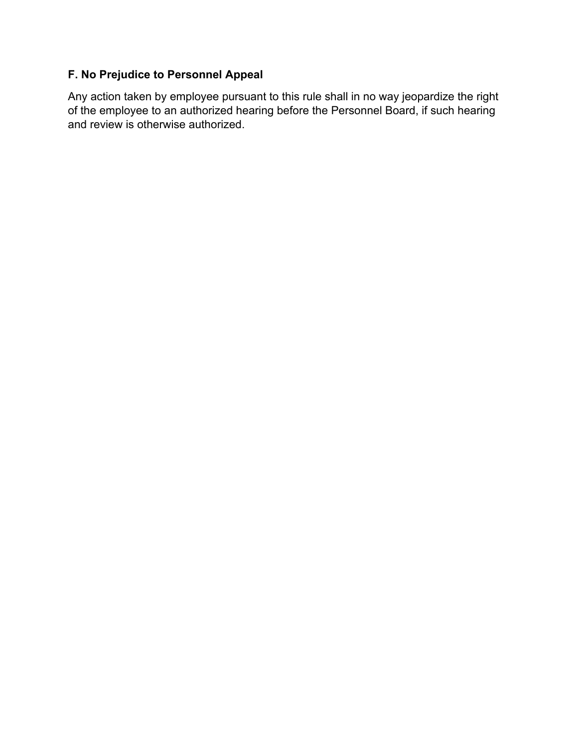### F. No Prejudice to Personnel Appeal

Any action taken by employee pursuant to this rule shall in no way jeopardize the right of the employee to an authorized hearing before the Personnel Board, if such hearing and review is otherwise authorized.